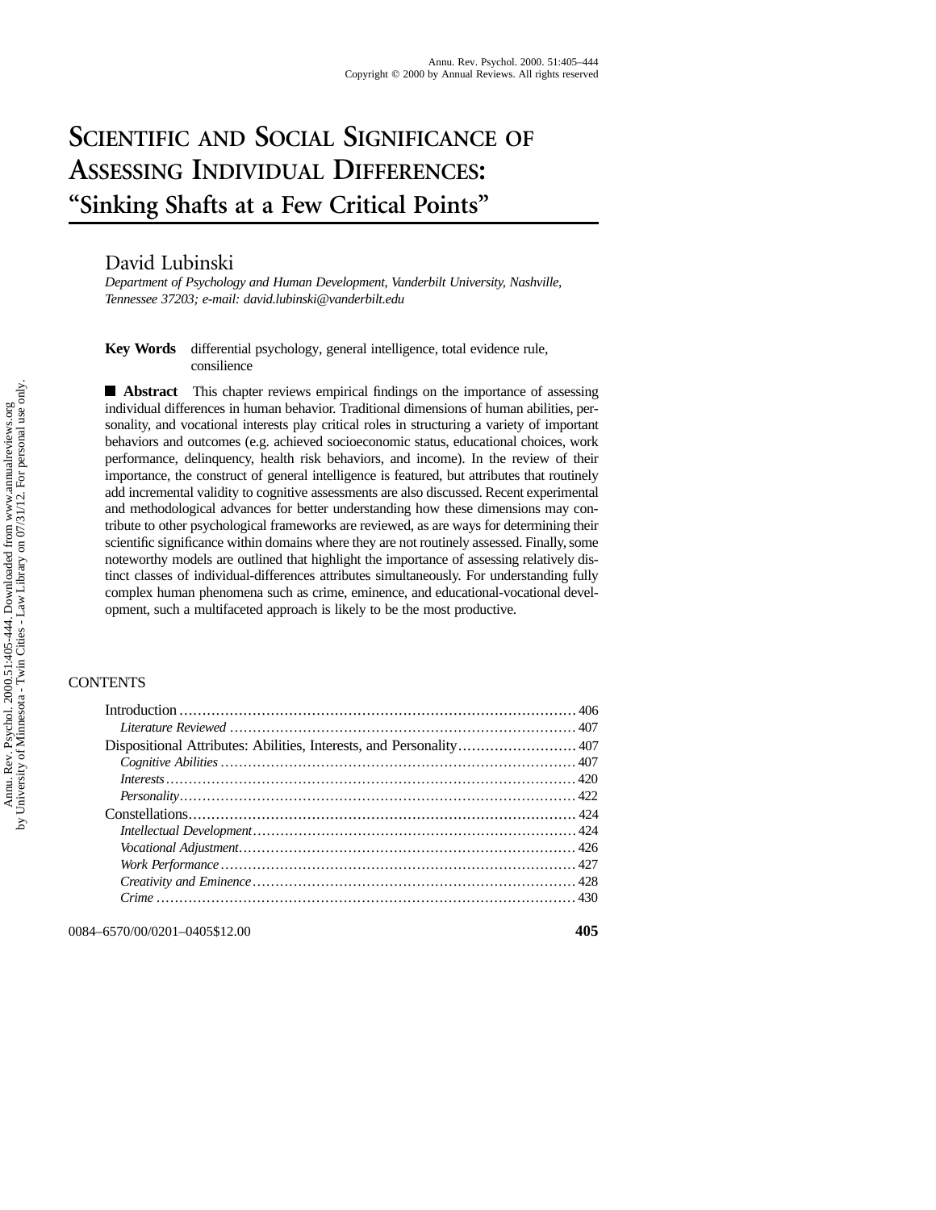# SCIENTIFIC AND SOCIAL SIGNIFICANCE OF ASSESSING INDIVIDUAL DIFFERENCES: "Sinking Shafts at a Few Critical Points"

David Lubinski

*Department of Psychology and Human Development, Vanderbilt University, Nashville, Tennessee 37203; e-mail: david.lubinski@vanderbilt.edu*

**Key Words** differential psychology, general intelligence, total evidence rule, consilience

■ **Abstract** This chapter reviews empirical findings on the importance of assessing individual differences in human behavior. Traditional dimensions of human abilities, personality, and vocational interests play critical roles in structuring a variety of important behaviors and outcomes (e.g. achieved socioeconomic status, educational choices, work performance, delinquency, health risk behaviors, and income). In the review of their importance, the construct of general intelligence is featured, but attributes that routinely add incremental validity to cognitive assessments are also discussed. Recent experimental and methodological advances for better understanding how these dimensions may contribute to other psychological frameworks are reviewed, as are ways for determining their scientific significance within domains where they are not routinely assessed. Finally, some noteworthy models are outlined that highlight the importance of assessing relatively distinct classes of individual-differences attributes simultaneously. For understanding fully complex human phenomena such as crime, eminence, and educational-vocational development, such a multifaceted approach is likely to be the most productive.

CONTENTS

- Introduction ........ 406
  - *Literature Reviewed* ........ 407
- Dispositional Attributes: Abilities, Interests, and Personality ........ 407
  - *Cognitive Abilities* ........ 407
  - *Interests* ........ 420
  - *Personality* ........ 422
- Constellations ........ 424
  - *Intellectual Development* ........ 424
  - *Vocational Adjustment* ........ 426
  - *Work Performance* ........ 427
  - *Creativity and Eminence* ........ 428
  - *Crime* ........ 430

0084–6570/00/0201–0405$12.00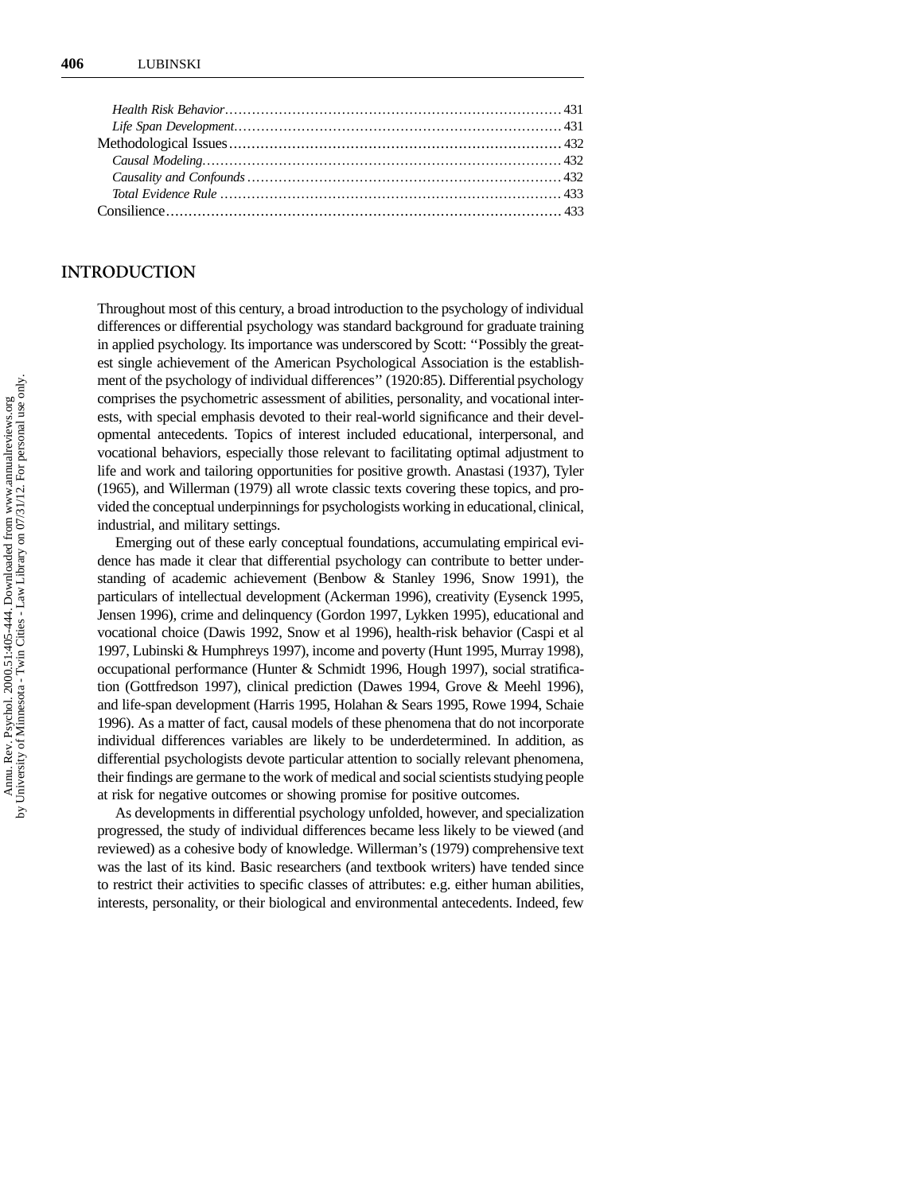*Health Risk Behavior* .......... 431
*Life Span Development* .......... 431
Methodological Issues .......... 432
*Causal Modeling* .......... 432
*Causality and Confounds* .......... 432
*Total Evidence Rule* .......... 433
Consilience .......... 433

## INTRODUCTION

Throughout most of this century, a broad introduction to the psychology of individual differences or differential psychology was standard background for graduate training in applied psychology. Its importance was underscored by Scott: "Possibly the greatest single achievement of the American Psychological Association is the establishment of the psychology of individual differences" (1920:85). Differential psychology comprises the psychometric assessment of abilities, personality, and vocational interests, with special emphasis devoted to their real-world significance and their developmental antecedents. Topics of interest included educational, interpersonal, and vocational behaviors, especially those relevant to facilitating optimal adjustment to life and work and tailoring opportunities for positive growth. Anastasi (1937), Tyler (1965), and Willerman (1979) all wrote classic texts covering these topics, and provided the conceptual underpinnings for psychologists working in educational, clinical, industrial, and military settings.

Emerging out of these early conceptual foundations, accumulating empirical evidence has made it clear that differential psychology can contribute to better understanding of academic achievement (Benbow & Stanley 1996, Snow 1991), the particulars of intellectual development (Ackerman 1996), creativity (Eysenck 1995, Jensen 1996), crime and delinquency (Gordon 1997, Lykken 1995), educational and vocational choice (Dawis 1992, Snow et al 1996), health-risk behavior (Caspi et al 1997, Lubinski & Humphreys 1997), income and poverty (Hunt 1995, Murray 1998), occupational performance (Hunter & Schmidt 1996, Hough 1997), social stratification (Gottfredson 1997), clinical prediction (Dawes 1994, Grove & Meehl 1996), and life-span development (Harris 1995, Holahan & Sears 1995, Rowe 1994, Schaie 1996). As a matter of fact, causal models of these phenomena that do not incorporate individual differences variables are likely to be underdetermined. In addition, as differential psychologists devote particular attention to socially relevant phenomena, their findings are germane to the work of medical and social scientists studying people at risk for negative outcomes or showing promise for positive outcomes.

As developments in differential psychology unfolded, however, and specialization progressed, the study of individual differences became less likely to be viewed (and reviewed) as a cohesive body of knowledge. Willerman's (1979) comprehensive text was the last of its kind. Basic researchers (and textbook writers) have tended since to restrict their activities to specific classes of attributes: e.g. either human abilities, interests, personality, or their biological and environmental antecedents. Indeed, few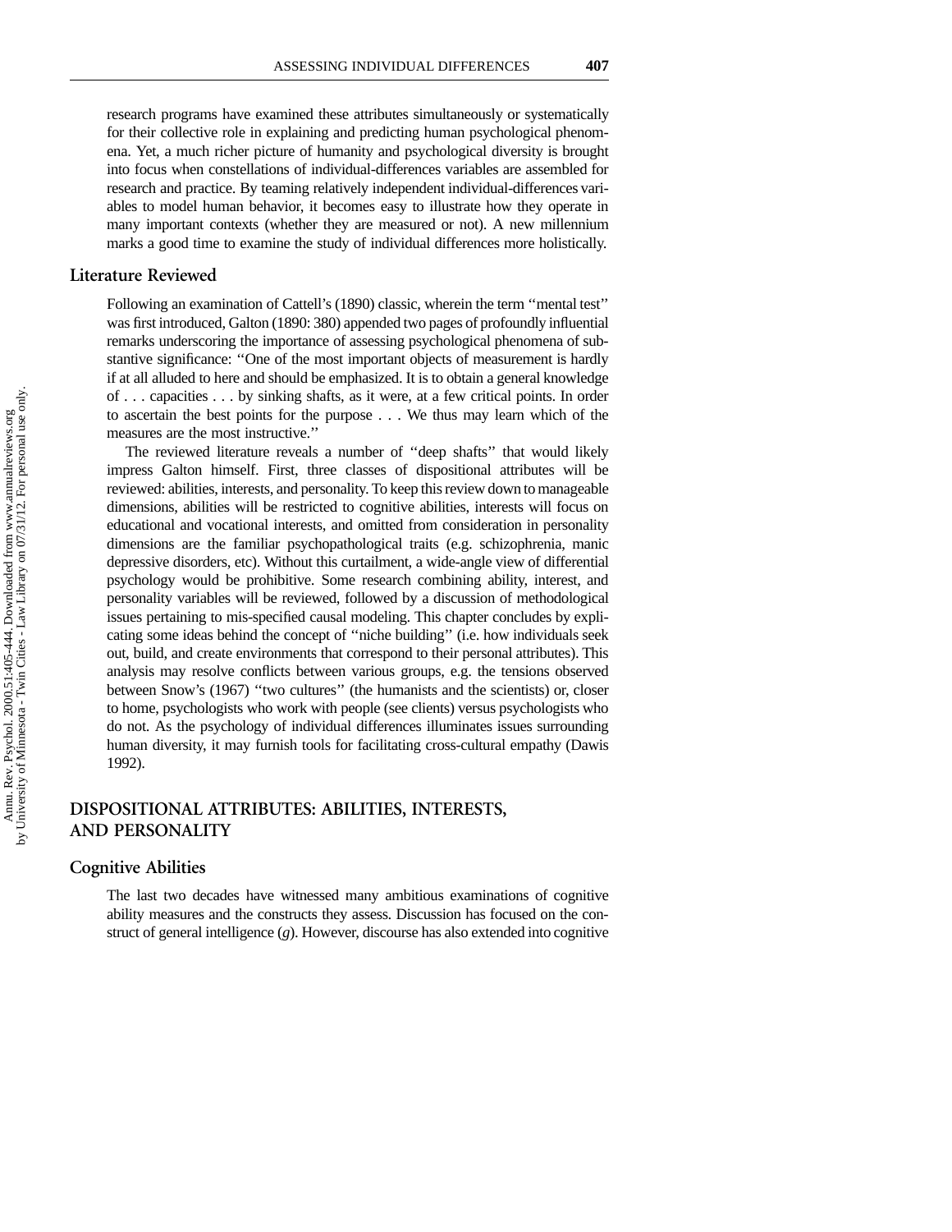research programs have examined these attributes simultaneously or systematically for their collective role in explaining and predicting human psychological phenomena. Yet, a much richer picture of humanity and psychological diversity is brought into focus when constellations of individual-differences variables are assembled for research and practice. By teaming relatively independent individual-differences variables to model human behavior, it becomes easy to illustrate how they operate in many important contexts (whether they are measured or not). A new millennium marks a good time to examine the study of individual differences more holistically.

### Literature Reviewed

Following an examination of Cattell's (1890) classic, wherein the term "mental test" was first introduced, Galton (1890: 380) appended two pages of profoundly influential remarks underscoring the importance of assessing psychological phenomena of substantive significance: "One of the most important objects of measurement is hardly if at all alluded to here and should be emphasized. It is to obtain a general knowledge of . . . capacities . . . by sinking shafts, as it were, at a few critical points. In order to ascertain the best points for the purpose . . . We thus may learn which of the measures are the most instructive."

The reviewed literature reveals a number of "deep shafts" that would likely impress Galton himself. First, three classes of dispositional attributes will be reviewed: abilities, interests, and personality. To keep this review down to manageable dimensions, abilities will be restricted to cognitive abilities, interests will focus on educational and vocational interests, and omitted from consideration in personality dimensions are the familiar psychopathological traits (e.g. schizophrenia, manic depressive disorders, etc). Without this curtailment, a wide-angle view of differential psychology would be prohibitive. Some research combining ability, interest, and personality variables will be reviewed, followed by a discussion of methodological issues pertaining to mis-specified causal modeling. This chapter concludes by explicating some ideas behind the concept of "niche building" (i.e. how individuals seek out, build, and create environments that correspond to their personal attributes). This analysis may resolve conflicts between various groups, e.g. the tensions observed between Snow's (1967) "two cultures" (the humanists and the scientists) or, closer to home, psychologists who work with people (see clients) versus psychologists who do not. As the psychology of individual differences illuminates issues surrounding human diversity, it may furnish tools for facilitating cross-cultural empathy (Dawis 1992).

## DISPOSITIONAL ATTRIBUTES: ABILITIES, INTERESTS, AND PERSONALITY

### Cognitive Abilities

The last two decades have witnessed many ambitious examinations of cognitive ability measures and the constructs they assess. Discussion has focused on the construct of general intelligence (*g*). However, discourse has also extended into cognitive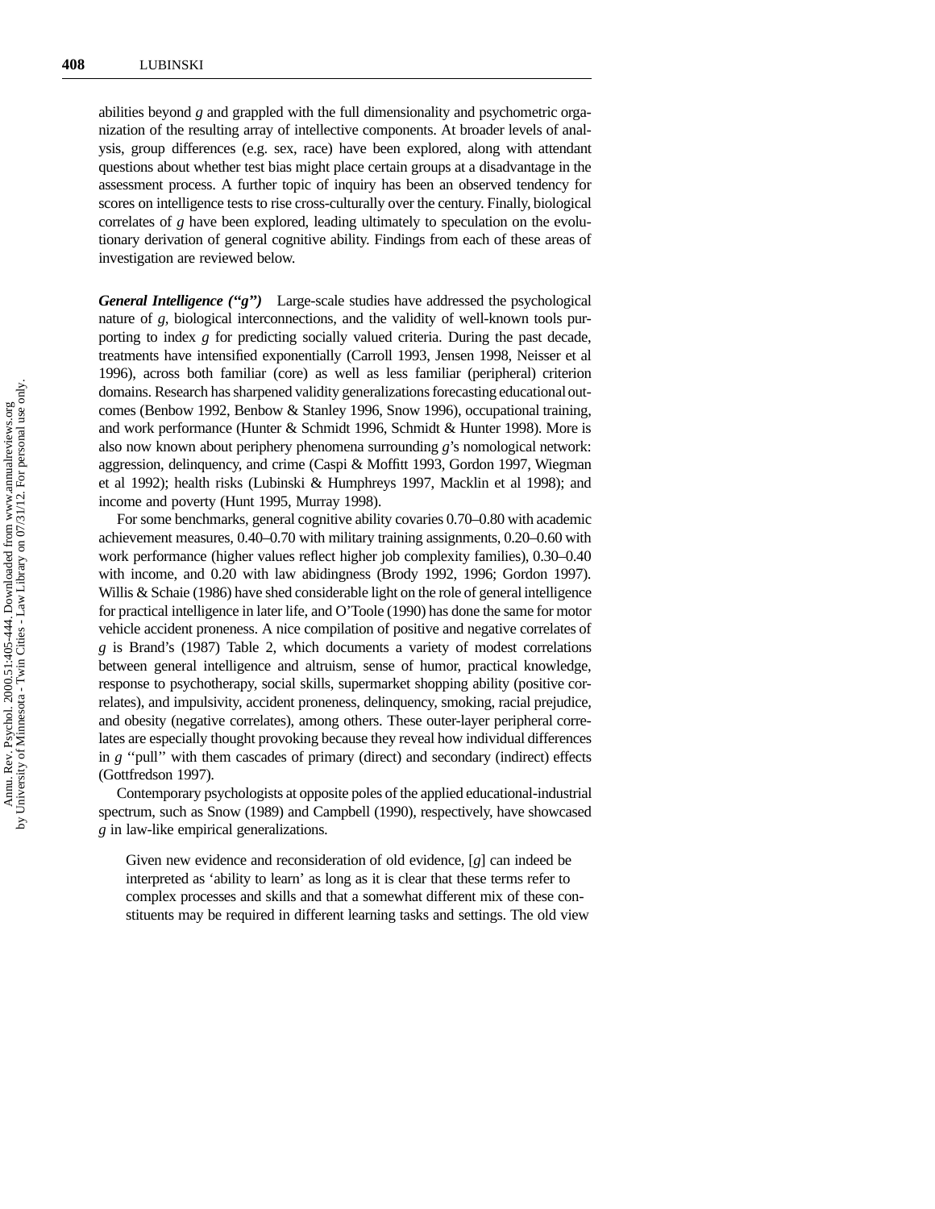abilities beyond *g* and grappled with the full dimensionality and psychometric organization of the resulting array of intellective components. At broader levels of analysis, group differences (e.g. sex, race) have been explored, along with attendant questions about whether test bias might place certain groups at a disadvantage in the assessment process. A further topic of inquiry has been an observed tendency for scores on intelligence tests to rise cross-culturally over the century. Finally, biological correlates of *g* have been explored, leading ultimately to speculation on the evolutionary derivation of general cognitive ability. Findings from each of these areas of investigation are reviewed below.

***General Intelligence ("g")*** Large-scale studies have addressed the psychological nature of *g*, biological interconnections, and the validity of well-known tools purporting to index *g* for predicting socially valued criteria. During the past decade, treatments have intensified exponentially (Carroll 1993, Jensen 1998, Neisser et al 1996), across both familiar (core) as well as less familiar (peripheral) criterion domains. Research has sharpened validity generalizations forecasting educational outcomes (Benbow 1992, Benbow & Stanley 1996, Snow 1996), occupational training, and work performance (Hunter & Schmidt 1996, Schmidt & Hunter 1998). More is also now known about periphery phenomena surrounding *g*'s nomological network: aggression, delinquency, and crime (Caspi & Moffitt 1993, Gordon 1997, Wiegman et al 1992); health risks (Lubinski & Humphreys 1997, Macklin et al 1998); and income and poverty (Hunt 1995, Murray 1998).

For some benchmarks, general cognitive ability covaries 0.70–0.80 with academic achievement measures, 0.40–0.70 with military training assignments, 0.20–0.60 with work performance (higher values reflect higher job complexity families), 0.30–0.40 with income, and 0.20 with law abidingness (Brody 1992, 1996; Gordon 1997). Willis & Schaie (1986) have shed considerable light on the role of general intelligence for practical intelligence in later life, and O'Toole (1990) has done the same for motor vehicle accident proneness. A nice compilation of positive and negative correlates of *g* is Brand's (1987) Table 2, which documents a variety of modest correlations between general intelligence and altruism, sense of humor, practical knowledge, response to psychotherapy, social skills, supermarket shopping ability (positive correlates), and impulsivity, accident proneness, delinquency, smoking, racial prejudice, and obesity (negative correlates), among others. These outer-layer peripheral correlates are especially thought provoking because they reveal how individual differences in *g* "pull" with them cascades of primary (direct) and secondary (indirect) effects (Gottfredson 1997).

Contemporary psychologists at opposite poles of the applied educational-industrial spectrum, such as Snow (1989) and Campbell (1990), respectively, have showcased *g* in law-like empirical generalizations.

> Given new evidence and reconsideration of old evidence, [*g*] can indeed be interpreted as 'ability to learn' as long as it is clear that these terms refer to complex processes and skills and that a somewhat different mix of these constituents may be required in different learning tasks and settings. The old view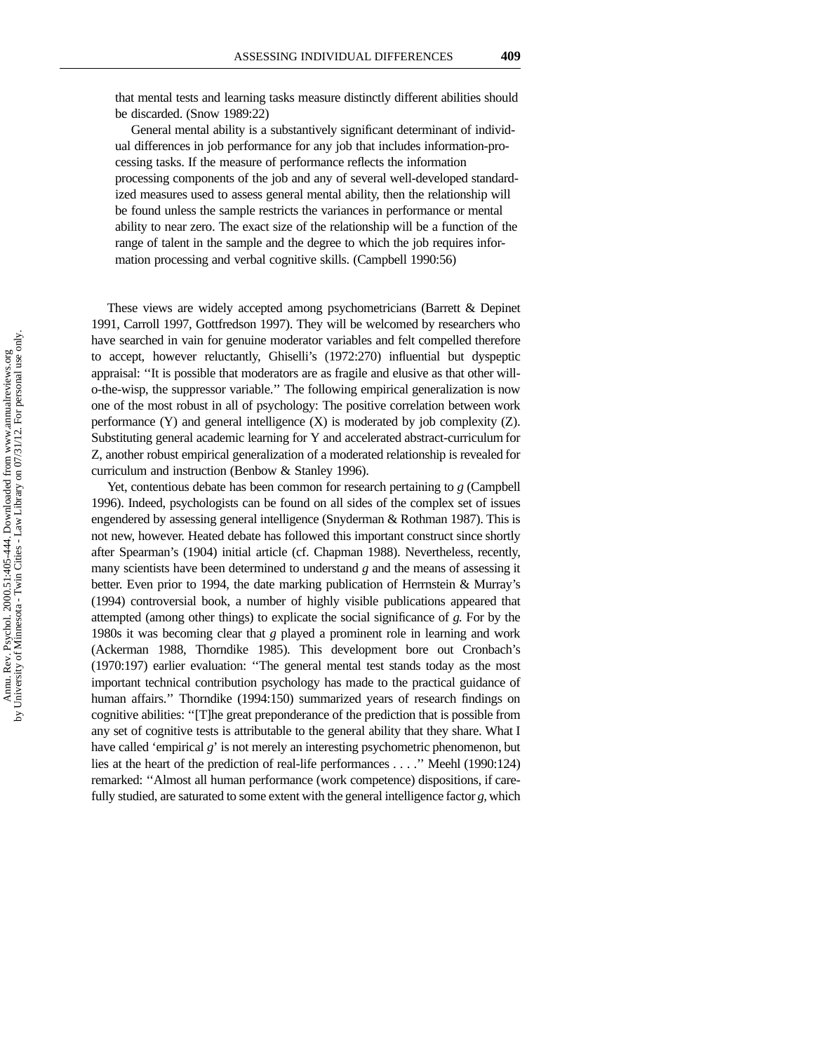that mental tests and learning tasks measure distinctly different abilities should be discarded. (Snow 1989:22)

> General mental ability is a substantively significant determinant of individual differences in job performance for any job that includes information-processing tasks. If the measure of performance reflects the information processing components of the job and any of several well-developed standardized measures used to assess general mental ability, then the relationship will be found unless the sample restricts the variances in performance or mental ability to near zero. The exact size of the relationship will be a function of the range of talent in the sample and the degree to which the job requires information processing and verbal cognitive skills. (Campbell 1990:56)

These views are widely accepted among psychometricians (Barrett & Depinet 1991, Carroll 1997, Gottfredson 1997). They will be welcomed by researchers who have searched in vain for genuine moderator variables and felt compelled therefore to accept, however reluctantly, Ghiselli's (1972:270) influential but dyspeptic appraisal: "It is possible that moderators are as fragile and elusive as that other will-o-the-wisp, the suppressor variable." The following empirical generalization is now one of the most robust in all of psychology: The positive correlation between work performance (Y) and general intelligence (X) is moderated by job complexity (Z). Substituting general academic learning for Y and accelerated abstract-curriculum for Z, another robust empirical generalization of a moderated relationship is revealed for curriculum and instruction (Benbow & Stanley 1996).

Yet, contentious debate has been common for research pertaining to *g* (Campbell 1996). Indeed, psychologists can be found on all sides of the complex set of issues engendered by assessing general intelligence (Snyderman & Rothman 1987). This is not new, however. Heated debate has followed this important construct since shortly after Spearman's (1904) initial article (cf. Chapman 1988). Nevertheless, recently, many scientists have been determined to understand *g* and the means of assessing it better. Even prior to 1994, the date marking publication of Herrnstein & Murray's (1994) controversial book, a number of highly visible publications appeared that attempted (among other things) to explicate the social significance of *g.* For by the 1980s it was becoming clear that *g* played a prominent role in learning and work (Ackerman 1988, Thorndike 1985). This development bore out Cronbach's (1970:197) earlier evaluation: "The general mental test stands today as the most important technical contribution psychology has made to the practical guidance of human affairs." Thorndike (1994:150) summarized years of research findings on cognitive abilities: "[T]he great preponderance of the prediction that is possible from any set of cognitive tests is attributable to the general ability that they share. What I have called 'empirical *g*' is not merely an interesting psychometric phenomenon, but lies at the heart of the prediction of real-life performances . . . ." Meehl (1990:124) remarked: "Almost all human performance (work competence) dispositions, if carefully studied, are saturated to some extent with the general intelligence factor *g,* which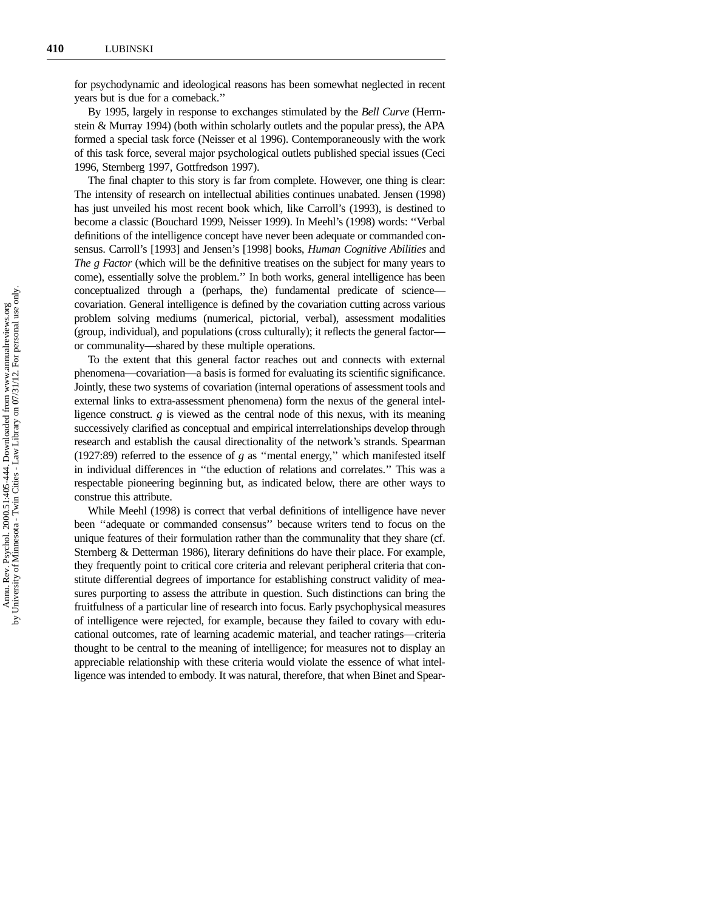for psychodynamic and ideological reasons has been somewhat neglected in recent years but is due for a comeback.''

By 1995, largely in response to exchanges stimulated by the *Bell Curve* (Herrnstein & Murray 1994) (both within scholarly outlets and the popular press), the APA formed a special task force (Neisser et al 1996). Contemporaneously with the work of this task force, several major psychological outlets published special issues (Ceci 1996, Sternberg 1997, Gottfredson 1997).

The final chapter to this story is far from complete. However, one thing is clear: The intensity of research on intellectual abilities continues unabated. Jensen (1998) has just unveiled his most recent book which, like Carroll's (1993), is destined to become a classic (Bouchard 1999, Neisser 1999). In Meehl's (1998) words: ''Verbal definitions of the intelligence concept have never been adequate or commanded consensus. Carroll's [1993] and Jensen's [1998] books, *Human Cognitive Abilities* and *The g Factor* (which will be the definitive treatises on the subject for many years to come), essentially solve the problem.'' In both works, general intelligence has been conceptualized through a (perhaps, the) fundamental predicate of science—covariation. General intelligence is defined by the covariation cutting across various problem solving mediums (numerical, pictorial, verbal), assessment modalities (group, individual), and populations (cross culturally); it reflects the general factor—or communality—shared by these multiple operations.

To the extent that this general factor reaches out and connects with external phenomena—covariation—a basis is formed for evaluating its scientific significance. Jointly, these two systems of covariation (internal operations of assessment tools and external links to extra-assessment phenomena) form the nexus of the general intelligence construct. *g* is viewed as the central node of this nexus, with its meaning successively clarified as conceptual and empirical interrelationships develop through research and establish the causal directionality of the network's strands. Spearman (1927:89) referred to the essence of *g* as ''mental energy,'' which manifested itself in individual differences in ''the eduction of relations and correlates.'' This was a respectable pioneering beginning but, as indicated below, there are other ways to construe this attribute.

While Meehl (1998) is correct that verbal definitions of intelligence have never been ''adequate or commanded consensus'' because writers tend to focus on the unique features of their formulation rather than the communality that they share (cf. Sternberg & Detterman 1986), literary definitions do have their place. For example, they frequently point to critical core criteria and relevant peripheral criteria that constitute differential degrees of importance for establishing construct validity of measures purporting to assess the attribute in question. Such distinctions can bring the fruitfulness of a particular line of research into focus. Early psychophysical measures of intelligence were rejected, for example, because they failed to covary with educational outcomes, rate of learning academic material, and teacher ratings—criteria thought to be central to the meaning of intelligence; for measures not to display an appreciable relationship with these criteria would violate the essence of what intelligence was intended to embody. It was natural, therefore, that when Binet and Spear-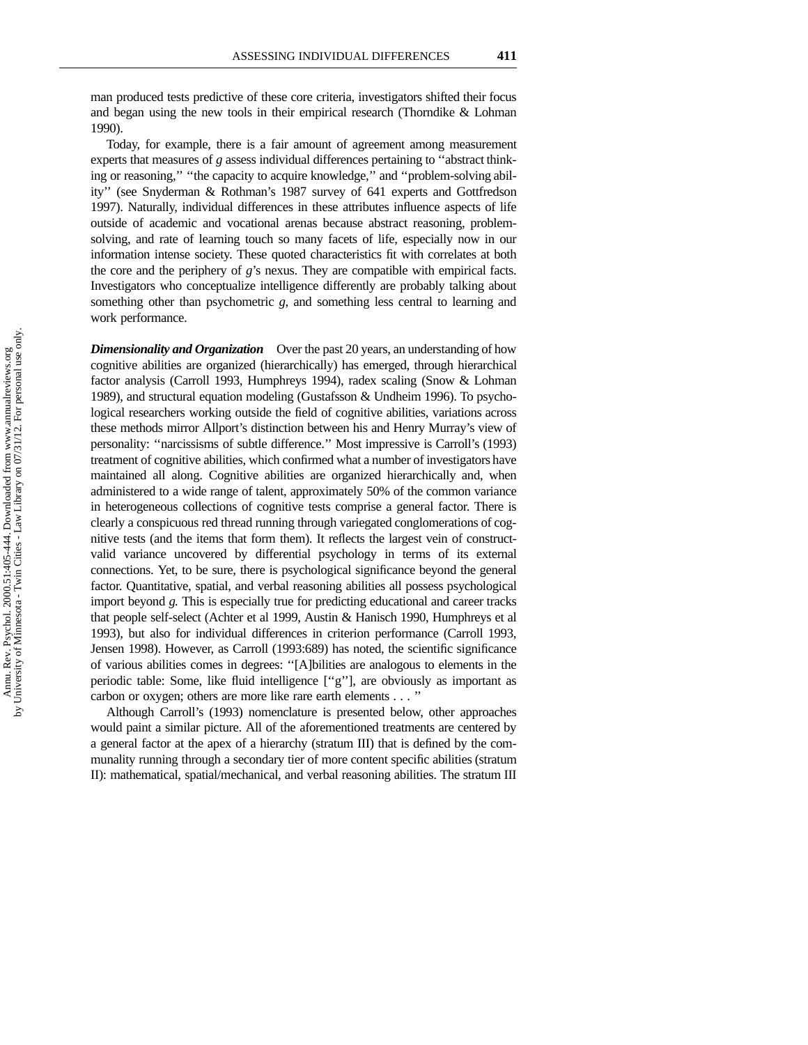man produced tests predictive of these core criteria, investigators shifted their focus and began using the new tools in their empirical research (Thorndike & Lohman 1990).

Today, for example, there is a fair amount of agreement among measurement experts that measures of *g* assess individual differences pertaining to "abstract thinking or reasoning," "the capacity to acquire knowledge," and "problem-solving ability" (see Snyderman & Rothman's 1987 survey of 641 experts and Gottfredson 1997). Naturally, individual differences in these attributes influence aspects of life outside of academic and vocational arenas because abstract reasoning, problem-solving, and rate of learning touch so many facets of life, especially now in our information intense society. These quoted characteristics fit with correlates at both the core and the periphery of *g*'s nexus. They are compatible with empirical facts. Investigators who conceptualize intelligence differently are probably talking about something other than psychometric *g*, and something less central to learning and work performance.

***Dimensionality and Organization*** Over the past 20 years, an understanding of how cognitive abilities are organized (hierarchically) has emerged, through hierarchical factor analysis (Carroll 1993, Humphreys 1994), radex scaling (Snow & Lohman 1989), and structural equation modeling (Gustafsson & Undheim 1996). To psychological researchers working outside the field of cognitive abilities, variations across these methods mirror Allport's distinction between his and Henry Murray's view of personality: "narcissisms of subtle difference." Most impressive is Carroll's (1993) treatment of cognitive abilities, which confirmed what a number of investigators have maintained all along. Cognitive abilities are organized hierarchically and, when administered to a wide range of talent, approximately 50% of the common variance in heterogeneous collections of cognitive tests comprise a general factor. There is clearly a conspicuous red thread running through variegated conglomerations of cognitive tests (and the items that form them). It reflects the largest vein of construct-valid variance uncovered by differential psychology in terms of its external connections. Yet, to be sure, there is psychological significance beyond the general factor. Quantitative, spatial, and verbal reasoning abilities all possess psychological import beyond *g*. This is especially true for predicting educational and career tracks that people self-select (Achter et al 1999, Austin & Hanisch 1990, Humphreys et al 1993), but also for individual differences in criterion performance (Carroll 1993, Jensen 1998). However, as Carroll (1993:689) has noted, the scientific significance of various abilities comes in degrees: "[A]bilities are analogous to elements in the periodic table: Some, like fluid intelligence ["g"], are obviously as important as carbon or oxygen; others are more like rare earth elements . . . "

Although Carroll's (1993) nomenclature is presented below, other approaches would paint a similar picture. All of the aforementioned treatments are centered by a general factor at the apex of a hierarchy (stratum III) that is defined by the communality running through a secondary tier of more content specific abilities (stratum II): mathematical, spatial/mechanical, and verbal reasoning abilities. The stratum III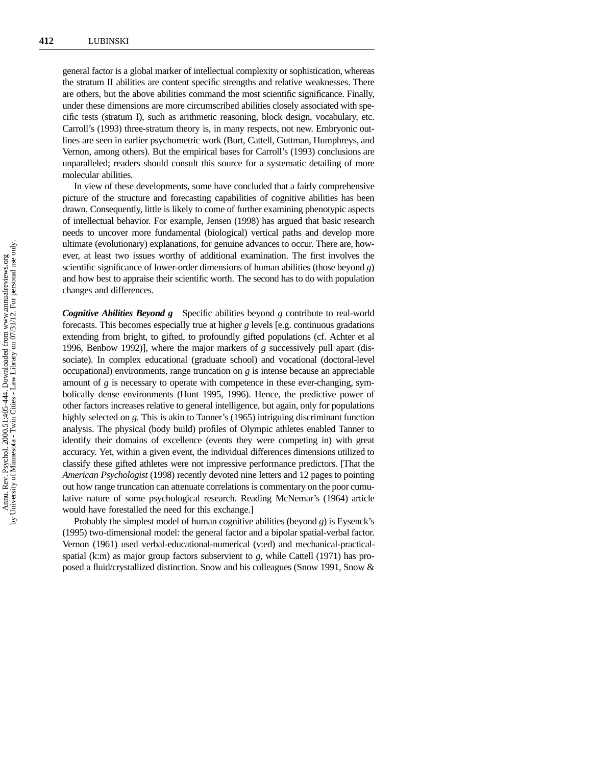general factor is a global marker of intellectual complexity or sophistication, whereas the stratum II abilities are content specific strengths and relative weaknesses. There are others, but the above abilities command the most scientific significance. Finally, under these dimensions are more circumscribed abilities closely associated with specific tests (stratum I), such as arithmetic reasoning, block design, vocabulary, etc. Carroll's (1993) three-stratum theory is, in many respects, not new. Embryonic outlines are seen in earlier psychometric work (Burt, Cattell, Guttman, Humphreys, and Vernon, among others). But the empirical bases for Carroll's (1993) conclusions are unparalleled; readers should consult this source for a systematic detailing of more molecular abilities.

In view of these developments, some have concluded that a fairly comprehensive picture of the structure and forecasting capabilities of cognitive abilities has been drawn. Consequently, little is likely to come of further examining phenotypic aspects of intellectual behavior. For example, Jensen (1998) has argued that basic research needs to uncover more fundamental (biological) vertical paths and develop more ultimate (evolutionary) explanations, for genuine advances to occur. There are, however, at least two issues worthy of additional examination. The first involves the scientific significance of lower-order dimensions of human abilities (those beyond *g*) and how best to appraise their scientific worth. The second has to do with population changes and differences.

***Cognitive Abilities Beyond g*** Specific abilities beyond *g* contribute to real-world forecasts. This becomes especially true at higher *g* levels [e.g. continuous gradations extending from bright, to gifted, to profoundly gifted populations (cf. Achter et al 1996, Benbow 1992)], where the major markers of *g* successively pull apart (dissociate). In complex educational (graduate school) and vocational (doctoral-level occupational) environments, range truncation on *g* is intense because an appreciable amount of *g* is necessary to operate with competence in these ever-changing, symbolically dense environments (Hunt 1995, 1996). Hence, the predictive power of other factors increases relative to general intelligence, but again, only for populations highly selected on *g*. This is akin to Tanner's (1965) intriguing discriminant function analysis. The physical (body build) profiles of Olympic athletes enabled Tanner to identify their domains of excellence (events they were competing in) with great accuracy. Yet, within a given event, the individual differences dimensions utilized to classify these gifted athletes were not impressive performance predictors. [That the *American Psychologist* (1998) recently devoted nine letters and 12 pages to pointing out how range truncation can attenuate correlations is commentary on the poor cumulative nature of some psychological research. Reading McNemar's (1964) article would have forestalled the need for this exchange.]

Probably the simplest model of human cognitive abilities (beyond *g*) is Eysenck's (1995) two-dimensional model: the general factor and a bipolar spatial-verbal factor. Vernon (1961) used verbal-educational-numerical (v:ed) and mechanical-practical-spatial (k:m) as major group factors subservient to *g*, while Cattell (1971) has proposed a fluid/crystallized distinction. Snow and his colleagues (Snow 1991, Snow &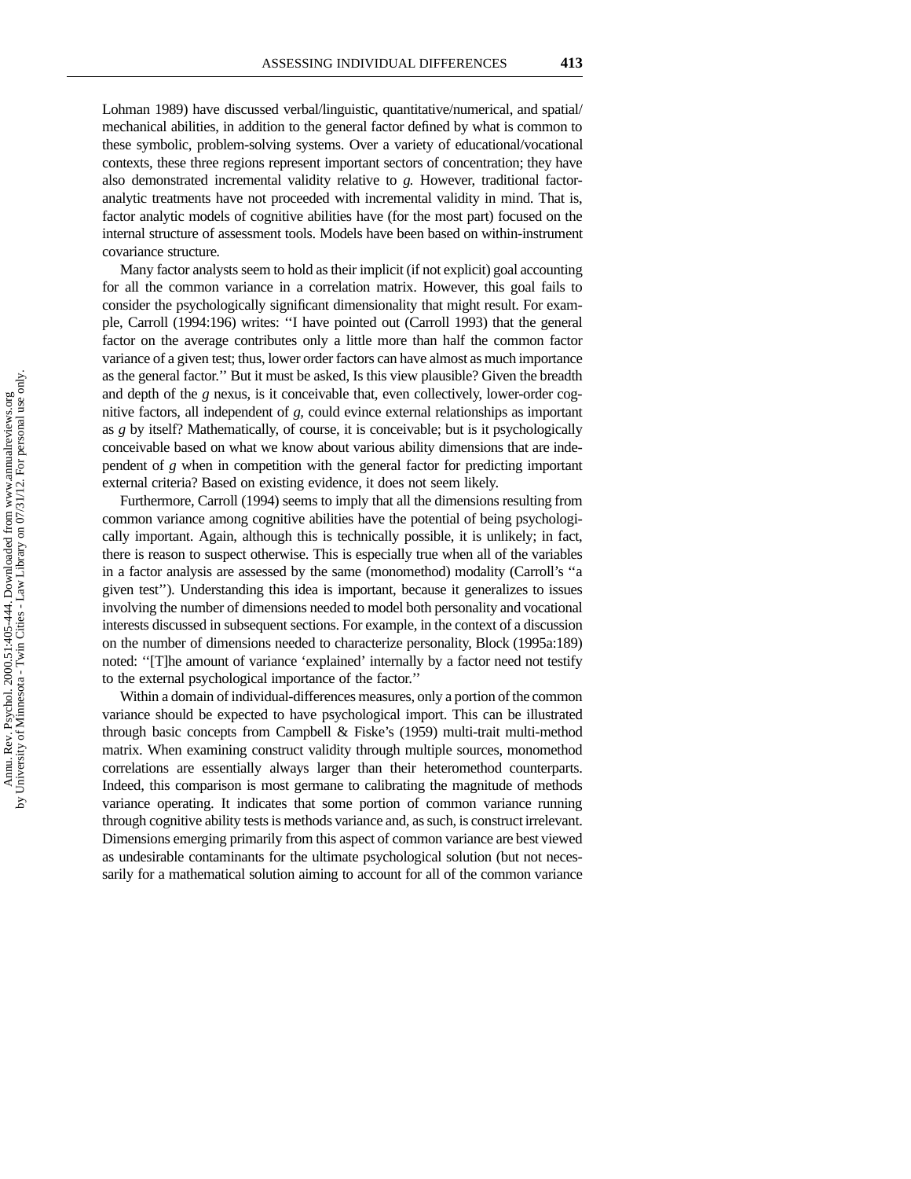Lohman 1989) have discussed verbal/linguistic, quantitative/numerical, and spatial/mechanical abilities, in addition to the general factor defined by what is common to these symbolic, problem-solving systems. Over a variety of educational/vocational contexts, these three regions represent important sectors of concentration; they have also demonstrated incremental validity relative to *g.* However, traditional factor-analytic treatments have not proceeded with incremental validity in mind. That is, factor analytic models of cognitive abilities have (for the most part) focused on the internal structure of assessment tools. Models have been based on within-instrument covariance structure.

Many factor analysts seem to hold as their implicit (if not explicit) goal accounting for all the common variance in a correlation matrix. However, this goal fails to consider the psychologically significant dimensionality that might result. For example, Carroll (1994:196) writes: "I have pointed out (Carroll 1993) that the general factor on the average contributes only a little more than half the common factor variance of a given test; thus, lower order factors can have almost as much importance as the general factor." But it must be asked, Is this view plausible? Given the breadth and depth of the *g* nexus, is it conceivable that, even collectively, lower-order cognitive factors, all independent of *g,* could evince external relationships as important as *g* by itself? Mathematically, of course, it is conceivable; but is it psychologically conceivable based on what we know about various ability dimensions that are independent of *g* when in competition with the general factor for predicting important external criteria? Based on existing evidence, it does not seem likely.

Furthermore, Carroll (1994) seems to imply that all the dimensions resulting from common variance among cognitive abilities have the potential of being psychologically important. Again, although this is technically possible, it is unlikely; in fact, there is reason to suspect otherwise. This is especially true when all of the variables in a factor analysis are assessed by the same (monomethod) modality (Carroll's "a given test"). Understanding this idea is important, because it generalizes to issues involving the number of dimensions needed to model both personality and vocational interests discussed in subsequent sections. For example, in the context of a discussion on the number of dimensions needed to characterize personality, Block (1995a:189) noted: "[T]he amount of variance 'explained' internally by a factor need not testify to the external psychological importance of the factor."

Within a domain of individual-differences measures, only a portion of the common variance should be expected to have psychological import. This can be illustrated through basic concepts from Campbell & Fiske's (1959) multi-trait multi-method matrix. When examining construct validity through multiple sources, monomethod correlations are essentially always larger than their heteromethod counterparts. Indeed, this comparison is most germane to calibrating the magnitude of methods variance operating. It indicates that some portion of common variance running through cognitive ability tests is methods variance and, as such, is construct irrelevant. Dimensions emerging primarily from this aspect of common variance are best viewed as undesirable contaminants for the ultimate psychological solution (but not necessarily for a mathematical solution aiming to account for all of the common variance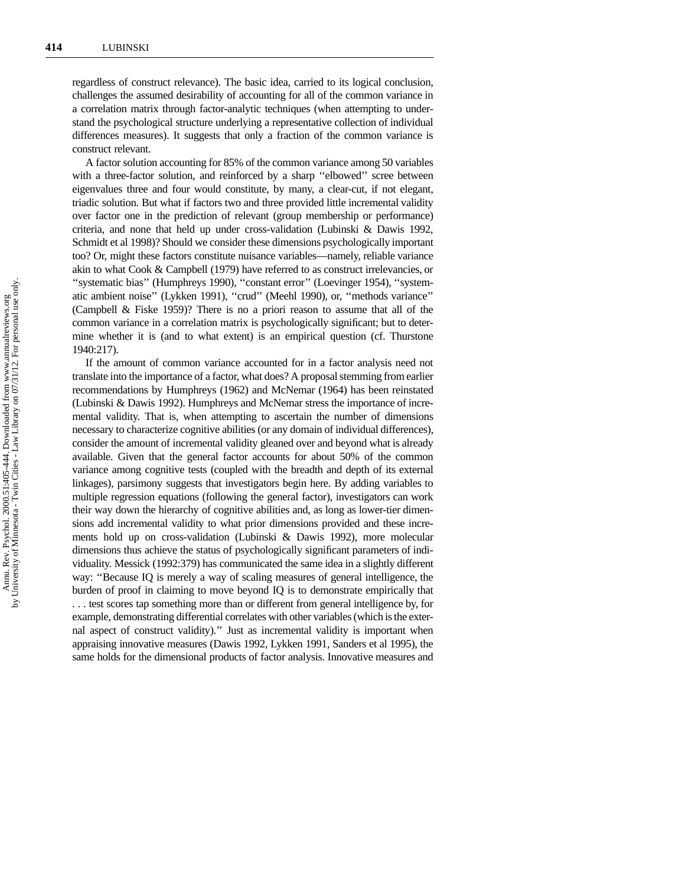regardless of construct relevance). The basic idea, carried to its logical conclusion, challenges the assumed desirability of accounting for all of the common variance in a correlation matrix through factor-analytic techniques (when attempting to understand the psychological structure underlying a representative collection of individual differences measures). It suggests that only a fraction of the common variance is construct relevant.

A factor solution accounting for 85% of the common variance among 50 variables with a three-factor solution, and reinforced by a sharp ''elbowed'' scree between eigenvalues three and four would constitute, by many, a clear-cut, if not elegant, triadic solution. But what if factors two and three provided little incremental validity over factor one in the prediction of relevant (group membership or performance) criteria, and none that held up under cross-validation (Lubinski & Dawis 1992, Schmidt et al 1998)? Should we consider these dimensions psychologically important too? Or, might these factors constitute nuisance variables—namely, reliable variance akin to what Cook & Campbell (1979) have referred to as construct irrelevancies, or ''systematic bias'' (Humphreys 1990), ''constant error'' (Loevinger 1954), ''systematic ambient noise'' (Lykken 1991), ''crud'' (Meehl 1990), or, ''methods variance'' (Campbell & Fiske 1959)? There is no a priori reason to assume that all of the common variance in a correlation matrix is psychologically significant; but to determine whether it is (and to what extent) is an empirical question (cf. Thurstone 1940:217).

If the amount of common variance accounted for in a factor analysis need not translate into the importance of a factor, what does? A proposal stemming from earlier recommendations by Humphreys (1962) and McNemar (1964) has been reinstated (Lubinski & Dawis 1992). Humphreys and McNemar stress the importance of incremental validity. That is, when attempting to ascertain the number of dimensions necessary to characterize cognitive abilities (or any domain of individual differences), consider the amount of incremental validity gleaned over and beyond what is already available. Given that the general factor accounts for about 50% of the common variance among cognitive tests (coupled with the breadth and depth of its external linkages), parsimony suggests that investigators begin here. By adding variables to multiple regression equations (following the general factor), investigators can work their way down the hierarchy of cognitive abilities and, as long as lower-tier dimensions add incremental validity to what prior dimensions provided and these increments hold up on cross-validation (Lubinski & Dawis 1992), more molecular dimensions thus achieve the status of psychologically significant parameters of individuality. Messick (1992:379) has communicated the same idea in a slightly different way: ''Because IQ is merely a way of scaling measures of general intelligence, the burden of proof in claiming to move beyond IQ is to demonstrate empirically that . . . test scores tap something more than or different from general intelligence by, for example, demonstrating differential correlates with other variables (which is the external aspect of construct validity).'' Just as incremental validity is important when appraising innovative measures (Dawis 1992, Lykken 1991, Sanders et al 1995), the same holds for the dimensional products of factor analysis. Innovative measures and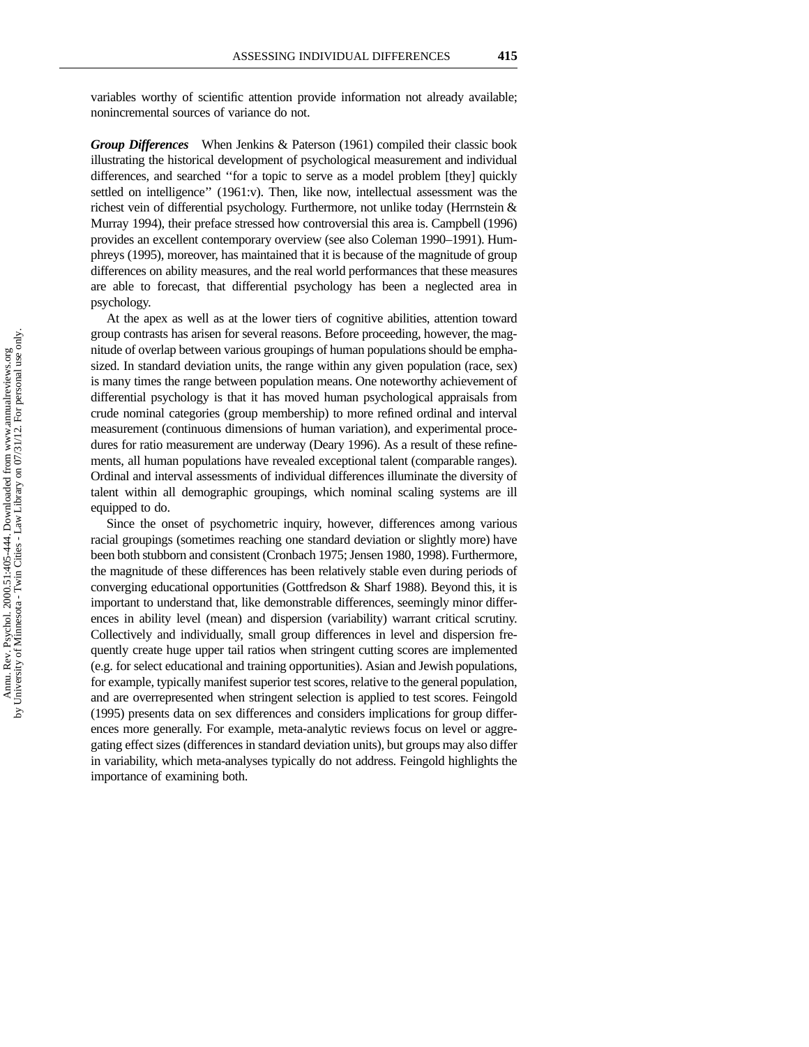variables worthy of scientific attention provide information not already available; nonincremental sources of variance do not.

***Group Differences*** When Jenkins & Paterson (1961) compiled their classic book illustrating the historical development of psychological measurement and individual differences, and searched "for a topic to serve as a model problem [they] quickly settled on intelligence" (1961:v). Then, like now, intellectual assessment was the richest vein of differential psychology. Furthermore, not unlike today (Herrnstein & Murray 1994), their preface stressed how controversial this area is. Campbell (1996) provides an excellent contemporary overview (see also Coleman 1990–1991). Humphreys (1995), moreover, has maintained that it is because of the magnitude of group differences on ability measures, and the real world performances that these measures are able to forecast, that differential psychology has been a neglected area in psychology.

At the apex as well as at the lower tiers of cognitive abilities, attention toward group contrasts has arisen for several reasons. Before proceeding, however, the magnitude of overlap between various groupings of human populations should be emphasized. In standard deviation units, the range within any given population (race, sex) is many times the range between population means. One noteworthy achievement of differential psychology is that it has moved human psychological appraisals from crude nominal categories (group membership) to more refined ordinal and interval measurement (continuous dimensions of human variation), and experimental procedures for ratio measurement are underway (Deary 1996). As a result of these refinements, all human populations have revealed exceptional talent (comparable ranges). Ordinal and interval assessments of individual differences illuminate the diversity of talent within all demographic groupings, which nominal scaling systems are ill equipped to do.

Since the onset of psychometric inquiry, however, differences among various racial groupings (sometimes reaching one standard deviation or slightly more) have been both stubborn and consistent (Cronbach 1975; Jensen 1980, 1998). Furthermore, the magnitude of these differences has been relatively stable even during periods of converging educational opportunities (Gottfredson & Sharf 1988). Beyond this, it is important to understand that, like demonstrable differences, seemingly minor differences in ability level (mean) and dispersion (variability) warrant critical scrutiny. Collectively and individually, small group differences in level and dispersion frequently create huge upper tail ratios when stringent cutting scores are implemented (e.g. for select educational and training opportunities). Asian and Jewish populations, for example, typically manifest superior test scores, relative to the general population, and are overrepresented when stringent selection is applied to test scores. Feingold (1995) presents data on sex differences and considers implications for group differences more generally. For example, meta-analytic reviews focus on level or aggregating effect sizes (differences in standard deviation units), but groups may also differ in variability, which meta-analyses typically do not address. Feingold highlights the importance of examining both.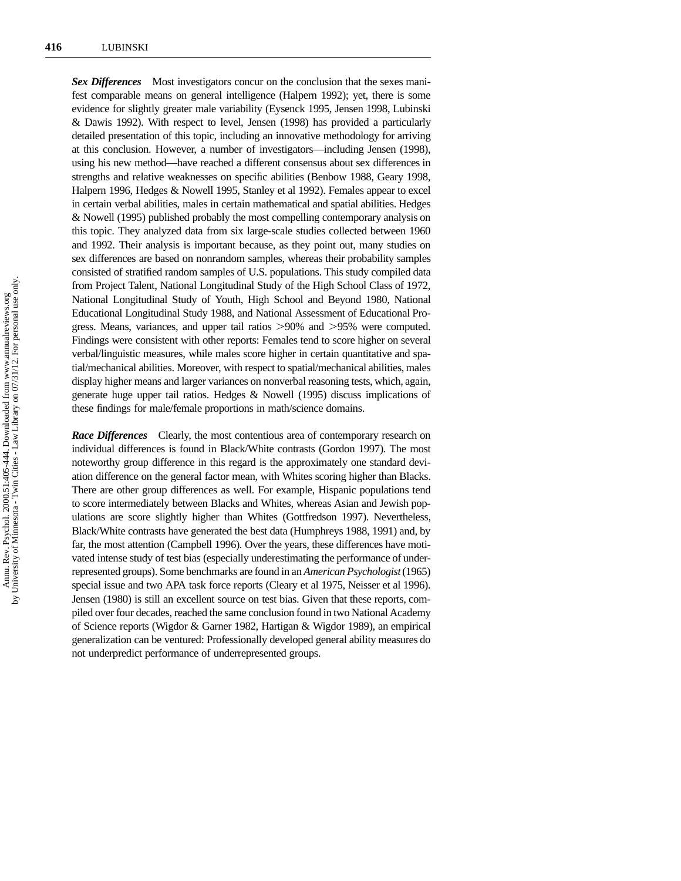***Sex Differences*** Most investigators concur on the conclusion that the sexes manifest comparable means on general intelligence (Halpern 1992); yet, there is some evidence for slightly greater male variability (Eysenck 1995, Jensen 1998, Lubinski & Dawis 1992). With respect to level, Jensen (1998) has provided a particularly detailed presentation of this topic, including an innovative methodology for arriving at this conclusion. However, a number of investigators—including Jensen (1998), using his new method—have reached a different consensus about sex differences in strengths and relative weaknesses on specific abilities (Benbow 1988, Geary 1998, Halpern 1996, Hedges & Nowell 1995, Stanley et al 1992). Females appear to excel in certain verbal abilities, males in certain mathematical and spatial abilities. Hedges & Nowell (1995) published probably the most compelling contemporary analysis on this topic. They analyzed data from six large-scale studies collected between 1960 and 1992. Their analysis is important because, as they point out, many studies on sex differences are based on nonrandom samples, whereas their probability samples consisted of stratified random samples of U.S. populations. This study compiled data from Project Talent, National Longitudinal Study of the High School Class of 1972, National Longitudinal Study of Youth, High School and Beyond 1980, National Educational Longitudinal Study 1988, and National Assessment of Educational Progress. Means, variances, and upper tail ratios >90% and >95% were computed. Findings were consistent with other reports: Females tend to score higher on several verbal/linguistic measures, while males score higher in certain quantitative and spatial/mechanical abilities. Moreover, with respect to spatial/mechanical abilities, males display higher means and larger variances on nonverbal reasoning tests, which, again, generate huge upper tail ratios. Hedges & Nowell (1995) discuss implications of these findings for male/female proportions in math/science domains.

***Race Differences*** Clearly, the most contentious area of contemporary research on individual differences is found in Black/White contrasts (Gordon 1997). The most noteworthy group difference in this regard is the approximately one standard deviation difference on the general factor mean, with Whites scoring higher than Blacks. There are other group differences as well. For example, Hispanic populations tend to score intermediately between Blacks and Whites, whereas Asian and Jewish populations are score slightly higher than Whites (Gottfredson 1997). Nevertheless, Black/White contrasts have generated the best data (Humphreys 1988, 1991) and, by far, the most attention (Campbell 1996). Over the years, these differences have motivated intense study of test bias (especially underestimating the performance of underrepresented groups). Some benchmarks are found in an *American Psychologist* (1965) special issue and two APA task force reports (Cleary et al 1975, Neisser et al 1996). Jensen (1980) is still an excellent source on test bias. Given that these reports, compiled over four decades, reached the same conclusion found in two National Academy of Science reports (Wigdor & Garner 1982, Hartigan & Wigdor 1989), an empirical generalization can be ventured: Professionally developed general ability measures do not underpredict performance of underrepresented groups.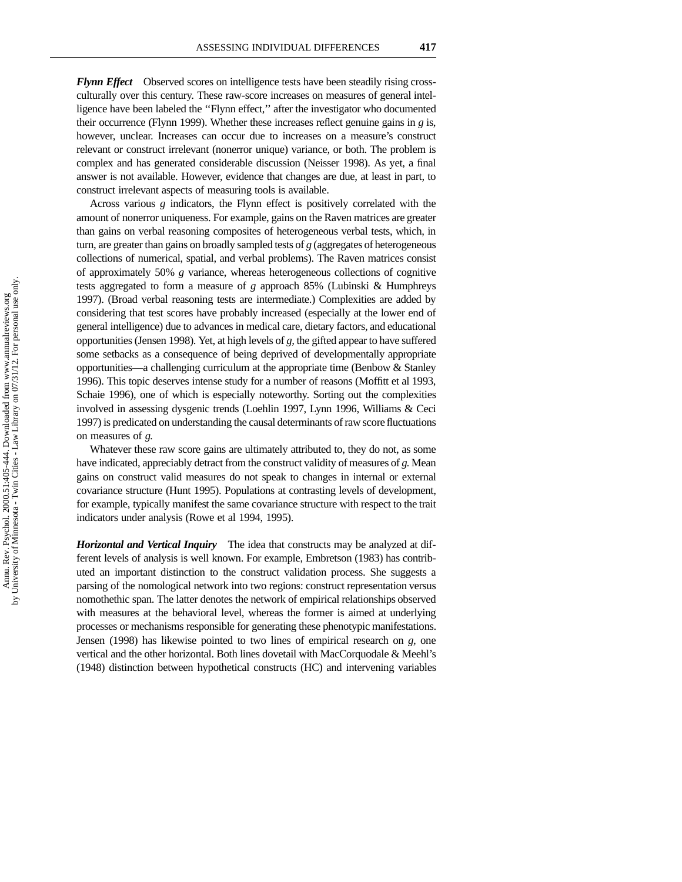***Flynn Effect*** Observed scores on intelligence tests have been steadily rising cross-culturally over this century. These raw-score increases on measures of general intelligence have been labeled the ''Flynn effect,'' after the investigator who documented their occurrence (Flynn 1999). Whether these increases reflect genuine gains in *g* is, however, unclear. Increases can occur due to increases on a measure's construct relevant or construct irrelevant (nonerror unique) variance, or both. The problem is complex and has generated considerable discussion (Neisser 1998). As yet, a final answer is not available. However, evidence that changes are due, at least in part, to construct irrelevant aspects of measuring tools is available.

Across various *g* indicators, the Flynn effect is positively correlated with the amount of nonerror uniqueness. For example, gains on the Raven matrices are greater than gains on verbal reasoning composites of heterogeneous verbal tests, which, in turn, are greater than gains on broadly sampled tests of *g* (aggregates of heterogeneous collections of numerical, spatial, and verbal problems). The Raven matrices consist of approximately 50% *g* variance, whereas heterogeneous collections of cognitive tests aggregated to form a measure of *g* approach 85% (Lubinski & Humphreys 1997). (Broad verbal reasoning tests are intermediate.) Complexities are added by considering that test scores have probably increased (especially at the lower end of general intelligence) due to advances in medical care, dietary factors, and educational opportunities (Jensen 1998). Yet, at high levels of *g*, the gifted appear to have suffered some setbacks as a consequence of being deprived of developmentally appropriate opportunities—a challenging curriculum at the appropriate time (Benbow & Stanley 1996). This topic deserves intense study for a number of reasons (Moffitt et al 1993, Schaie 1996), one of which is especially noteworthy. Sorting out the complexities involved in assessing dysgenic trends (Loehlin 1997, Lynn 1996, Williams & Ceci 1997) is predicated on understanding the causal determinants of raw score fluctuations on measures of *g.*

Whatever these raw score gains are ultimately attributed to, they do not, as some have indicated, appreciably detract from the construct validity of measures of *g.* Mean gains on construct valid measures do not speak to changes in internal or external covariance structure (Hunt 1995). Populations at contrasting levels of development, for example, typically manifest the same covariance structure with respect to the trait indicators under analysis (Rowe et al 1994, 1995).

***Horizontal and Vertical Inquiry*** The idea that constructs may be analyzed at different levels of analysis is well known. For example, Embretson (1983) has contributed an important distinction to the construct validation process. She suggests a parsing of the nomological network into two regions: construct representation versus nomothethic span. The latter denotes the network of empirical relationships observed with measures at the behavioral level, whereas the former is aimed at underlying processes or mechanisms responsible for generating these phenotypic manifestations. Jensen (1998) has likewise pointed to two lines of empirical research on *g*, one vertical and the other horizontal. Both lines dovetail with MacCorquodale & Meehl's (1948) distinction between hypothetical constructs (HC) and intervening variables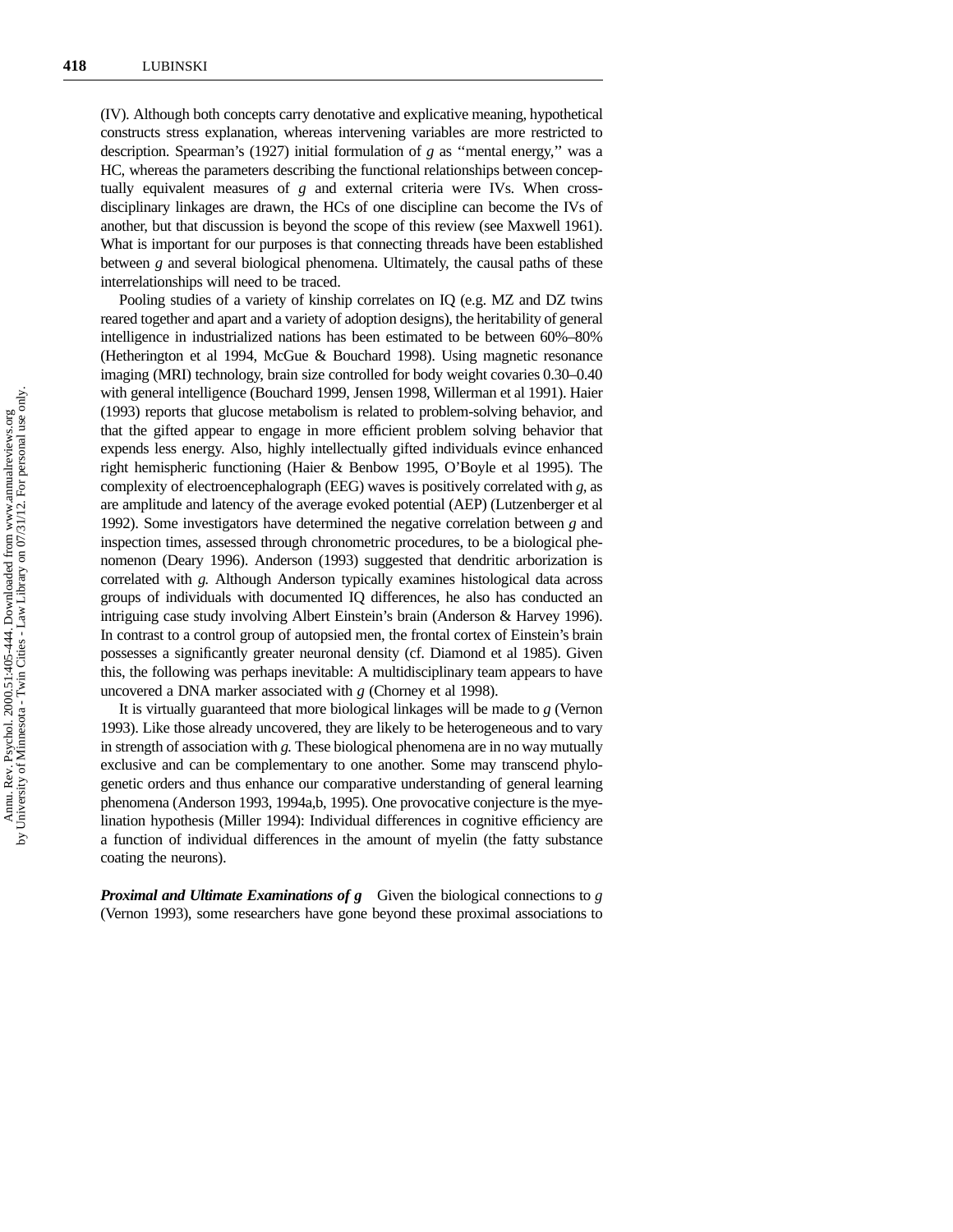(IV). Although both concepts carry denotative and explicative meaning, hypothetical constructs stress explanation, whereas intervening variables are more restricted to description. Spearman's (1927) initial formulation of *g* as "mental energy," was a HC, whereas the parameters describing the functional relationships between conceptually equivalent measures of *g* and external criteria were IVs. When cross-disciplinary linkages are drawn, the HCs of one discipline can become the IVs of another, but that discussion is beyond the scope of this review (see Maxwell 1961). What is important for our purposes is that connecting threads have been established between *g* and several biological phenomena. Ultimately, the causal paths of these interrelationships will need to be traced.

Pooling studies of a variety of kinship correlates on IQ (e.g. MZ and DZ twins reared together and apart and a variety of adoption designs), the heritability of general intelligence in industrialized nations has been estimated to be between 60%–80% (Hetherington et al 1994, McGue & Bouchard 1998). Using magnetic resonance imaging (MRI) technology, brain size controlled for body weight covaries 0.30–0.40 with general intelligence (Bouchard 1999, Jensen 1998, Willerman et al 1991). Haier (1993) reports that glucose metabolism is related to problem-solving behavior, and that the gifted appear to engage in more efficient problem solving behavior that expends less energy. Also, highly intellectually gifted individuals evince enhanced right hemispheric functioning (Haier & Benbow 1995, O'Boyle et al 1995). The complexity of electroencephalograph (EEG) waves is positively correlated with *g*, as are amplitude and latency of the average evoked potential (AEP) (Lutzenberger et al 1992). Some investigators have determined the negative correlation between *g* and inspection times, assessed through chronometric procedures, to be a biological phenomenon (Deary 1996). Anderson (1993) suggested that dendritic arborization is correlated with *g*. Although Anderson typically examines histological data across groups of individuals with documented IQ differences, he also has conducted an intriguing case study involving Albert Einstein's brain (Anderson & Harvey 1996). In contrast to a control group of autopsied men, the frontal cortex of Einstein's brain possesses a significantly greater neuronal density (cf. Diamond et al 1985). Given this, the following was perhaps inevitable: A multidisciplinary team appears to have uncovered a DNA marker associated with *g* (Chorney et al 1998).

It is virtually guaranteed that more biological linkages will be made to *g* (Vernon 1993). Like those already uncovered, they are likely to be heterogeneous and to vary in strength of association with *g*. These biological phenomena are in no way mutually exclusive and can be complementary to one another. Some may transcend phylogenetic orders and thus enhance our comparative understanding of general learning phenomena (Anderson 1993, 1994a,b, 1995). One provocative conjecture is the myelination hypothesis (Miller 1994): Individual differences in cognitive efficiency are a function of individual differences in the amount of myelin (the fatty substance coating the neurons).

***Proximal and Ultimate Examinations of g*** Given the biological connections to *g* (Vernon 1993), some researchers have gone beyond these proximal associations to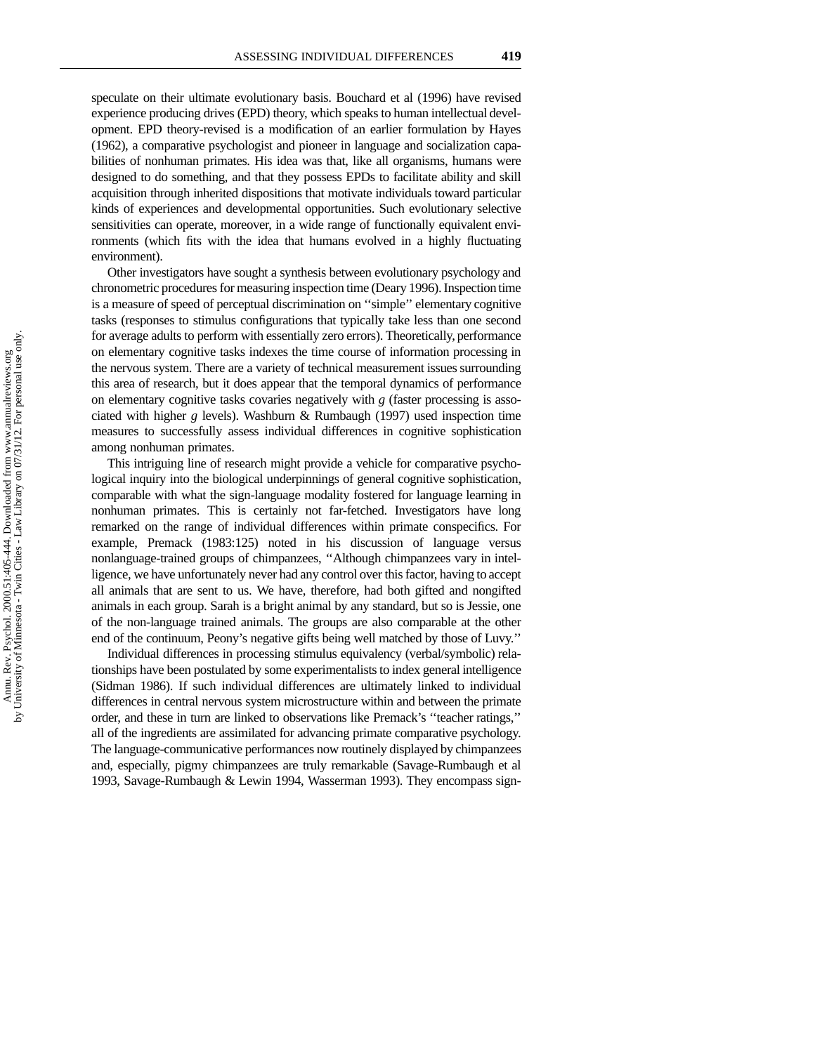speculate on their ultimate evolutionary basis. Bouchard et al (1996) have revised experience producing drives (EPD) theory, which speaks to human intellectual development. EPD theory-revised is a modification of an earlier formulation by Hayes (1962), a comparative psychologist and pioneer in language and socialization capabilities of nonhuman primates. His idea was that, like all organisms, humans were designed to do something, and that they possess EPDs to facilitate ability and skill acquisition through inherited dispositions that motivate individuals toward particular kinds of experiences and developmental opportunities. Such evolutionary selective sensitivities can operate, moreover, in a wide range of functionally equivalent environments (which fits with the idea that humans evolved in a highly fluctuating environment).

Other investigators have sought a synthesis between evolutionary psychology and chronometric procedures for measuring inspection time (Deary 1996). Inspection time is a measure of speed of perceptual discrimination on ''simple'' elementary cognitive tasks (responses to stimulus configurations that typically take less than one second for average adults to perform with essentially zero errors). Theoretically, performance on elementary cognitive tasks indexes the time course of information processing in the nervous system. There are a variety of technical measurement issues surrounding this area of research, but it does appear that the temporal dynamics of performance on elementary cognitive tasks covaries negatively with *g* (faster processing is associated with higher *g* levels). Washburn & Rumbaugh (1997) used inspection time measures to successfully assess individual differences in cognitive sophistication among nonhuman primates.

This intriguing line of research might provide a vehicle for comparative psychological inquiry into the biological underpinnings of general cognitive sophistication, comparable with what the sign-language modality fostered for language learning in nonhuman primates. This is certainly not far-fetched. Investigators have long remarked on the range of individual differences within primate conspecifics. For example, Premack (1983:125) noted in his discussion of language versus nonlanguage-trained groups of chimpanzees, ''Although chimpanzees vary in intelligence, we have unfortunately never had any control over this factor, having to accept all animals that are sent to us. We have, therefore, had both gifted and nongifted animals in each group. Sarah is a bright animal by any standard, but so is Jessie, one of the non-language trained animals. The groups are also comparable at the other end of the continuum, Peony's negative gifts being well matched by those of Luvy.''

Individual differences in processing stimulus equivalency (verbal/symbolic) relationships have been postulated by some experimentalists to index general intelligence (Sidman 1986). If such individual differences are ultimately linked to individual differences in central nervous system microstructure within and between the primate order, and these in turn are linked to observations like Premack's ''teacher ratings,'' all of the ingredients are assimilated for advancing primate comparative psychology. The language-communicative performances now routinely displayed by chimpanzees and, especially, pigmy chimpanzees are truly remarkable (Savage-Rumbaugh et al 1993, Savage-Rumbaugh & Lewin 1994, Wasserman 1993). They encompass sign-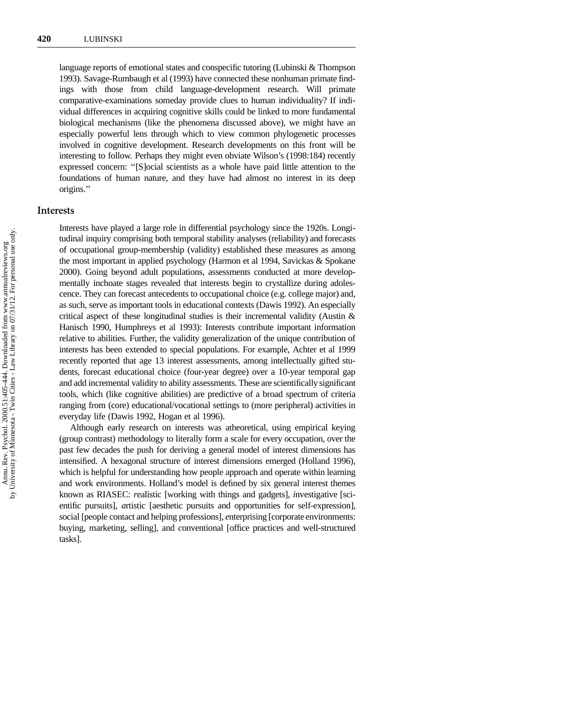language reports of emotional states and conspecific tutoring (Lubinski & Thompson 1993). Savage-Rumbaugh et al (1993) have connected these nonhuman primate findings with those from child language-development research. Will primate comparative-examinations someday provide clues to human individuality? If individual differences in acquiring cognitive skills could be linked to more fundamental biological mechanisms (like the phenomena discussed above), we might have an especially powerful lens through which to view common phylogenetic processes involved in cognitive development. Research developments on this front will be interesting to follow. Perhaps they might even obviate Wilson's (1998:184) recently expressed concern: "[S]ocial scientists as a whole have paid little attention to the foundations of human nature, and they have had almost no interest in its deep origins."

## Interests

Interests have played a large role in differential psychology since the 1920s. Longitudinal inquiry comprising both temporal stability analyses (reliability) and forecasts of occupational group-membership (validity) established these measures as among the most important in applied psychology (Harmon et al 1994, Savickas & Spokane 2000). Going beyond adult populations, assessments conducted at more developmentally inchoate stages revealed that interests begin to crystallize during adolescence. They can forecast antecedents to occupational choice (e.g. college major) and, as such, serve as important tools in educational contexts (Dawis 1992). An especially critical aspect of these longitudinal studies is their incremental validity (Austin & Hanisch 1990, Humphreys et al 1993): Interests contribute important information relative to abilities. Further, the validity generalization of the unique contribution of interests has been extended to special populations. For example, Achter et al 1999 recently reported that age 13 interest assessments, among intellectually gifted students, forecast educational choice (four-year degree) over a 10-year temporal gap and add incremental validity to ability assessments. These are scientifically significant tools, which (like cognitive abilities) are predictive of a broad spectrum of criteria ranging from (core) educational/vocational settings to (more peripheral) activities in everyday life (Dawis 1992, Hogan et al 1996).

Although early research on interests was atheoretical, using empirical keying (group contrast) methodology to literally form a scale for every occupation, over the past few decades the push for deriving a general model of interest dimensions has intensified. A hexagonal structure of interest dimensions emerged (Holland 1996), which is helpful for understanding how people approach and operate within learning and work environments. Holland's model is defined by six general interest themes known as RIASEC: *r*ealistic [working with things and gadgets], *i*nvestigative [scientific pursuits], *a*rtistic [aesthetic pursuits and opportunities for self-expression], *s*ocial [people contact and helping professions], *e*nterprising [corporate environments: buying, marketing, selling], and *c*onventional [office practices and well-structured tasks].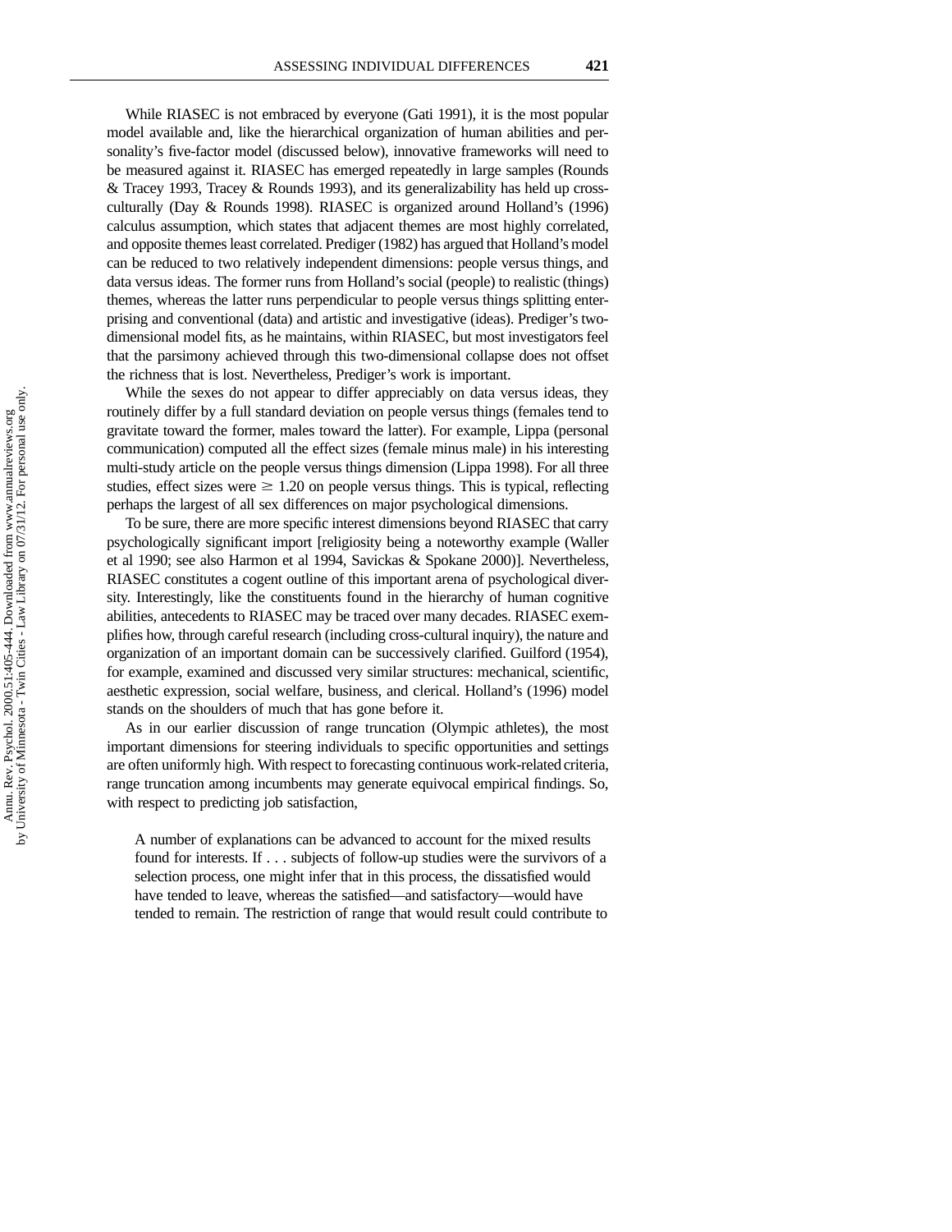While RIASEC is not embraced by everyone (Gati 1991), it is the most popular model available and, like the hierarchical organization of human abilities and personality's five-factor model (discussed below), innovative frameworks will need to be measured against it. RIASEC has emerged repeatedly in large samples (Rounds & Tracey 1993, Tracey & Rounds 1993), and its generalizability has held up cross-culturally (Day & Rounds 1998). RIASEC is organized around Holland's (1996) calculus assumption, which states that adjacent themes are most highly correlated, and opposite themes least correlated. Prediger (1982) has argued that Holland's model can be reduced to two relatively independent dimensions: people versus things, and data versus ideas. The former runs from Holland's social (people) to realistic (things) themes, whereas the latter runs perpendicular to people versus things splitting enterprising and conventional (data) and artistic and investigative (ideas). Prediger's two-dimensional model fits, as he maintains, within RIASEC, but most investigators feel that the parsimony achieved through this two-dimensional collapse does not offset the richness that is lost. Nevertheless, Prediger's work is important.

While the sexes do not appear to differ appreciably on data versus ideas, they routinely differ by a full standard deviation on people versus things (females tend to gravitate toward the former, males toward the latter). For example, Lippa (personal communication) computed all the effect sizes (female minus male) in his interesting multi-study article on the people versus things dimension (Lippa 1998). For all three studies, effect sizes were $\geq 1.20$ on people versus things. This is typical, reflecting perhaps the largest of all sex differences on major psychological dimensions.

To be sure, there are more specific interest dimensions beyond RIASEC that carry psychologically significant import [religiosity being a noteworthy example (Waller et al 1990; see also Harmon et al 1994, Savickas & Spokane 2000)]. Nevertheless, RIASEC constitutes a cogent outline of this important arena of psychological diversity. Interestingly, like the constituents found in the hierarchy of human cognitive abilities, antecedents to RIASEC may be traced over many decades. RIASEC exemplifies how, through careful research (including cross-cultural inquiry), the nature and organization of an important domain can be successively clarified. Guilford (1954), for example, examined and discussed very similar structures: mechanical, scientific, aesthetic expression, social welfare, business, and clerical. Holland's (1996) model stands on the shoulders of much that has gone before it.

As in our earlier discussion of range truncation (Olympic athletes), the most important dimensions for steering individuals to specific opportunities and settings are often uniformly high. With respect to forecasting continuous work-related criteria, range truncation among incumbents may generate equivocal empirical findings. So, with respect to predicting job satisfaction,

> A number of explanations can be advanced to account for the mixed results found for interests. If . . . subjects of follow-up studies were the survivors of a selection process, one might infer that in this process, the dissatisfied would have tended to leave, whereas the satisfied—and satisfactory—would have tended to remain. The restriction of range that would result could contribute to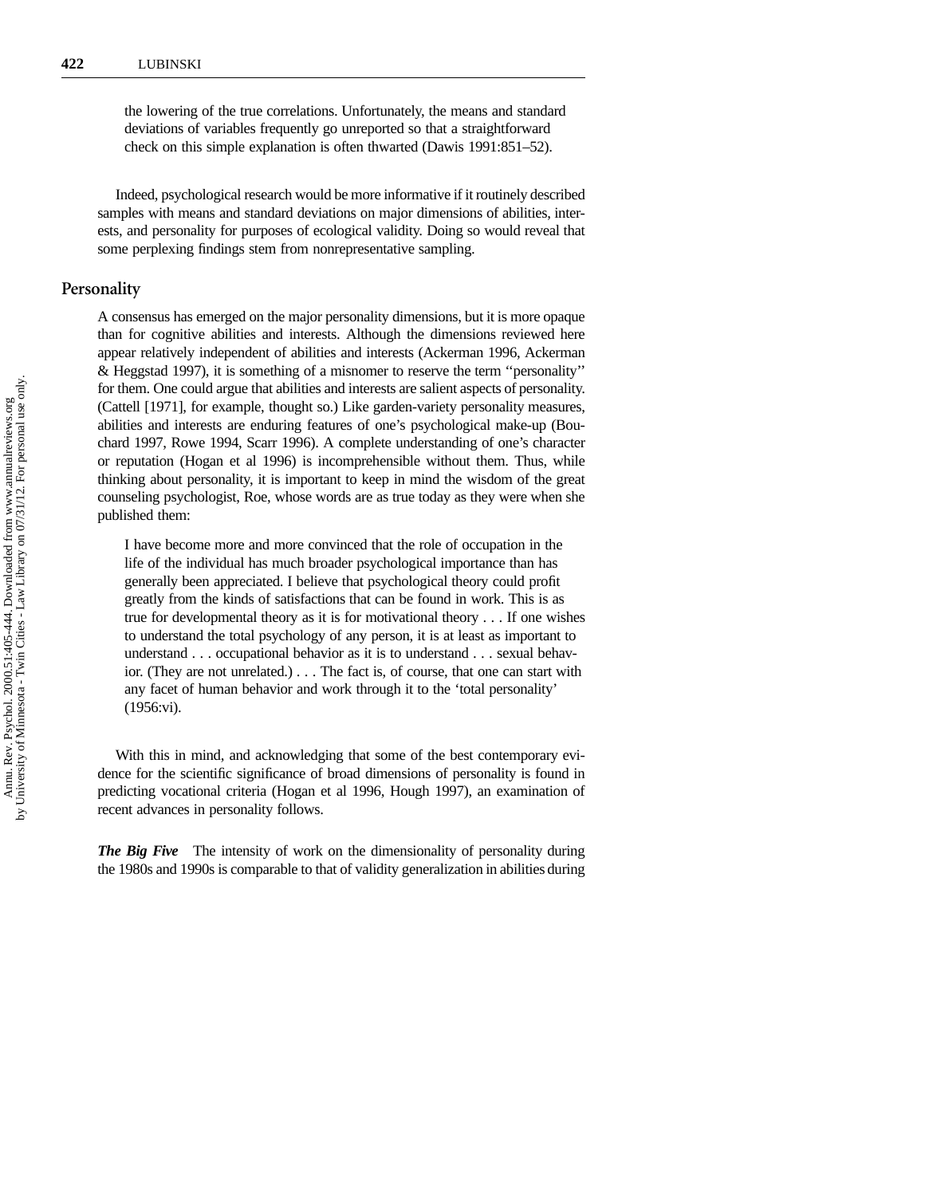the lowering of the true correlations. Unfortunately, the means and standard deviations of variables frequently go unreported so that a straightforward check on this simple explanation is often thwarted (Dawis 1991:851–52).

Indeed, psychological research would be more informative if it routinely described samples with means and standard deviations on major dimensions of abilities, interests, and personality for purposes of ecological validity. Doing so would reveal that some perplexing findings stem from nonrepresentative sampling.

## Personality

A consensus has emerged on the major personality dimensions, but it is more opaque than for cognitive abilities and interests. Although the dimensions reviewed here appear relatively independent of abilities and interests (Ackerman 1996, Ackerman & Heggstad 1997), it is something of a misnomer to reserve the term "personality" for them. One could argue that abilities and interests are salient aspects of personality. (Cattell [1971], for example, thought so.) Like garden-variety personality measures, abilities and interests are enduring features of one's psychological make-up (Bouchard 1997, Rowe 1994, Scarr 1996). A complete understanding of one's character or reputation (Hogan et al 1996) is incomprehensible without them. Thus, while thinking about personality, it is important to keep in mind the wisdom of the great counseling psychologist, Roe, whose words are as true today as they were when she published them:

> I have become more and more convinced that the role of occupation in the life of the individual has much broader psychological importance than has generally been appreciated. I believe that psychological theory could profit greatly from the kinds of satisfactions that can be found in work. This is as true for developmental theory as it is for motivational theory . . . If one wishes to understand the total psychology of any person, it is at least as important to understand . . . occupational behavior as it is to understand . . . sexual behavior. (They are not unrelated.) . . . The fact is, of course, that one can start with any facet of human behavior and work through it to the 'total personality' (1956:vi).

With this in mind, and acknowledging that some of the best contemporary evidence for the scientific significance of broad dimensions of personality is found in predicting vocational criteria (Hogan et al 1996, Hough 1997), an examination of recent advances in personality follows.

***The Big Five*** The intensity of work on the dimensionality of personality during the 1980s and 1990s is comparable to that of validity generalization in abilities during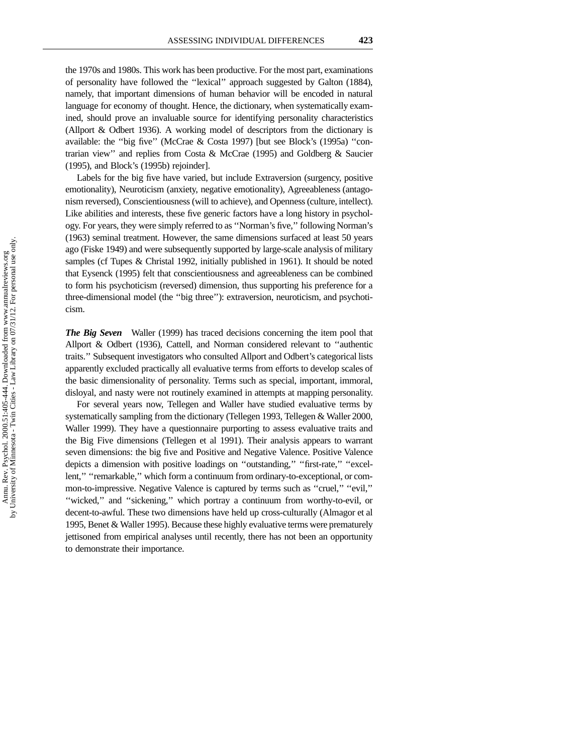the 1970s and 1980s. This work has been productive. For the most part, examinations of personality have followed the ''lexical'' approach suggested by Galton (1884), namely, that important dimensions of human behavior will be encoded in natural language for economy of thought. Hence, the dictionary, when systematically examined, should prove an invaluable source for identifying personality characteristics (Allport & Odbert 1936). A working model of descriptors from the dictionary is available: the ''big five'' (McCrae & Costa 1997) [but see Block's (1995a) ''contrarian view'' and replies from Costa & McCrae (1995) and Goldberg & Saucier (1995), and Block's (1995b) rejoinder].

Labels for the big five have varied, but include Extraversion (surgency, positive emotionality), Neuroticism (anxiety, negative emotionality), Agreeableness (antagonism reversed), Conscientiousness (will to achieve), and Openness (culture, intellect). Like abilities and interests, these five generic factors have a long history in psychology. For years, they were simply referred to as ''Norman's five,'' following Norman's (1963) seminal treatment. However, the same dimensions surfaced at least 50 years ago (Fiske 1949) and were subsequently supported by large-scale analysis of military samples (cf Tupes & Christal 1992, initially published in 1961). It should be noted that Eysenck (1995) felt that conscientiousness and agreeableness can be combined to form his psychoticism (reversed) dimension, thus supporting his preference for a three-dimensional model (the ''big three''): extraversion, neuroticism, and psychoticism.

***The Big Seven*** Waller (1999) has traced decisions concerning the item pool that Allport & Odbert (1936), Cattell, and Norman considered relevant to ''authentic traits.'' Subsequent investigators who consulted Allport and Odbert's categorical lists apparently excluded practically all evaluative terms from efforts to develop scales of the basic dimensionality of personality. Terms such as special, important, immoral, disloyal, and nasty were not routinely examined in attempts at mapping personality.

For several years now, Tellegen and Waller have studied evaluative terms by systematically sampling from the dictionary (Tellegen 1993, Tellegen & Waller 2000, Waller 1999). They have a questionnaire purporting to assess evaluative traits and the Big Five dimensions (Tellegen et al 1991). Their analysis appears to warrant seven dimensions: the big five and Positive and Negative Valence. Positive Valence depicts a dimension with positive loadings on ''outstanding,'' ''first-rate,'' ''excellent,'' ''remarkable,'' which form a continuum from ordinary-to-exceptional, or common-to-impressive. Negative Valence is captured by terms such as ''cruel,'' ''evil,'' ''wicked,'' and ''sickening,'' which portray a continuum from worthy-to-evil, or decent-to-awful. These two dimensions have held up cross-culturally (Almagor et al 1995, Benet & Waller 1995). Because these highly evaluative terms were prematurely jettisoned from empirical analyses until recently, there has not been an opportunity to demonstrate their importance.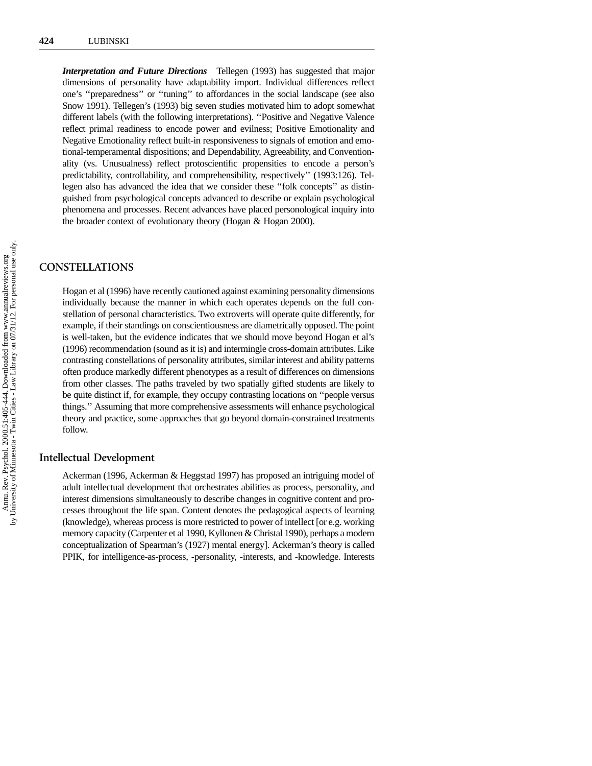***Interpretation and Future Directions*** Tellegen (1993) has suggested that major dimensions of personality have adaptability import. Individual differences reflect one's ''preparedness'' or ''tuning'' to affordances in the social landscape (see also Snow 1991). Tellegen's (1993) big seven studies motivated him to adopt somewhat different labels (with the following interpretations). ''Positive and Negative Valence reflect primal readiness to encode power and evilness; Positive Emotionality and Negative Emotionality reflect built-in responsiveness to signals of emotion and emotional-temperamental dispositions; and Dependability, Agreeability, and Conventionality (vs. Unusualness) reflect protoscientific propensities to encode a person's predictability, controllability, and comprehensibility, respectively'' (1993:126). Tellegen also has advanced the idea that we consider these ''folk concepts'' as distinguished from psychological concepts advanced to describe or explain psychological phenomena and processes. Recent advances have placed personological inquiry into the broader context of evolutionary theory (Hogan & Hogan 2000).

## CONSTELLATIONS

Hogan et al (1996) have recently cautioned against examining personality dimensions individually because the manner in which each operates depends on the full constellation of personal characteristics. Two extroverts will operate quite differently, for example, if their standings on conscientiousness are diametrically opposed. The point is well-taken, but the evidence indicates that we should move beyond Hogan et al's (1996) recommendation (sound as it is) and intermingle cross-domain attributes. Like contrasting constellations of personality attributes, similar interest and ability patterns often produce markedly different phenotypes as a result of differences on dimensions from other classes. The paths traveled by two spatially gifted students are likely to be quite distinct if, for example, they occupy contrasting locations on ''people versus things.'' Assuming that more comprehensive assessments will enhance psychological theory and practice, some approaches that go beyond domain-constrained treatments follow.

### Intellectual Development

Ackerman (1996, Ackerman & Heggestad 1997) has proposed an intriguing model of adult intellectual development that orchestrates abilities as process, personality, and interest dimensions simultaneously to describe changes in cognitive content and processes throughout the life span. Content denotes the pedagogical aspects of learning (knowledge), whereas process is more restricted to power of intellect [or e.g. working memory capacity (Carpenter et al 1990, Kyllonen & Christal 1990), perhaps a modern conceptualization of Spearman's (1927) mental energy]. Ackerman's theory is called PPIK, for intelligence-as-process, -personality, -interests, and -knowledge. Interests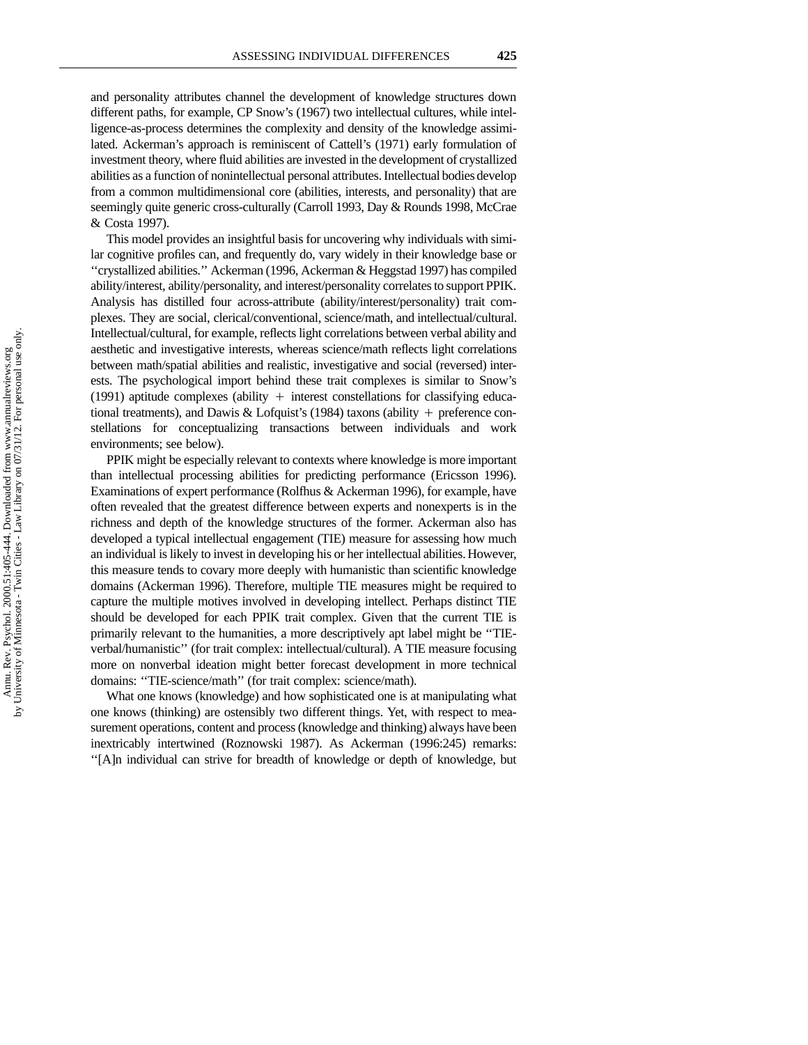and personality attributes channel the development of knowledge structures down different paths, for example, CP Snow's (1967) two intellectual cultures, while intelligence-as-process determines the complexity and density of the knowledge assimilated. Ackerman's approach is reminiscent of Cattell's (1971) early formulation of investment theory, where fluid abilities are invested in the development of crystallized abilities as a function of nonintellectual personal attributes. Intellectual bodies develop from a common multidimensional core (abilities, interests, and personality) that are seemingly quite generic cross-culturally (Carroll 1993, Day & Rounds 1998, McCrae & Costa 1997).

This model provides an insightful basis for uncovering why individuals with similar cognitive profiles can, and frequently do, vary widely in their knowledge base or "crystallized abilities." Ackerman (1996, Ackerman & Heggstad 1997) has compiled ability/interest, ability/personality, and interest/personality correlates to support PPIK. Analysis has distilled four across-attribute (ability/interest/personality) trait complexes. They are social, clerical/conventional, science/math, and intellectual/cultural. Intellectual/cultural, for example, reflects light correlations between verbal ability and aesthetic and investigative interests, whereas science/math reflects light correlations between math/spatial abilities and realistic, investigative and social (reversed) interests. The psychological import behind these trait complexes is similar to Snow's (1991) aptitude complexes (ability + interest constellations for classifying educational treatments), and Dawis & Lofquist's (1984) taxons (ability + preference constellations for conceptualizing transactions between individuals and work environments; see below).

PPIK might be especially relevant to contexts where knowledge is more important than intellectual processing abilities for predicting performance (Ericsson 1996). Examinations of expert performance (Rolfhus & Ackerman 1996), for example, have often revealed that the greatest difference between experts and nonexperts is in the richness and depth of the knowledge structures of the former. Ackerman also has developed a typical intellectual engagement (TIE) measure for assessing how much an individual is likely to invest in developing his or her intellectual abilities. However, this measure tends to covary more deeply with humanistic than scientific knowledge domains (Ackerman 1996). Therefore, multiple TIE measures might be required to capture the multiple motives involved in developing intellect. Perhaps distinct TIE should be developed for each PPIK trait complex. Given that the current TIE is primarily relevant to the humanities, a more descriptively apt label might be "TIE-verbal/humanistic" (for trait complex: intellectual/cultural). A TIE measure focusing more on nonverbal ideation might better forecast development in more technical domains: "TIE-science/math" (for trait complex: science/math).

What one knows (knowledge) and how sophisticated one is at manipulating what one knows (thinking) are ostensibly two different things. Yet, with respect to measurement operations, content and process (knowledge and thinking) always have been inextricably intertwined (Roznowski 1987). As Ackerman (1996:245) remarks: "[A]n individual can strive for breadth of knowledge or depth of knowledge, but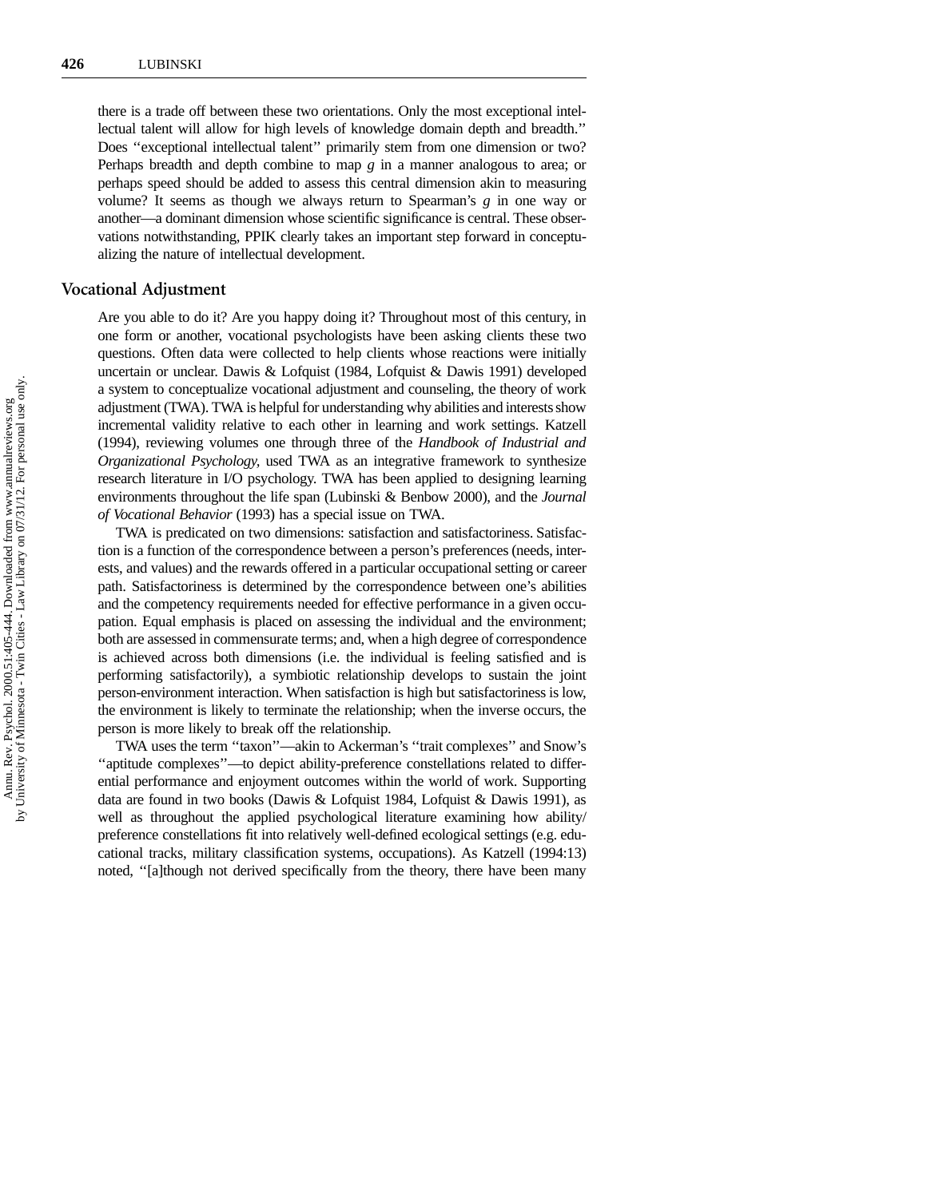there is a trade off between these two orientations. Only the most exceptional intellectual talent will allow for high levels of knowledge domain depth and breadth.'' Does ''exceptional intellectual talent'' primarily stem from one dimension or two? Perhaps breadth and depth combine to map *g* in a manner analogous to area; or perhaps speed should be added to assess this central dimension akin to measuring volume? It seems as though we always return to Spearman's *g* in one way or another—a dominant dimension whose scientific significance is central. These observations notwithstanding, PPIK clearly takes an important step forward in conceptualizing the nature of intellectual development.

## Vocational Adjustment

Are you able to do it? Are you happy doing it? Throughout most of this century, in one form or another, vocational psychologists have been asking clients these two questions. Often data were collected to help clients whose reactions were initially uncertain or unclear. Dawis & Lofquist (1984, Lofquist & Dawis 1991) developed a system to conceptualize vocational adjustment and counseling, the theory of work adjustment (TWA). TWA is helpful for understanding why abilities and interests show incremental validity relative to each other in learning and work settings. Katzell (1994), reviewing volumes one through three of the *Handbook of Industrial and Organizational Psychology,* used TWA as an integrative framework to synthesize research literature in I/O psychology. TWA has been applied to designing learning environments throughout the life span (Lubinski & Benbow 2000), and the *Journal of Vocational Behavior* (1993) has a special issue on TWA.

TWA is predicated on two dimensions: satisfaction and satisfactoriness. Satisfaction is a function of the correspondence between a person's preferences (needs, interests, and values) and the rewards offered in a particular occupational setting or career path. Satisfactoriness is determined by the correspondence between one's abilities and the competency requirements needed for effective performance in a given occupation. Equal emphasis is placed on assessing the individual and the environment; both are assessed in commensurate terms; and, when a high degree of correspondence is achieved across both dimensions (i.e. the individual is feeling satisfied and is performing satisfactorily), a symbiotic relationship develops to sustain the joint person-environment interaction. When satisfaction is high but satisfactoriness is low, the environment is likely to terminate the relationship; when the inverse occurs, the person is more likely to break off the relationship.

TWA uses the term ''taxon''—akin to Ackerman's ''trait complexes'' and Snow's ''aptitude complexes''—to depict ability-preference constellations related to differential performance and enjoyment outcomes within the world of work. Supporting data are found in two books (Dawis & Lofquist 1984, Lofquist & Dawis 1991), as well as throughout the applied psychological literature examining how ability/preference constellations fit into relatively well-defined ecological settings (e.g. educational tracks, military classification systems, occupations). As Katzell (1994:13) noted, ''[a]though not derived specifically from the theory, there have been many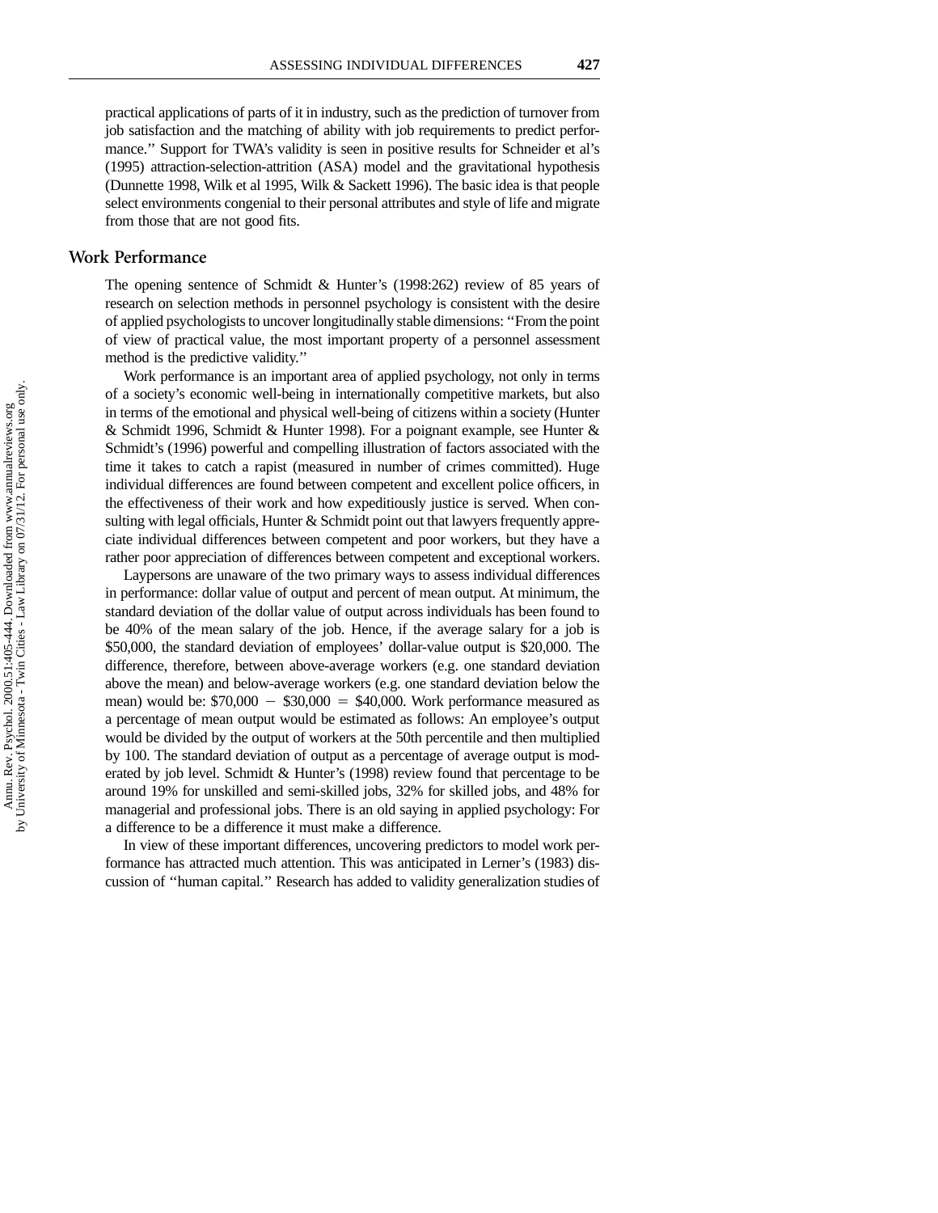practical applications of parts of it in industry, such as the prediction of turnover from job satisfaction and the matching of ability with job requirements to predict performance.'' Support for TWA's validity is seen in positive results for Schneider et al's (1995) attraction-selection-attrition (ASA) model and the gravitational hypothesis (Dunnette 1998, Wilk et al 1995, Wilk & Sackett 1996). The basic idea is that people select environments congenial to their personal attributes and style of life and migrate from those that are not good fits.

## Work Performance

The opening sentence of Schmidt & Hunter's (1998:262) review of 85 years of research on selection methods in personnel psychology is consistent with the desire of applied psychologists to uncover longitudinally stable dimensions: ''From the point of view of practical value, the most important property of a personnel assessment method is the predictive validity.''

Work performance is an important area of applied psychology, not only in terms of a society's economic well-being in internationally competitive markets, but also in terms of the emotional and physical well-being of citizens within a society (Hunter & Schmidt 1996, Schmidt & Hunter 1998). For a poignant example, see Hunter & Schmidt's (1996) powerful and compelling illustration of factors associated with the time it takes to catch a rapist (measured in number of crimes committed). Huge individual differences are found between competent and excellent police officers, in the effectiveness of their work and how expeditiously justice is served. When consulting with legal officials, Hunter & Schmidt point out that lawyers frequently appreciate individual differences between competent and poor workers, but they have a rather poor appreciation of differences between competent and exceptional workers.

Laypersons are unaware of the two primary ways to assess individual differences in performance: dollar value of output and percent of mean output. At minimum, the standard deviation of the dollar value of output across individuals has been found to be 40% of the mean salary of the job. Hence, if the average salary for a job is \$50,000, the standard deviation of employees' dollar-value output is \$20,000. The difference, therefore, between above-average workers (e.g. one standard deviation above the mean) and below-average workers (e.g. one standard deviation below the mean) would be: \$70,000 − \$30,000 = \$40,000. Work performance measured as a percentage of mean output would be estimated as follows: An employee's output would be divided by the output of workers at the 50th percentile and then multiplied by 100. The standard deviation of output as a percentage of average output is moderated by job level. Schmidt & Hunter's (1998) review found that percentage to be around 19% for unskilled and semi-skilled jobs, 32% for skilled jobs, and 48% for managerial and professional jobs. There is an old saying in applied psychology: For a difference to be a difference it must make a difference.

In view of these important differences, uncovering predictors to model work performance has attracted much attention. This was anticipated in Lerner's (1983) discussion of ''human capital.'' Research has added to validity generalization studies of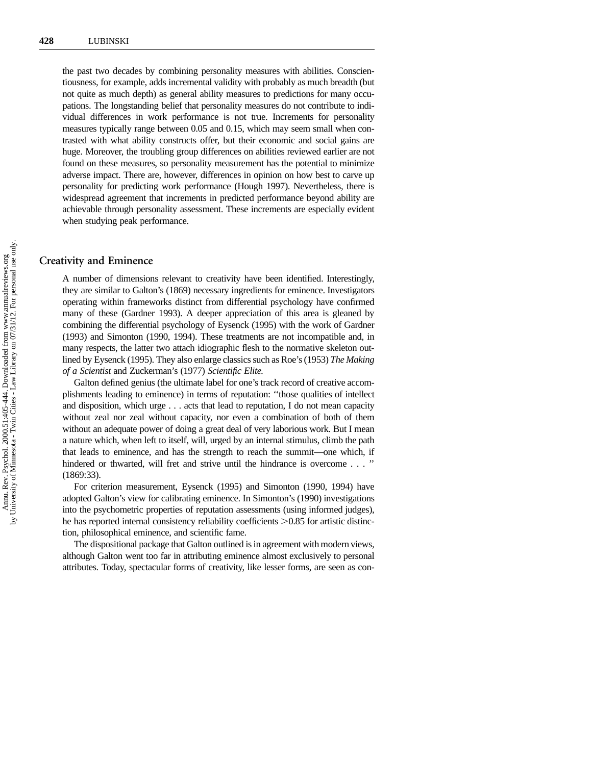the past two decades by combining personality measures with abilities. Conscientiousness, for example, adds incremental validity with probably as much breadth (but not quite as much depth) as general ability measures to predictions for many occupations. The longstanding belief that personality measures do not contribute to individual differences in work performance is not true. Increments for personality measures typically range between 0.05 and 0.15, which may seem small when contrasted with what ability constructs offer, but their economic and social gains are huge. Moreover, the troubling group differences on abilities reviewed earlier are not found on these measures, so personality measurement has the potential to minimize adverse impact. There are, however, differences in opinion on how best to carve up personality for predicting work performance (Hough 1997). Nevertheless, there is widespread agreement that increments in predicted performance beyond ability are achievable through personality assessment. These increments are especially evident when studying peak performance.

## Creativity and Eminence

A number of dimensions relevant to creativity have been identified. Interestingly, they are similar to Galton's (1869) necessary ingredients for eminence. Investigators operating within frameworks distinct from differential psychology have confirmed many of these (Gardner 1993). A deeper appreciation of this area is gleaned by combining the differential psychology of Eysenck (1995) with the work of Gardner (1993) and Simonton (1990, 1994). These treatments are not incompatible and, in many respects, the latter two attach idiographic flesh to the normative skeleton outlined by Eysenck (1995). They also enlarge classics such as Roe's (1953) *The Making of a Scientist* and Zuckerman's (1977) *Scientific Elite.*

Galton defined genius (the ultimate label for one's track record of creative accomplishments leading to eminence) in terms of reputation: "those qualities of intellect and disposition, which urge . . . acts that lead to reputation, I do not mean capacity without zeal nor zeal without capacity, nor even a combination of both of them without an adequate power of doing a great deal of very laborious work. But I mean a nature which, when left to itself, will, urged by an internal stimulus, climb the path that leads to eminence, and has the strength to reach the summit—one which, if hindered or thwarted, will fret and strive until the hindrance is overcome . . . " (1869:33).

For criterion measurement, Eysenck (1995) and Simonton (1990, 1994) have adopted Galton's view for calibrating eminence. In Simonton's (1990) investigations into the psychometric properties of reputation assessments (using informed judges), he has reported internal consistency reliability coefficients >0.85 for artistic distinction, philosophical eminence, and scientific fame.

The dispositional package that Galton outlined is in agreement with modern views, although Galton went too far in attributing eminence almost exclusively to personal attributes. Today, spectacular forms of creativity, like lesser forms, are seen as con-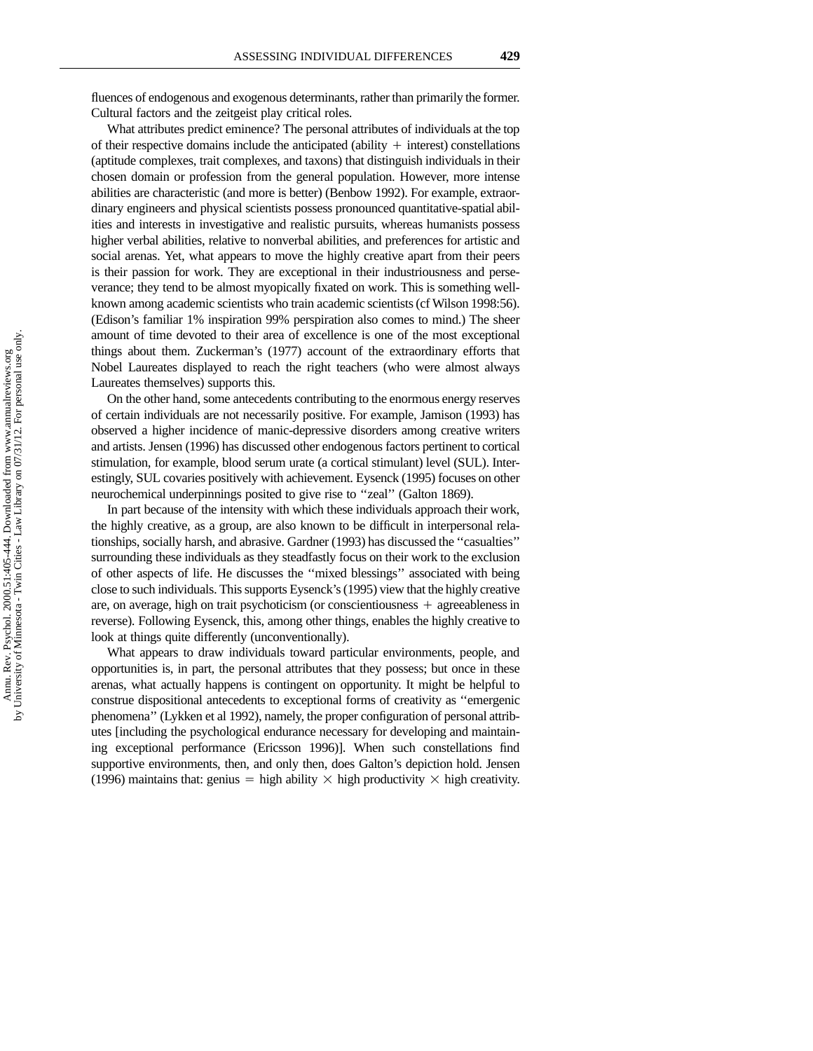fluences of endogenous and exogenous determinants, rather than primarily the former. Cultural factors and the zeitgeist play critical roles.

What attributes predict eminence? The personal attributes of individuals at the top of their respective domains include the anticipated (ability + interest) constellations (aptitude complexes, trait complexes, and taxons) that distinguish individuals in their chosen domain or profession from the general population. However, more intense abilities are characteristic (and more is better) (Benbow 1992). For example, extraordinary engineers and physical scientists possess pronounced quantitative-spatial abilities and interests in investigative and realistic pursuits, whereas humanists possess higher verbal abilities, relative to nonverbal abilities, and preferences for artistic and social arenas. Yet, what appears to move the highly creative apart from their peers is their passion for work. They are exceptional in their industriousness and perseverance; they tend to be almost myopically fixated on work. This is something well-known among academic scientists who train academic scientists (cf Wilson 1998:56). (Edison's familiar 1% inspiration 99% perspiration also comes to mind.) The sheer amount of time devoted to their area of excellence is one of the most exceptional things about them. Zuckerman's (1977) account of the extraordinary efforts that Nobel Laureates displayed to reach the right teachers (who were almost always Laureates themselves) supports this.

On the other hand, some antecedents contributing to the enormous energy reserves of certain individuals are not necessarily positive. For example, Jamison (1993) has observed a higher incidence of manic-depressive disorders among creative writers and artists. Jensen (1996) has discussed other endogenous factors pertinent to cortical stimulation, for example, blood serum urate (a cortical stimulant) level (SUL). Interestingly, SUL covaries positively with achievement. Eysenck (1995) focuses on other neurochemical underpinnings posited to give rise to "zeal" (Galton 1869).

In part because of the intensity with which these individuals approach their work, the highly creative, as a group, are also known to be difficult in interpersonal relationships, socially harsh, and abrasive. Gardner (1993) has discussed the "casualties" surrounding these individuals as they steadfastly focus on their work to the exclusion of other aspects of life. He discusses the "mixed blessings" associated with being close to such individuals. This supports Eysenck's (1995) view that the highly creative are, on average, high on trait psychoticism (or conscientiousness + agreeableness in reverse). Following Eysenck, this, among other things, enables the highly creative to look at things quite differently (unconventionally).

What appears to draw individuals toward particular environments, people, and opportunities is, in part, the personal attributes that they possess; but once in these arenas, what actually happens is contingent on opportunity. It might be helpful to construe dispositional antecedents to exceptional forms of creativity as "emergenic phenomena" (Lykken et al 1992), namely, the proper configuration of personal attributes [including the psychological endurance necessary for developing and maintaining exceptional performance (Ericsson 1996)]. When such constellations find supportive environments, then, and only then, does Galton's depiction hold. Jensen (1996) maintains that: genius = high ability $\times$ high productivity $\times$ high creativity.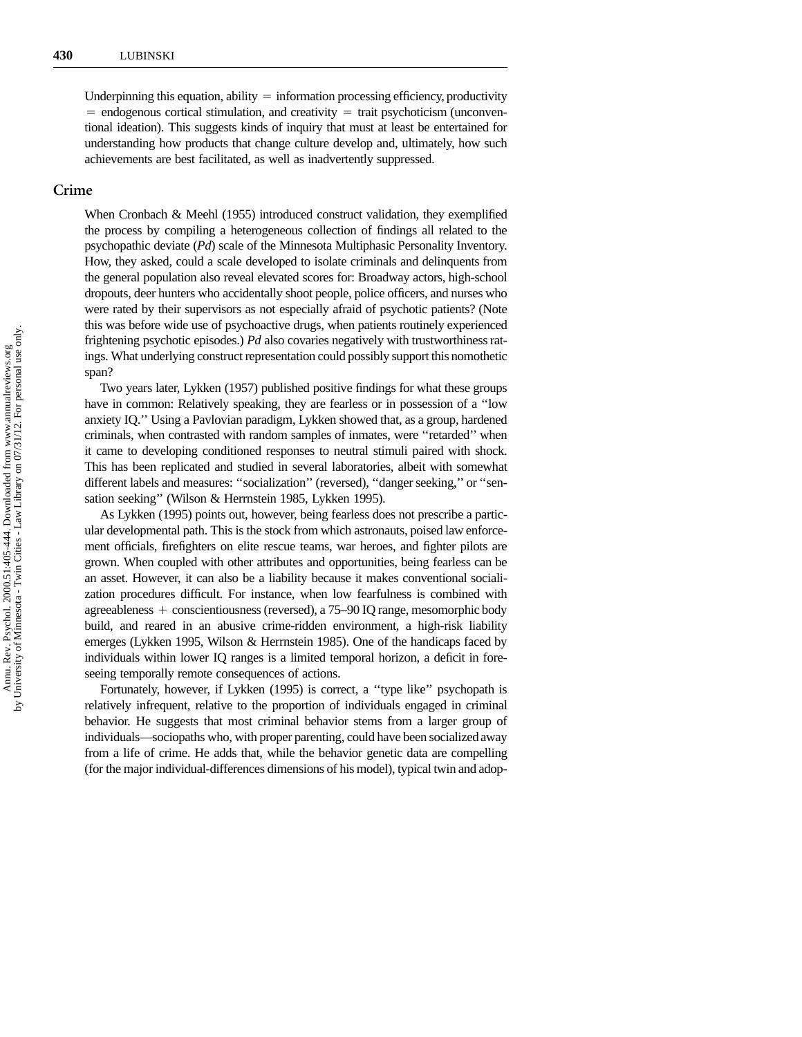Underpinning this equation, ability = information processing efficiency, productivity = endogenous cortical stimulation, and creativity = trait psychoticism (unconventional ideation). This suggests kinds of inquiry that must at least be entertained for understanding how products that change culture develop and, ultimately, how such achievements are best facilitated, as well as inadvertently suppressed.

## Crime

When Cronbach & Meehl (1955) introduced construct validation, they exemplified the process by compiling a heterogeneous collection of findings all related to the psychopathic deviate (*Pd*) scale of the Minnesota Multiphasic Personality Inventory. How, they asked, could a scale developed to isolate criminals and delinquents from the general population also reveal elevated scores for: Broadway actors, high-school dropouts, deer hunters who accidentally shoot people, police officers, and nurses who were rated by their supervisors as not especially afraid of psychotic patients? (Note this was before wide use of psychoactive drugs, when patients routinely experienced frightening psychotic episodes.) *Pd* also covaries negatively with trustworthiness ratings. What underlying construct representation could possibly support this nomothetic span?

Two years later, Lykken (1957) published positive findings for what these groups have in common: Relatively speaking, they are fearless or in possession of a "low anxiety IQ." Using a Pavlovian paradigm, Lykken showed that, as a group, hardened criminals, when contrasted with random samples of inmates, were "retarded" when it came to developing conditioned responses to neutral stimuli paired with shock. This has been replicated and studied in several laboratories, albeit with somewhat different labels and measures: "socialization" (reversed), "danger seeking," or "sensation seeking" (Wilson & Herrnstein 1985, Lykken 1995).

As Lykken (1995) points out, however, being fearless does not prescribe a particular developmental path. This is the stock from which astronauts, poised law enforcement officials, firefighters on elite rescue teams, war heroes, and fighter pilots are grown. When coupled with other attributes and opportunities, being fearless can be an asset. However, it can also be a liability because it makes conventional socialization procedures difficult. For instance, when low fearfulness is combined with agreeableness + conscientiousness (reversed), a 75–90 IQ range, mesomorphic body build, and reared in an abusive crime-ridden environment, a high-risk liability emerges (Lykken 1995, Wilson & Herrnstein 1985). One of the handicaps faced by individuals within lower IQ ranges is a limited temporal horizon, a deficit in foreseeing temporally remote consequences of actions.

Fortunately, however, if Lykken (1995) is correct, a "type like" psychopath is relatively infrequent, relative to the proportion of individuals engaged in criminal behavior. He suggests that most criminal behavior stems from a larger group of individuals—sociopaths who, with proper parenting, could have been socialized away from a life of crime. He adds that, while the behavior genetic data are compelling (for the major individual-differences dimensions of his model), typical twin and adop-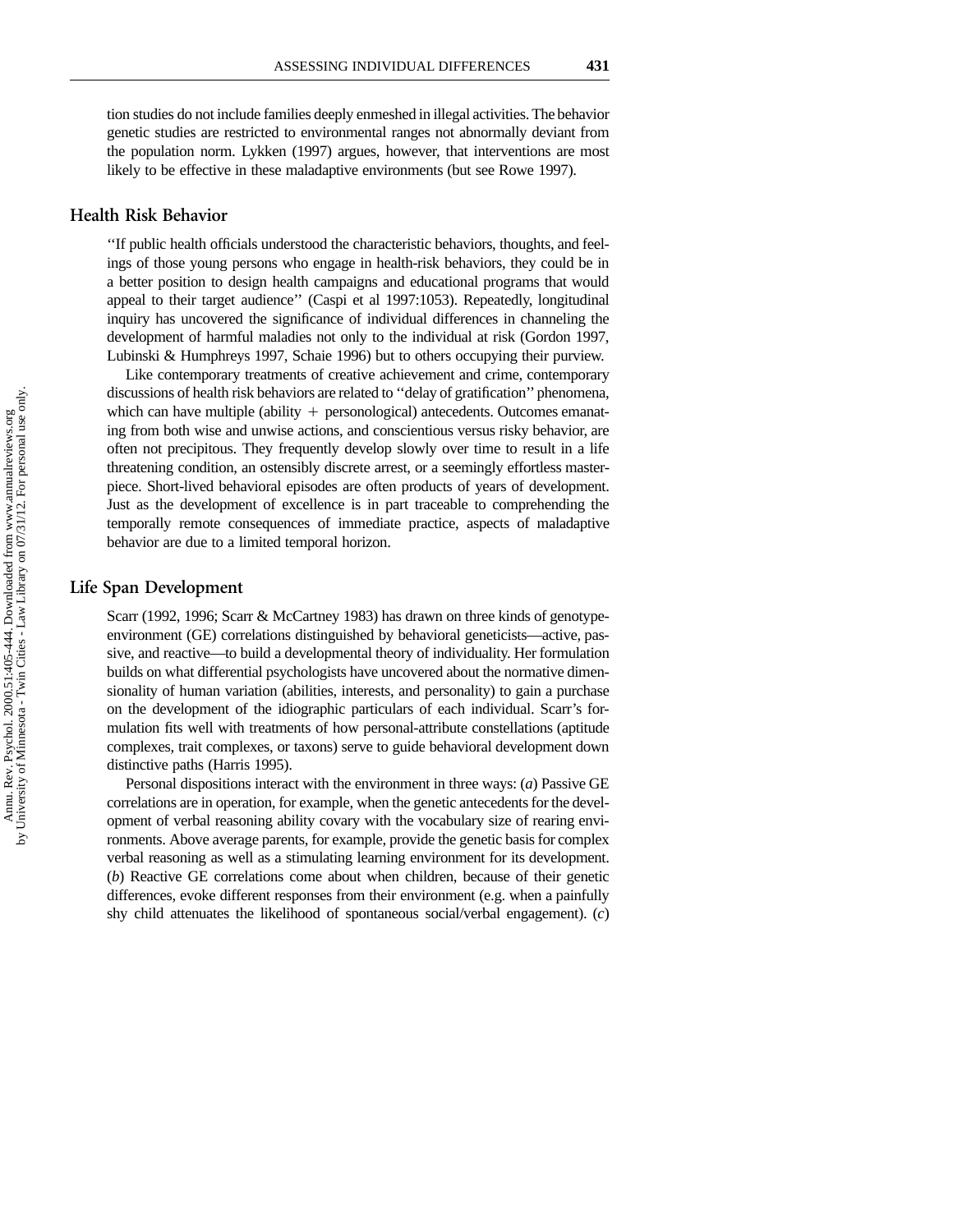tion studies do not include families deeply enmeshed in illegal activities. The behavior genetic studies are restricted to environmental ranges not abnormally deviant from the population norm. Lykken (1997) argues, however, that interventions are most likely to be effective in these maladaptive environments (but see Rowe 1997).

## Health Risk Behavior

''If public health officials understood the characteristic behaviors, thoughts, and feelings of those young persons who engage in health-risk behaviors, they could be in a better position to design health campaigns and educational programs that would appeal to their target audience'' (Caspi et al 1997:1053). Repeatedly, longitudinal inquiry has uncovered the significance of individual differences in channeling the development of harmful maladies not only to the individual at risk (Gordon 1997, Lubinski & Humphreys 1997, Schaie 1996) but to others occupying their purview.

Like contemporary treatments of creative achievement and crime, contemporary discussions of health risk behaviors are related to ''delay of gratification'' phenomena, which can have multiple (ability + personological) antecedents. Outcomes emanating from both wise and unwise actions, and conscientious versus risky behavior, are often not precipitous. They frequently develop slowly over time to result in a life threatening condition, an ostensibly discrete arrest, or a seemingly effortless masterpiece. Short-lived behavioral episodes are often products of years of development. Just as the development of excellence is in part traceable to comprehending the temporally remote consequences of immediate practice, aspects of maladaptive behavior are due to a limited temporal horizon.

## Life Span Development

Scarr (1992, 1996; Scarr & McCartney 1983) has drawn on three kinds of genotype-environment (GE) correlations distinguished by behavioral geneticists—active, passive, and reactive—to build a developmental theory of individuality. Her formulation builds on what differential psychologists have uncovered about the normative dimensionality of human variation (abilities, interests, and personality) to gain a purchase on the development of the idiographic particulars of each individual. Scarr's formulation fits well with treatments of how personal-attribute constellations (aptitude complexes, trait complexes, or taxons) serve to guide behavioral development down distinctive paths (Harris 1995).

Personal dispositions interact with the environment in three ways: (*a*) Passive GE correlations are in operation, for example, when the genetic antecedents for the development of verbal reasoning ability covary with the vocabulary size of rearing environments. Above average parents, for example, provide the genetic basis for complex verbal reasoning as well as a stimulating learning environment for its development. (*b*) Reactive GE correlations come about when children, because of their genetic differences, evoke different responses from their environment (e.g. when a painfully shy child attenuates the likelihood of spontaneous social/verbal engagement). (*c*)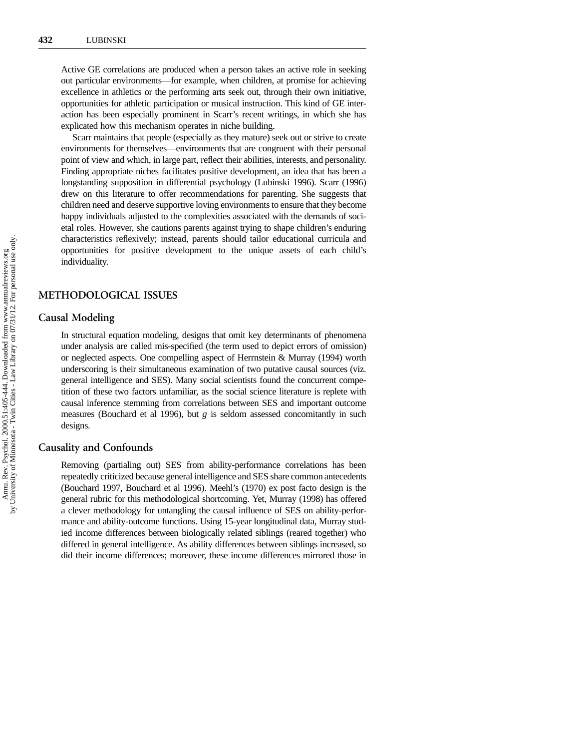Active GE correlations are produced when a person takes an active role in seeking out particular environments—for example, when children, at promise for achieving excellence in athletics or the performing arts seek out, through their own initiative, opportunities for athletic participation or musical instruction. This kind of GE interaction has been especially prominent in Scarr's recent writings, in which she has explicated how this mechanism operates in niche building.

Scarr maintains that people (especially as they mature) seek out or strive to create environments for themselves—environments that are congruent with their personal point of view and which, in large part, reflect their abilities, interests, and personality. Finding appropriate niches facilitates positive development, an idea that has been a longstanding supposition in differential psychology (Lubinski 1996). Scarr (1996) drew on this literature to offer recommendations for parenting. She suggests that children need and deserve supportive loving environments to ensure that they become happy individuals adjusted to the complexities associated with the demands of societal roles. However, she cautions parents against trying to shape children's enduring characteristics reflexively; instead, parents should tailor educational curricula and opportunities for positive development to the unique assets of each child's individuality.

## METHODOLOGICAL ISSUES

### Causal Modeling

In structural equation modeling, designs that omit key determinants of phenomena under analysis are called mis-specified (the term used to depict errors of omission) or neglected aspects. One compelling aspect of Herrnstein & Murray (1994) worth underscoring is their simultaneous examination of two putative causal sources (viz. general intelligence and SES). Many social scientists found the concurrent competition of these two factors unfamiliar, as the social science literature is replete with causal inference stemming from correlations between SES and important outcome measures (Bouchard et al 1996), but *g* is seldom assessed concomitantly in such designs.

### Causality and Confounds

Removing (partialing out) SES from ability-performance correlations has been repeatedly criticized because general intelligence and SES share common antecedents (Bouchard 1997, Bouchard et al 1996). Meehl's (1970) ex post facto design is the general rubric for this methodological shortcoming. Yet, Murray (1998) has offered a clever methodology for untangling the causal influence of SES on ability-performance and ability-outcome functions. Using 15-year longitudinal data, Murray studied income differences between biologically related siblings (reared together) who differed in general intelligence. As ability differences between siblings increased, so did their income differences; moreover, these income differences mirrored those in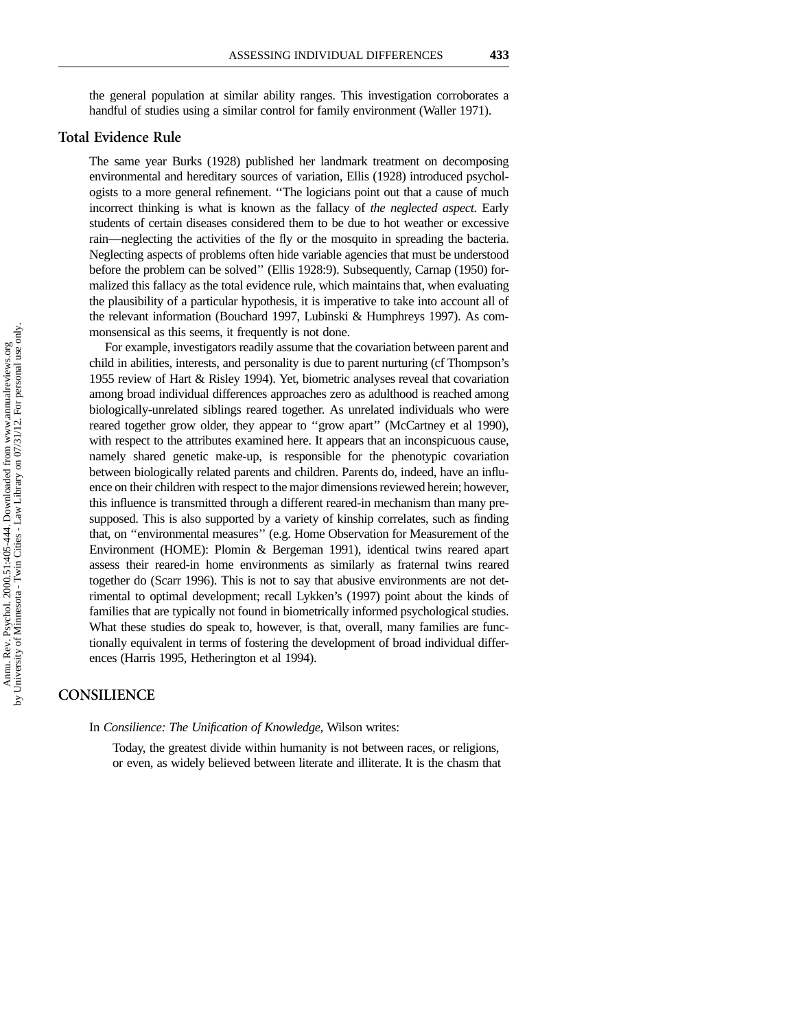the general population at similar ability ranges. This investigation corroborates a handful of studies using a similar control for family environment (Waller 1971).

### Total Evidence Rule

The same year Burks (1928) published her landmark treatment on decomposing environmental and hereditary sources of variation, Ellis (1928) introduced psychologists to a more general refinement. ''The logicians point out that a cause of much incorrect thinking is what is known as the fallacy of *the neglected aspect.* Early students of certain diseases considered them to be due to hot weather or excessive rain—neglecting the activities of the fly or the mosquito in spreading the bacteria. Neglecting aspects of problems often hide variable agencies that must be understood before the problem can be solved'' (Ellis 1928:9). Subsequently, Carnap (1950) formalized this fallacy as the total evidence rule, which maintains that, when evaluating the plausibility of a particular hypothesis, it is imperative to take into account all of the relevant information (Bouchard 1997, Lubinski & Humphreys 1997). As commonsensical as this seems, it frequently is not done.

For example, investigators readily assume that the covariation between parent and child in abilities, interests, and personality is due to parent nurturing (cf Thompson's 1955 review of Hart & Risley 1994). Yet, biometric analyses reveal that covariation among broad individual differences approaches zero as adulthood is reached among biologically-unrelated siblings reared together. As unrelated individuals who were reared together grow older, they appear to ''grow apart'' (McCartney et al 1990), with respect to the attributes examined here. It appears that an inconspicuous cause, namely shared genetic make-up, is responsible for the phenotypic covariation between biologically related parents and children. Parents do, indeed, have an influence on their children with respect to the major dimensions reviewed herein; however, this influence is transmitted through a different reared-in mechanism than many presupposed. This is also supported by a variety of kinship correlates, such as finding that, on ''environmental measures'' (e.g. Home Observation for Measurement of the Environment (HOME): Plomin & Bergeman 1991), identical twins reared apart assess their reared-in home environments as similarly as fraternal twins reared together do (Scarr 1996). This is not to say that abusive environments are not detrimental to optimal development; recall Lykken's (1997) point about the kinds of families that are typically not found in biometrically informed psychological studies. What these studies do speak to, however, is that, overall, many families are functionally equivalent in terms of fostering the development of broad individual differences (Harris 1995, Hetherington et al 1994).

## CONSILIENCE

In *Consilience: The Unification of Knowledge,* Wilson writes:

> Today, the greatest divide within humanity is not between races, or religions, or even, as widely believed between literate and illiterate. It is the chasm that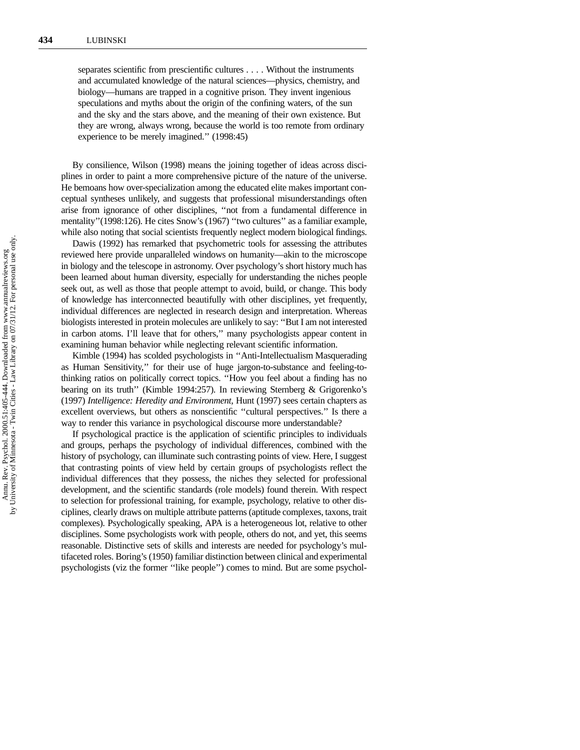> separates scientific from prescientific cultures . . . . Without the instruments and accumulated knowledge of the natural sciences—physics, chemistry, and biology—humans are trapped in a cognitive prison. They invent ingenious speculations and myths about the origin of the confining waters, of the sun and the sky and the stars above, and the meaning of their own existence. But they are wrong, always wrong, because the world is too remote from ordinary experience to be merely imagined.'' (1998:45)

By consilience, Wilson (1998) means the joining together of ideas across disciplines in order to paint a more comprehensive picture of the nature of the universe. He bemoans how over-specialization among the educated elite makes important conceptual syntheses unlikely, and suggests that professional misunderstandings often arise from ignorance of other disciplines, ''not from a fundamental difference in mentality''(1998:126). He cites Snow's (1967) ''two cultures'' as a familiar example, while also noting that social scientists frequently neglect modern biological findings.

Dawis (1992) has remarked that psychometric tools for assessing the attributes reviewed here provide unparalleled windows on humanity—akin to the microscope in biology and the telescope in astronomy. Over psychology's short history much has been learned about human diversity, especially for understanding the niches people seek out, as well as those that people attempt to avoid, build, or change. This body of knowledge has interconnected beautifully with other disciplines, yet frequently, individual differences are neglected in research design and interpretation. Whereas biologists interested in protein molecules are unlikely to say: ''But I am not interested in carbon atoms. I'll leave that for others,'' many psychologists appear content in examining human behavior while neglecting relevant scientific information.

Kimble (1994) has scolded psychologists in ''Anti-Intellectualism Masquerading as Human Sensitivity,'' for their use of huge jargon-to-substance and feeling-to-thinking ratios on politically correct topics. ''How you feel about a finding has no bearing on its truth'' (Kimble 1994:257). In reviewing Sternberg & Grigorenko's (1997) *Intelligence: Heredity and Environment,* Hunt (1997) sees certain chapters as excellent overviews, but others as nonscientific ''cultural perspectives.'' Is there a way to render this variance in psychological discourse more understandable?

If psychological practice is the application of scientific principles to individuals and groups, perhaps the psychology of individual differences, combined with the history of psychology, can illuminate such contrasting points of view. Here, I suggest that contrasting points of view held by certain groups of psychologists reflect the individual differences that they possess, the niches they selected for professional development, and the scientific standards (role models) found therein. With respect to selection for professional training, for example, psychology, relative to other disciplines, clearly draws on multiple attribute patterns (aptitude complexes, taxons, trait complexes). Psychologically speaking, APA is a heterogeneous lot, relative to other disciplines. Some psychologists work with people, others do not, and yet, this seems reasonable. Distinctive sets of skills and interests are needed for psychology's multifaceted roles. Boring's (1950) familiar distinction between clinical and experimental psychologists (viz the former ''like people'') comes to mind. But are some psychol-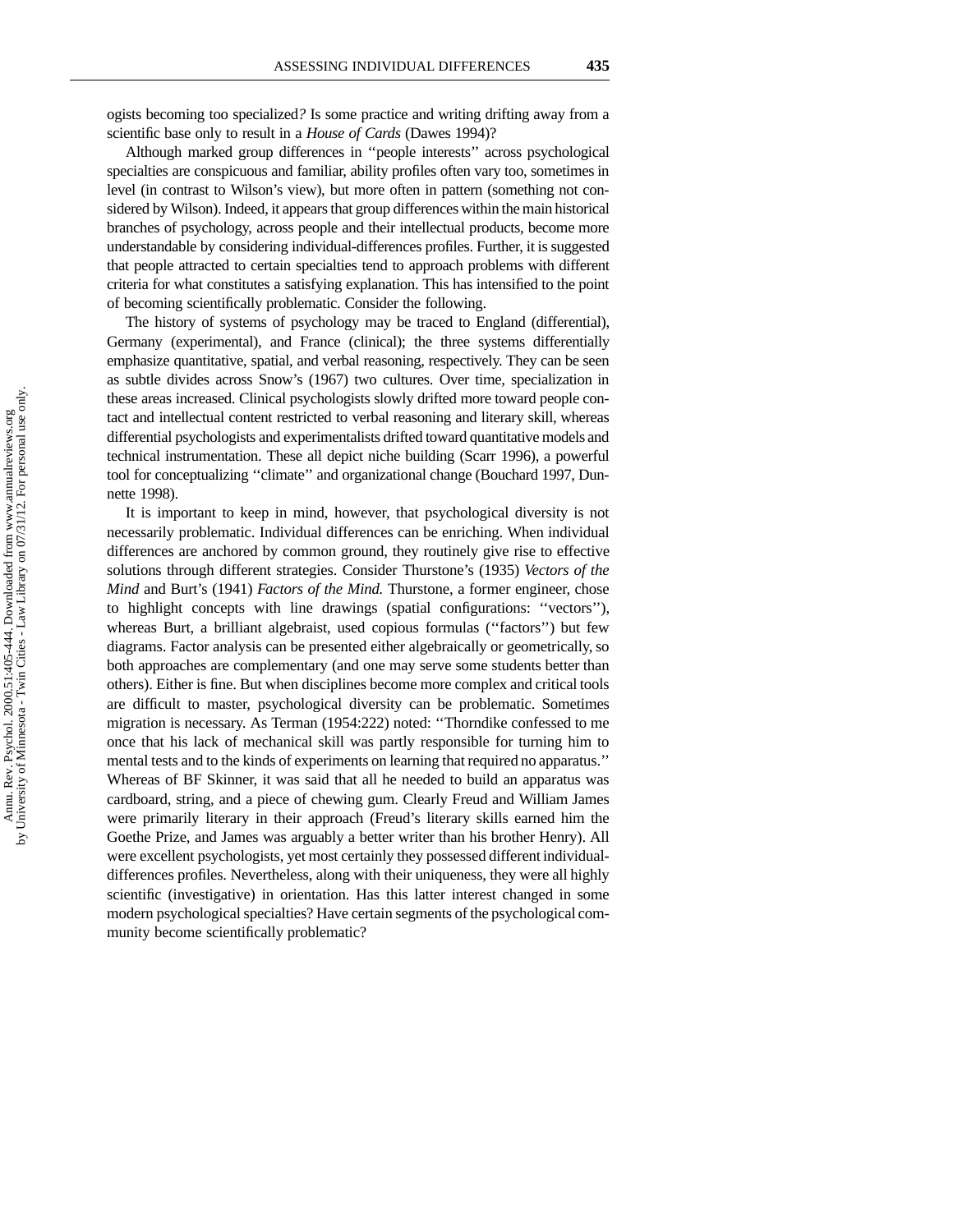ogists becoming too specialized? Is some practice and writing drifting away from a scientific base only to result in a *House of Cards* (Dawes 1994)?

Although marked group differences in "people interests" across psychological specialties are conspicuous and familiar, ability profiles often vary too, sometimes in level (in contrast to Wilson's view), but more often in pattern (something not considered by Wilson). Indeed, it appears that group differences within the main historical branches of psychology, across people and their intellectual products, become more understandable by considering individual-differences profiles. Further, it is suggested that people attracted to certain specialties tend to approach problems with different criteria for what constitutes a satisfying explanation. This has intensified to the point of becoming scientifically problematic. Consider the following.

The history of systems of psychology may be traced to England (differential), Germany (experimental), and France (clinical); the three systems differentially emphasize quantitative, spatial, and verbal reasoning, respectively. They can be seen as subtle divides across Snow's (1967) two cultures. Over time, specialization in these areas increased. Clinical psychologists slowly drifted more toward people contact and intellectual content restricted to verbal reasoning and literary skill, whereas differential psychologists and experimentalists drifted toward quantitative models and technical instrumentation. These all depict niche building (Scarr 1996), a powerful tool for conceptualizing "climate" and organizational change (Bouchard 1997, Dunnette 1998).

It is important to keep in mind, however, that psychological diversity is not necessarily problematic. Individual differences can be enriching. When individual differences are anchored by common ground, they routinely give rise to effective solutions through different strategies. Consider Thurstone's (1935) *Vectors of the Mind* and Burt's (1941) *Factors of the Mind.* Thurstone, a former engineer, chose to highlight concepts with line drawings (spatial configurations: "vectors"), whereas Burt, a brilliant algebraist, used copious formulas ("factors") but few diagrams. Factor analysis can be presented either algebraically or geometrically, so both approaches are complementary (and one may serve some students better than others). Either is fine. But when disciplines become more complex and critical tools are difficult to master, psychological diversity can be problematic. Sometimes migration is necessary. As Terman (1954:222) noted: "Thorndike confessed to me once that his lack of mechanical skill was partly responsible for turning him to mental tests and to the kinds of experiments on learning that required no apparatus." Whereas of BF Skinner, it was said that all he needed to build an apparatus was cardboard, string, and a piece of chewing gum. Clearly Freud and William James were primarily literary in their approach (Freud's literary skills earned him the Goethe Prize, and James was arguably a better writer than his brother Henry). All were excellent psychologists, yet most certainly they possessed different individual-differences profiles. Nevertheless, along with their uniqueness, they were all highly scientific (investigative) in orientation. Has this latter interest changed in some modern psychological specialties? Have certain segments of the psychological community become scientifically problematic?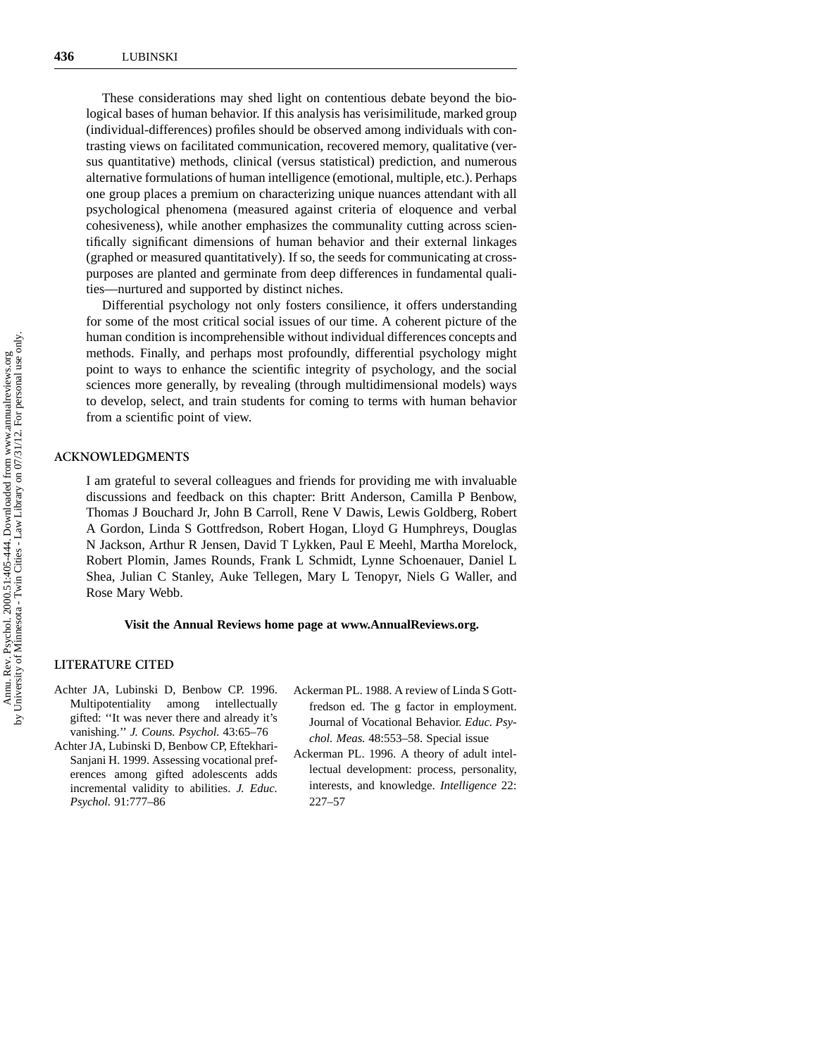These considerations may shed light on contentious debate beyond the biological bases of human behavior. If this analysis has verisimilitude, marked group (individual-differences) profiles should be observed among individuals with contrasting views on facilitated communication, recovered memory, qualitative (versus quantitative) methods, clinical (versus statistical) prediction, and numerous alternative formulations of human intelligence (emotional, multiple, etc.). Perhaps one group places a premium on characterizing unique nuances attendant with all psychological phenomena (measured against criteria of eloquence and verbal cohesiveness), while another emphasizes the communality cutting across scientifically significant dimensions of human behavior and their external linkages (graphed or measured quantitatively). If so, the seeds for communicating at cross-purposes are planted and germinate from deep differences in fundamental qualities—nurtured and supported by distinct niches.

Differential psychology not only fosters consilience, it offers understanding for some of the most critical social issues of our time. A coherent picture of the human condition is incomprehensible without individual differences concepts and methods. Finally, and perhaps most profoundly, differential psychology might point to ways to enhance the scientific integrity of psychology, and the social sciences more generally, by revealing (through multidimensional models) ways to develop, select, and train students for coming to terms with human behavior from a scientific point of view.

## ACKNOWLEDGMENTS

I am grateful to several colleagues and friends for providing me with invaluable discussions and feedback on this chapter: Britt Anderson, Camilla P Benbow, Thomas J Bouchard Jr, John B Carroll, Rene V Dawis, Lewis Goldberg, Robert A Gordon, Linda S Gottfredson, Robert Hogan, Lloyd G Humphreys, Douglas N Jackson, Arthur R Jensen, David T Lykken, Paul E Meehl, Martha Morelock, Robert Plomin, James Rounds, Frank L Schmidt, Lynne Schoenauer, Daniel L Shea, Julian C Stanley, Auke Tellegen, Mary L Tenopyr, Niels G Waller, and Rose Mary Webb.

**Visit the Annual Reviews home page at www.AnnualReviews.org.**

## LITERATURE CITED

Achter JA, Lubinski D, Benbow CP. 1996. Multipotentiality among intellectually gifted: "It was never there and already it's vanishing." *J. Couns. Psychol.* 43:65–76

Achter JA, Lubinski D, Benbow CP, Eftekhari-Sanjani H. 1999. Assessing vocational preferences among gifted adolescents adds incremental validity to abilities. *J. Educ. Psychol.* 91:777–86

Ackerman PL. 1988. A review of Linda S Gottfredson ed. The g factor in employment. Journal of Vocational Behavior. *Educ. Psychol. Meas.* 48:553–58. Special issue

Ackerman PL. 1996. A theory of adult intellectual development: process, personality, interests, and knowledge. *Intelligence* 22: 227–57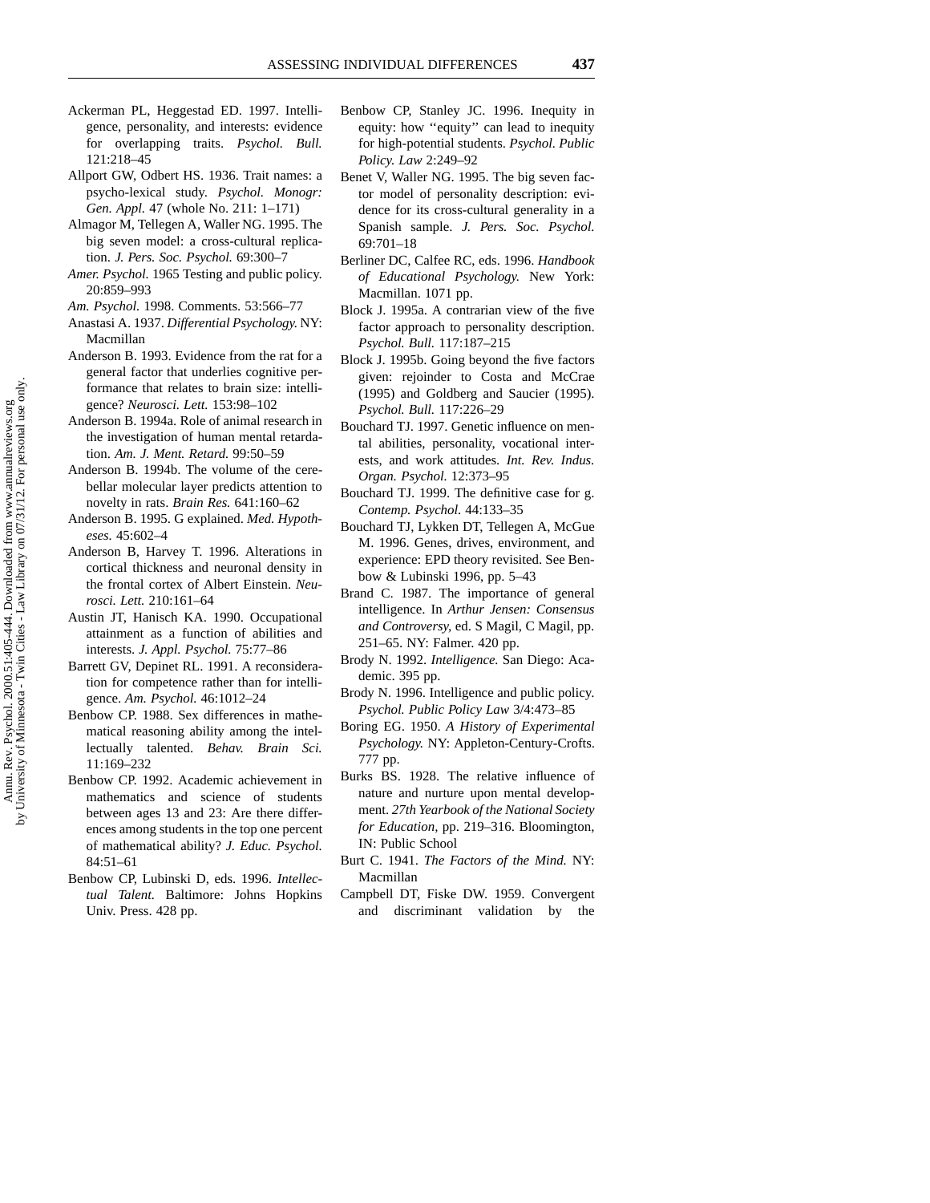Ackerman PL, Heggestad ED. 1997. Intelligence, personality, and interests: evidence for overlapping traits. *Psychol. Bull.* 121:218–45

Allport GW, Odbert HS. 1936. Trait names: a psycho-lexical study. *Psychol. Monogr: Gen. Appl.* 47 (whole No. 211: 1–171)

Almagor M, Tellegen A, Waller NG. 1995. The big seven model: a cross-cultural replication. *J. Pers. Soc. Psychol.* 69:300–7

*Amer. Psychol.* 1965 Testing and public policy. 20:859–993

*Am. Psychol.* 1998. Comments. 53:566–77

Anastasi A. 1937. *Differential Psychology.* NY: Macmillan

Anderson B. 1993. Evidence from the rat for a general factor that underlies cognitive performance that relates to brain size: intelligence? *Neurosci. Lett.* 153:98–102

Anderson B. 1994a. Role of animal research in the investigation of human mental retardation. *Am. J. Ment. Retard.* 99:50–59

Anderson B. 1994b. The volume of the cerebellar molecular layer predicts attention to novelty in rats. *Brain Res.* 641:160–62

Anderson B. 1995. G explained. *Med. Hypotheses.* 45:602–4

Anderson B, Harvey T. 1996. Alterations in cortical thickness and neuronal density in the frontal cortex of Albert Einstein. *Neurosci. Lett.* 210:161–64

Austin JT, Hanisch KA. 1990. Occupational attainment as a function of abilities and interests. *J. Appl. Psychol.* 75:77–86

Barrett GV, Depinet RL. 1991. A reconsideration for competence rather than for intelligence. *Am. Psychol.* 46:1012–24

Benbow CP. 1988. Sex differences in mathematical reasoning ability among the intellectually talented. *Behav. Brain Sci.* 11:169–232

Benbow CP. 1992. Academic achievement in mathematics and science of students between ages 13 and 23: Are there differences among students in the top one percent of mathematical ability? *J. Educ. Psychol.* 84:51–61

Benbow CP, Lubinski D, eds. 1996. *Intellectual Talent.* Baltimore: Johns Hopkins Univ. Press. 428 pp.

Benbow CP, Stanley JC. 1996. Inequity in equity: how "equity" can lead to inequity for high-potential students. *Psychol. Public Policy. Law* 2:249–92

Benet V, Waller NG. 1995. The big seven factor model of personality description: evidence for its cross-cultural generality in a Spanish sample. *J. Pers. Soc. Psychol.* 69:701–18

Berliner DC, Calfee RC, eds. 1996. *Handbook of Educational Psychology.* New York: Macmillan. 1071 pp.

Block J. 1995a. A contrarian view of the five factor approach to personality description. *Psychol. Bull.* 117:187–215

Block J. 1995b. Going beyond the five factors given: rejoinder to Costa and McCrae (1995) and Goldberg and Saucier (1995). *Psychol. Bull.* 117:226–29

Bouchard TJ. 1997. Genetic influence on mental abilities, personality, vocational interests, and work attitudes. *Int. Rev. Indus. Organ. Psychol.* 12:373–95

Bouchard TJ. 1999. The definitive case for g. *Contemp. Psychol.* 44:133–35

Bouchard TJ, Lykken DT, Tellegen A, McGue M. 1996. Genes, drives, environment, and experience: EPD theory revisited. See Benbow & Lubinski 1996, pp. 5–43

Brand C. 1987. The importance of general intelligence. In *Arthur Jensen: Consensus and Controversy,* ed. S Magil, C Magil, pp. 251–65. NY: Falmer. 420 pp.

Brody N. 1992. *Intelligence.* San Diego: Academic. 395 pp.

Brody N. 1996. Intelligence and public policy. *Psychol. Public Policy Law* 3/4:473–85

Boring EG. 1950. *A History of Experimental Psychology.* NY: Appleton-Century-Crofts. 777 pp.

Burks BS. 1928. The relative influence of nature and nurture upon mental development. *27th Yearbook of the National Society for Education,* pp. 219–316. Bloomington, IN: Public School

Burt C. 1941. *The Factors of the Mind.* NY: Macmillan

Campbell DT, Fiske DW. 1959. Convergent and discriminant validation by the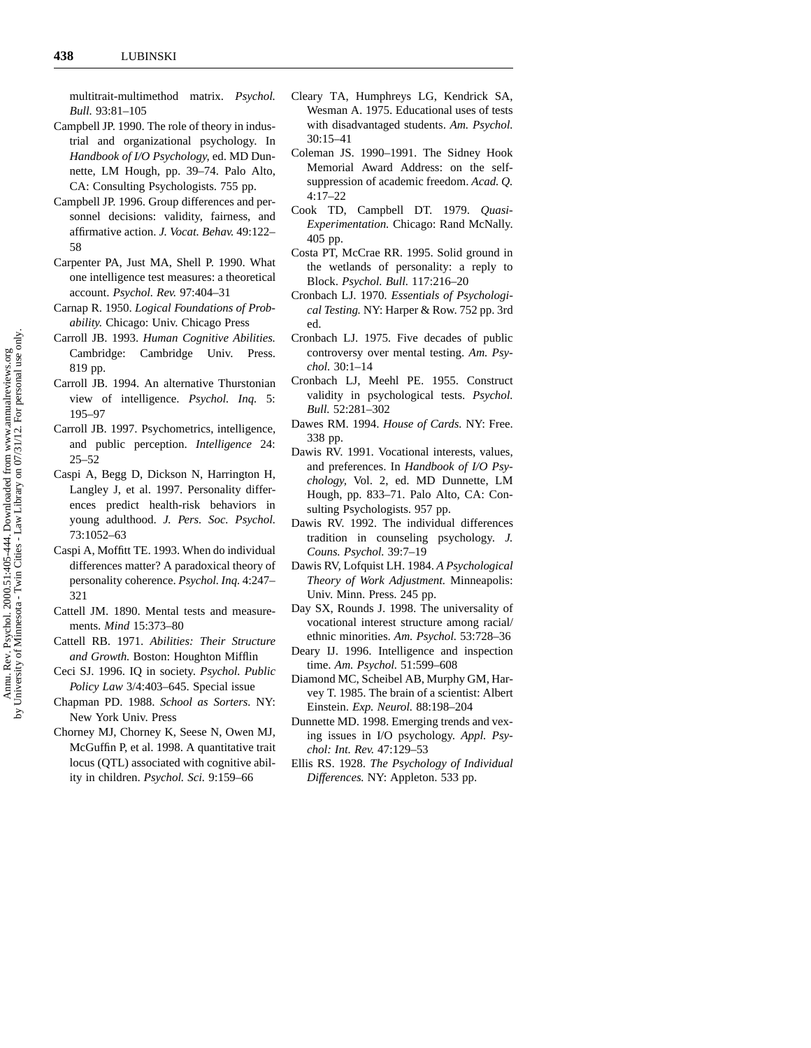multitrait-multimethod matrix. *Psychol. Bull.* 93:81–105

Campbell JP. 1990. The role of theory in industrial and organizational psychology. In *Handbook of I/O Psychology*, ed. MD Dunnette, LM Hough, pp. 39–74. Palo Alto, CA: Consulting Psychologists. 755 pp.

Campbell JP. 1996. Group differences and personnel decisions: validity, fairness, and affirmative action. *J. Vocat. Behav.* 49:122–58

Carpenter PA, Just MA, Shell P. 1990. What one intelligence test measures: a theoretical account. *Psychol. Rev.* 97:404–31

Carnap R. 1950. *Logical Foundations of Probability.* Chicago: Univ. Chicago Press

Carroll JB. 1993. *Human Cognitive Abilities.* Cambridge: Cambridge Univ. Press. 819 pp.

Carroll JB. 1994. An alternative Thurstonian view of intelligence. *Psychol. Inq.* 5: 195–97

Carroll JB. 1997. Psychometrics, intelligence, and public perception. *Intelligence* 24: 25–52

Caspi A, Begg D, Dickson N, Harrington H, Langley J, et al. 1997. Personality differences predict health-risk behaviors in young adulthood. *J. Pers. Soc. Psychol.* 73:1052–63

Caspi A, Moffitt TE. 1993. When do individual differences matter? A paradoxical theory of personality coherence. *Psychol. Inq.* 4:247–321

Cattell JM. 1890. Mental tests and measurements. *Mind* 15:373–80

Cattell RB. 1971. *Abilities: Their Structure and Growth.* Boston: Houghton Mifflin

Ceci SJ. 1996. IQ in society. *Psychol. Public Policy Law* 3/4:403–645. Special issue

Chapman PD. 1988. *School as Sorters.* NY: New York Univ. Press

Chorney MJ, Chorney K, Seese N, Owen MJ, McGuffin P, et al. 1998. A quantitative trait locus (QTL) associated with cognitive ability in children. *Psychol. Sci.* 9:159–66

Cleary TA, Humphreys LG, Kendrick SA, Wesman A. 1975. Educational uses of tests with disadvantaged students. *Am. Psychol.* 30:15–41

Coleman JS. 1990–1991. The Sidney Hook Memorial Award Address: on the self-suppression of academic freedom. *Acad. Q.* 4:17–22

Cook TD, Campbell DT. 1979. *Quasi-Experimentation.* Chicago: Rand McNally. 405 pp.

Costa PT, McCrae RR. 1995. Solid ground in the wetlands of personality: a reply to Block. *Psychol. Bull.* 117:216–20

Cronbach LJ. 1970. *Essentials of Psychological Testing.* NY: Harper & Row. 752 pp. 3rd ed.

Cronbach LJ. 1975. Five decades of public controversy over mental testing. *Am. Psychol.* 30:1–14

Cronbach LJ, Meehl PE. 1955. Construct validity in psychological tests. *Psychol. Bull.* 52:281–302

Dawes RM. 1994. *House of Cards.* NY: Free. 338 pp.

Dawis RV. 1991. Vocational interests, values, and preferences. In *Handbook of I/O Psychology*, Vol. 2, ed. MD Dunnette, LM Hough, pp. 833–71. Palo Alto, CA: Consulting Psychologists. 957 pp.

Dawis RV. 1992. The individual differences tradition in counseling psychology. *J. Couns. Psychol.* 39:7–19

Dawis RV, Lofquist LH. 1984. *A Psychological Theory of Work Adjustment.* Minneapolis: Univ. Minn. Press. 245 pp.

Day SX, Rounds J. 1998. The universality of vocational interest structure among racial/ethnic minorities. *Am. Psychol.* 53:728–36

Deary IJ. 1996. Intelligence and inspection time. *Am. Psychol.* 51:599–608

Diamond MC, Scheibel AB, Murphy GM, Harvey T. 1985. The brain of a scientist: Albert Einstein. *Exp. Neurol.* 88:198–204

Dunnette MD. 1998. Emerging trends and vexing issues in I/O psychology. *Appl. Psychol: Int. Rev.* 47:129–53

Ellis RS. 1928. *The Psychology of Individual Differences.* NY: Appleton. 533 pp.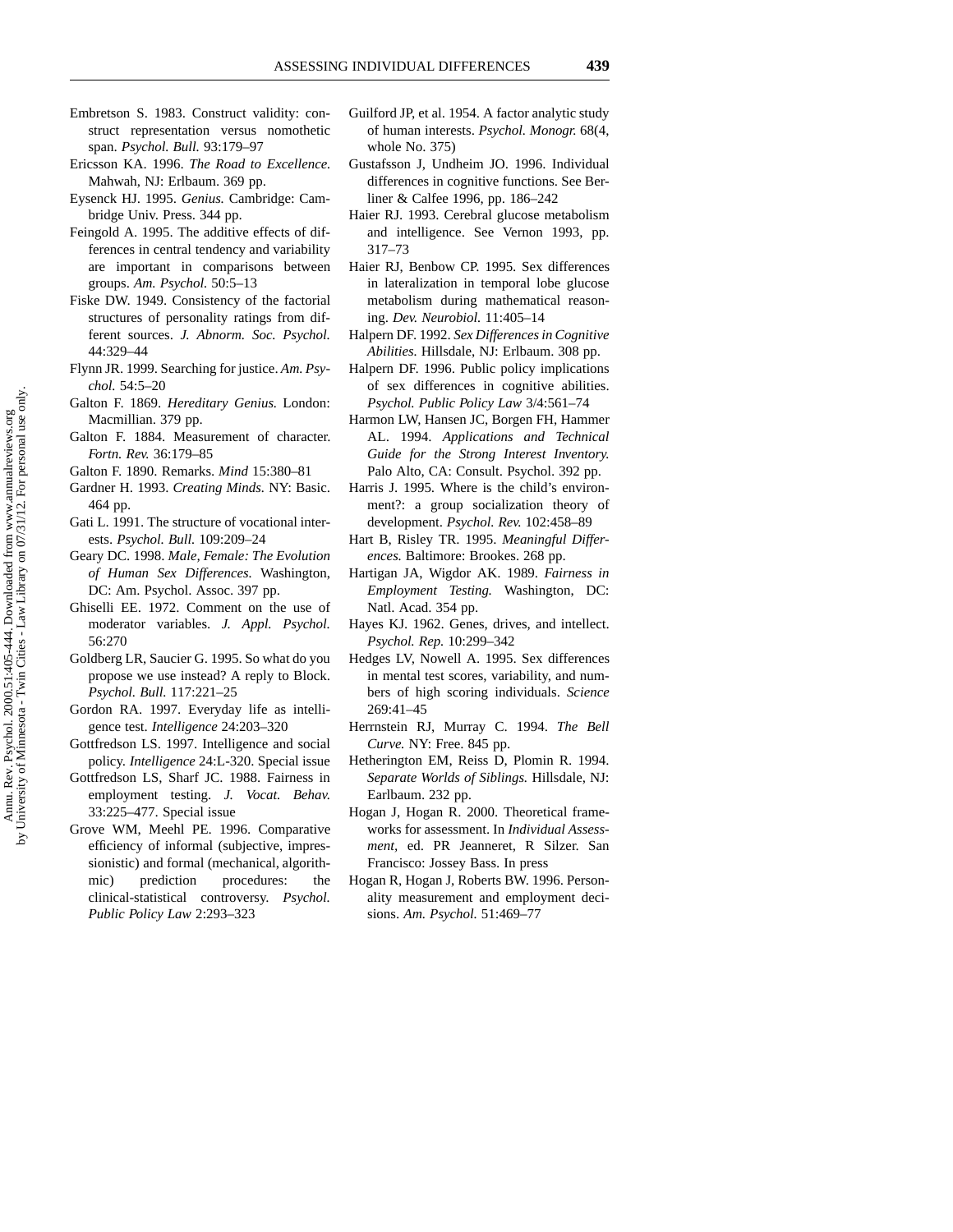Embretson S. 1983. Construct validity: construct representation versus nomothetic span. *Psychol. Bull.* 93:179–97

Ericsson KA. 1996. *The Road to Excellence.* Mahwah, NJ: Erlbaum. 369 pp.

Eysenck HJ. 1995. *Genius.* Cambridge: Cambridge Univ. Press. 344 pp.

Feingold A. 1995. The additive effects of differences in central tendency and variability are important in comparisons between groups. *Am. Psychol.* 50:5–13

Fiske DW. 1949. Consistency of the factorial structures of personality ratings from different sources. *J. Abnorm. Soc. Psychol.* 44:329–44

Flynn JR. 1999. Searching for justice. *Am. Psychol.* 54:5–20

Galton F. 1869. *Hereditary Genius.* London: Macmillian. 379 pp.

Galton F. 1884. Measurement of character. *Fortn. Rev.* 36:179–85

Galton F. 1890. Remarks. *Mind* 15:380–81

Gardner H. 1993. *Creating Minds.* NY: Basic. 464 pp.

Gati L. 1991. The structure of vocational interests. *Psychol. Bull.* 109:209–24

Geary DC. 1998. *Male, Female: The Evolution of Human Sex Differences.* Washington, DC: Am. Psychol. Assoc. 397 pp.

Ghiselli EE. 1972. Comment on the use of moderator variables. *J. Appl. Psychol.* 56:270

Goldberg LR, Saucier G. 1995. So what do you propose we use instead? A reply to Block. *Psychol. Bull.* 117:221–25

Gordon RA. 1997. Everyday life as intelligence test. *Intelligence* 24:203–320

Gottfredson LS. 1997. Intelligence and social policy. *Intelligence* 24:L-320. Special issue

Gottfredson LS, Sharf JC. 1988. Fairness in employment testing. *J. Vocat. Behav.* 33:225–477. Special issue

Grove WM, Meehl PE. 1996. Comparative efficiency of informal (subjective, impressionistic) and formal (mechanical, algorithmic) prediction procedures: the clinical-statistical controversy. *Psychol. Public Policy Law* 2:293–323

Guilford JP, et al. 1954. A factor analytic study of human interests. *Psychol. Monogr.* 68(4, whole No. 375)

Gustafsson J, Undheim JO. 1996. Individual differences in cognitive functions. See Berliner & Calfee 1996, pp. 186–242

Haier RJ. 1993. Cerebral glucose metabolism and intelligence. See Vernon 1993, pp. 317–73

Haier RJ, Benbow CP. 1995. Sex differences in lateralization in temporal lobe glucose metabolism during mathematical reasoning. *Dev. Neurobiol.* 11:405–14

Halpern DF. 1992. *Sex Differences in Cognitive Abilities.* Hillsdale, NJ: Erlbaum. 308 pp.

Halpern DF. 1996. Public policy implications of sex differences in cognitive abilities. *Psychol. Public Policy Law* 3/4:561–74

Harmon LW, Hansen JC, Borgen FH, Hammer AL. 1994. *Applications and Technical Guide for the Strong Interest Inventory.* Palo Alto, CA: Consult. Psychol. 392 pp.

Harris J. 1995. Where is the child's environment?: a group socialization theory of development. *Psychol. Rev.* 102:458–89

Hart B, Risley TR. 1995. *Meaningful Differences.* Baltimore: Brookes. 268 pp.

Hartigan JA, Wigdor AK. 1989. *Fairness in Employment Testing.* Washington, DC: Natl. Acad. 354 pp.

Hayes KJ. 1962. Genes, drives, and intellect. *Psychol. Rep.* 10:299–342

Hedges LV, Nowell A. 1995. Sex differences in mental test scores, variability, and numbers of high scoring individuals. *Science* 269:41–45

Herrnstein RJ, Murray C. 1994. *The Bell Curve.* NY: Free. 845 pp.

Hetherington EM, Reiss D, Plomin R. 1994. *Separate Worlds of Siblings.* Hillsdale, NJ: Earlbaum. 232 pp.

Hogan J, Hogan R. 2000. Theoretical frameworks for assessment. In *Individual Assessment*, ed. PR Jeanneret, R Silzer. San Francisco: Jossey Bass. In press

Hogan R, Hogan J, Roberts BW. 1996. Personality measurement and employment decisions. *Am. Psychol.* 51:469–77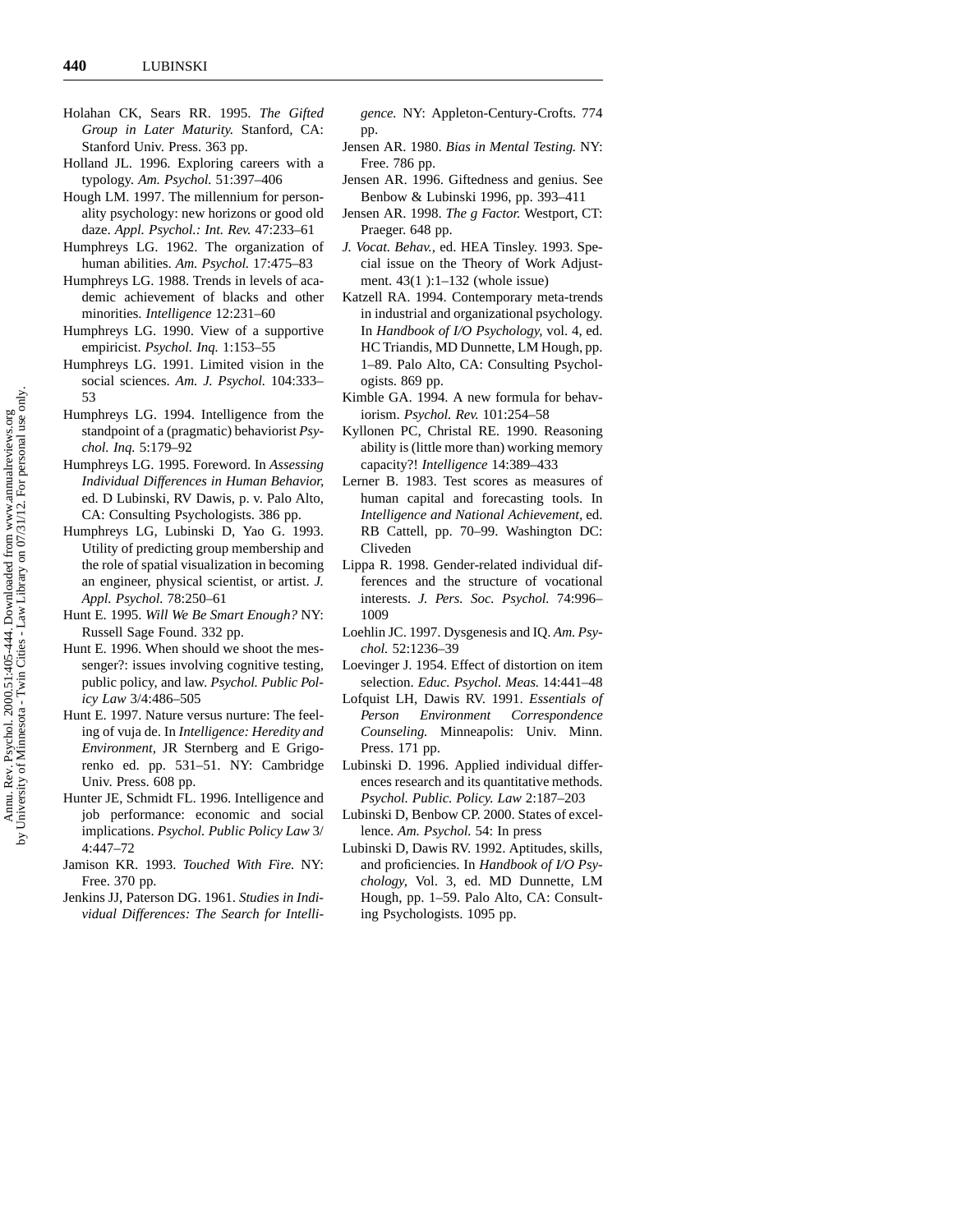Holahan CK, Sears RR. 1995. *The Gifted Group in Later Maturity.* Stanford, CA: Stanford Univ. Press. 363 pp.

Holland JL. 1996. Exploring careers with a typology. *Am. Psychol.* 51:397–406

Hough LM. 1997. The millennium for personality psychology: new horizons or good old daze. *Appl. Psychol.: Int. Rev.* 47:233–61

Humphreys LG. 1962. The organization of human abilities. *Am. Psychol.* 17:475–83

Humphreys LG. 1988. Trends in levels of academic achievement of blacks and other minorities. *Intelligence* 12:231–60

Humphreys LG. 1990. View of a supportive empiricist. *Psychol. Inq.* 1:153–55

Humphreys LG. 1991. Limited vision in the social sciences. *Am. J. Psychol.* 104:333–53

Humphreys LG. 1994. Intelligence from the standpoint of a (pragmatic) behaviorist *Psychol. Inq.* 5:179–92

Humphreys LG. 1995. Foreword. In *Assessing Individual Differences in Human Behavior,* ed. D Lubinski, RV Dawis, p. v. Palo Alto, CA: Consulting Psychologists. 386 pp.

Humphreys LG, Lubinski D, Yao G. 1993. Utility of predicting group membership and the role of spatial visualization in becoming an engineer, physical scientist, or artist. *J. Appl. Psychol.* 78:250–61

Hunt E. 1995. *Will We Be Smart Enough?* NY: Russell Sage Found. 332 pp.

Hunt E. 1996. When should we shoot the messenger?: issues involving cognitive testing, public policy, and law. *Psychol. Public Policy Law* 3/4:486–505

Hunt E. 1997. Nature versus nurture: The feeling of vuja de. In *Intelligence: Heredity and Environment*, JR Sternberg and E Grigorenko ed. pp. 531–51. NY: Cambridge Univ. Press. 608 pp.

Hunter JE, Schmidt FL. 1996. Intelligence and job performance: economic and social implications. *Psychol. Public Policy Law* 3/4:447–72

Jamison KR. 1993. *Touched With Fire.* NY: Free. 370 pp.

Jenkins JJ, Paterson DG. 1961. *Studies in Individual Differences: The Search for Intelligence.* NY: Appleton-Century-Crofts. 774 pp.

Jensen AR. 1980. *Bias in Mental Testing.* NY: Free. 786 pp.

Jensen AR. 1996. Giftedness and genius. See Benbow & Lubinski 1996, pp. 393–411

Jensen AR. 1998. *The g Factor.* Westport, CT: Praeger. 648 pp.

*J. Vocat. Behav.*, ed. HEA Tinsley. 1993. Special issue on the Theory of Work Adjustment. 43(1 ):1–132 (whole issue)

Katzell RA. 1994. Contemporary meta-trends in industrial and organizational psychology. In *Handbook of I/O Psychology,* vol. 4, ed. HC Triandis, MD Dunnette, LM Hough, pp. 1–89. Palo Alto, CA: Consulting Psychologists. 869 pp.

Kimble GA. 1994. A new formula for behaviorism. *Psychol. Rev.* 101:254–58

Kyllonen PC, Christal RE. 1990. Reasoning ability is (little more than) working memory capacity?! *Intelligence* 14:389–433

Lerner B. 1983. Test scores as measures of human capital and forecasting tools. In *Intelligence and National Achievement,* ed. RB Cattell, pp. 70–99. Washington DC: Cliveden

Lippa R. 1998. Gender-related individual differences and the structure of vocational interests. *J. Pers. Soc. Psychol.* 74:996–1009

Loehlin JC. 1997. Dysgenesis and IQ. *Am. Psychol.* 52:1236–39

Loevinger J. 1954. Effect of distortion on item selection. *Educ. Psychol. Meas.* 14:441–48

Lofquist LH, Dawis RV. 1991. *Essentials of Person Environment Correspondence Counseling.* Minneapolis: Univ. Minn. Press. 171 pp.

Lubinski D. 1996. Applied individual differences research and its quantitative methods. *Psychol. Public. Policy. Law* 2:187–203

Lubinski D, Benbow CP. 2000. States of excellence. *Am. Psychol.* 54: In press

Lubinski D, Dawis RV. 1992. Aptitudes, skills, and proficiencies. In *Handbook of I/O Psychology,* Vol. 3, ed. MD Dunnette, LM Hough, pp. 1–59. Palo Alto, CA: Consulting Psychologists. 1095 pp.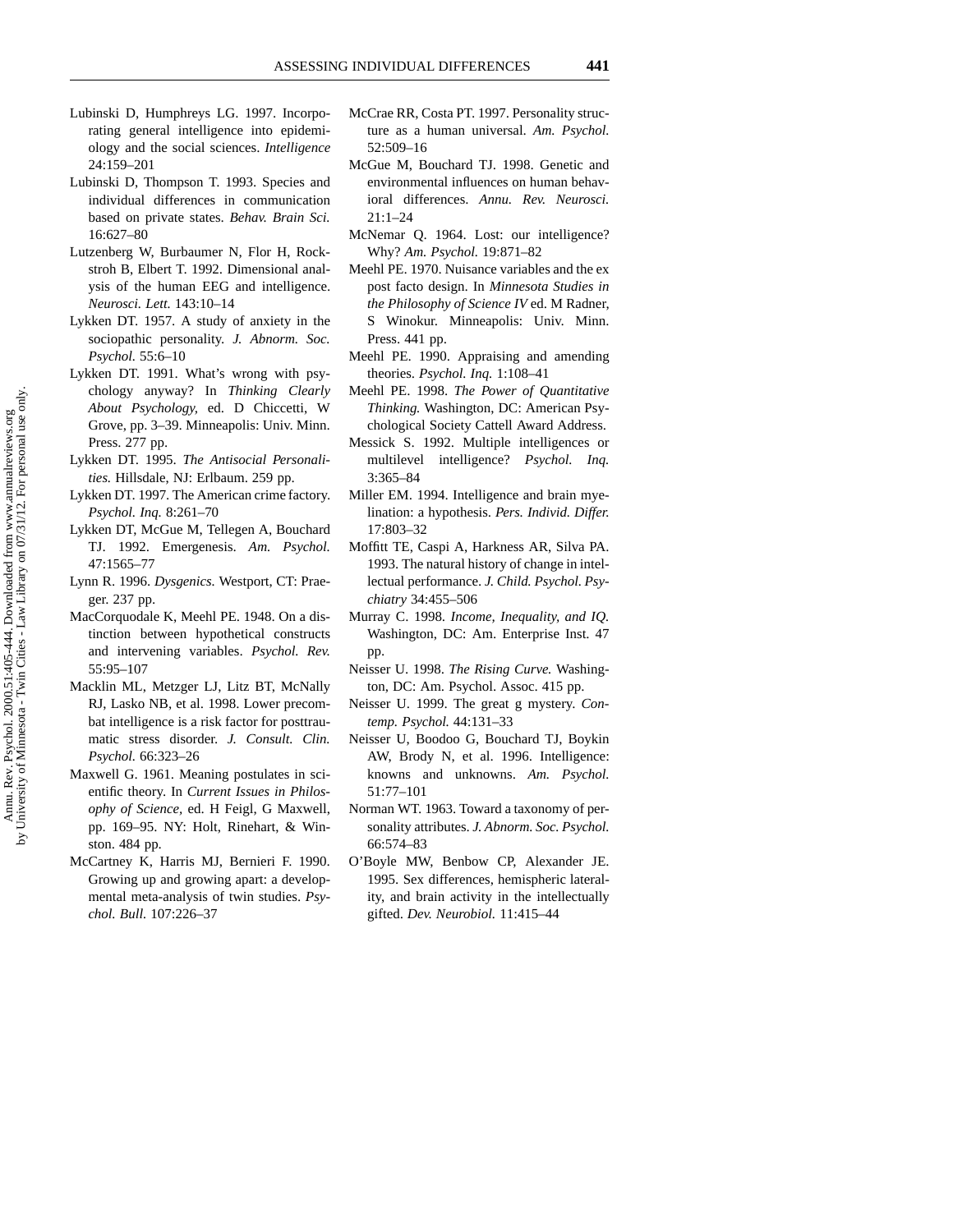Lubinski D, Humphreys LG. 1997. Incorporating general intelligence into epidemiology and the social sciences. *Intelligence* 24:159–201

Lubinski D, Thompson T. 1993. Species and individual differences in communication based on private states. *Behav. Brain Sci.* 16:627–80

Lutzenberg W, Burbaumer N, Flor H, Rockstroh B, Elbert T. 1992. Dimensional analysis of the human EEG and intelligence. *Neurosci. Lett.* 143:10–14

Lykken DT. 1957. A study of anxiety in the sociopathic personality. *J. Abnorm. Soc. Psychol.* 55:6–10

Lykken DT. 1991. What's wrong with psychology anyway? In *Thinking Clearly About Psychology*, ed. D Chiccetti, W Grove, pp. 3–39. Minneapolis: Univ. Minn. Press. 277 pp.

Lykken DT. 1995. *The Antisocial Personalities.* Hillsdale, NJ: Erlbaum. 259 pp.

Lykken DT. 1997. The American crime factory. *Psychol. Inq.* 8:261–70

Lykken DT, McGue M, Tellegen A, Bouchard TJ. 1992. Emergenesis. *Am. Psychol.* 47:1565–77

Lynn R. 1996. *Dysgenics.* Westport, CT: Praeger. 237 pp.

MacCorquodale K, Meehl PE. 1948. On a distinction between hypothetical constructs and intervening variables. *Psychol. Rev.* 55:95–107

Macklin ML, Metzger LJ, Litz BT, McNally RJ, Lasko NB, et al. 1998. Lower precombat intelligence is a risk factor for posttraumatic stress disorder. *J. Consult. Clin. Psychol.* 66:323–26

Maxwell G. 1961. Meaning postulates in scientific theory. In *Current Issues in Philosophy of Science*, ed. H Feigl, G Maxwell, pp. 169–95. NY: Holt, Rinehart, & Winston. 484 pp.

McCartney K, Harris MJ, Bernieri F. 1990. Growing up and growing apart: a developmental meta-analysis of twin studies. *Psychol. Bull.* 107:226–37

McCrae RR, Costa PT. 1997. Personality structure as a human universal. *Am. Psychol.* 52:509–16

McGue M, Bouchard TJ. 1998. Genetic and environmental influences on human behavioral differences. *Annu. Rev. Neurosci.* 21:1–24

McNemar Q. 1964. Lost: our intelligence? Why? *Am. Psychol.* 19:871–82

Meehl PE. 1970. Nuisance variables and the ex post facto design. In *Minnesota Studies in the Philosophy of Science IV* ed. M Radner, S Winokur. Minneapolis: Univ. Minn. Press. 441 pp.

Meehl PE. 1990. Appraising and amending theories. *Psychol. Inq.* 1:108–41

Meehl PE. 1998. *The Power of Quantitative Thinking.* Washington, DC: American Psychological Society Cattell Award Address.

Messick S. 1992. Multiple intelligences or multilevel intelligence? *Psychol. Inq.* 3:365–84

Miller EM. 1994. Intelligence and brain myelination: a hypothesis. *Pers. Individ. Differ.* 17:803–32

Moffitt TE, Caspi A, Harkness AR, Silva PA. 1993. The natural history of change in intellectual performance. *J. Child. Psychol. Psychiatry* 34:455–506

Murray C. 1998. *Income, Inequality, and IQ.* Washington, DC: Am. Enterprise Inst. 47 pp.

Neisser U. 1998. *The Rising Curve.* Washington, DC: Am. Psychol. Assoc. 415 pp.

Neisser U. 1999. The great g mystery. *Contemp. Psychol.* 44:131–33

Neisser U, Boodoo G, Bouchard TJ, Boykin AW, Brody N, et al. 1996. Intelligence: knowns and unknowns. *Am. Psychol.* 51:77–101

Norman WT. 1963. Toward a taxonomy of personality attributes. *J. Abnorm. Soc. Psychol.* 66:574–83

O'Boyle MW, Benbow CP, Alexander JE. 1995. Sex differences, hemispheric laterality, and brain activity in the intellectually gifted. *Dev. Neurobiol.* 11:415–44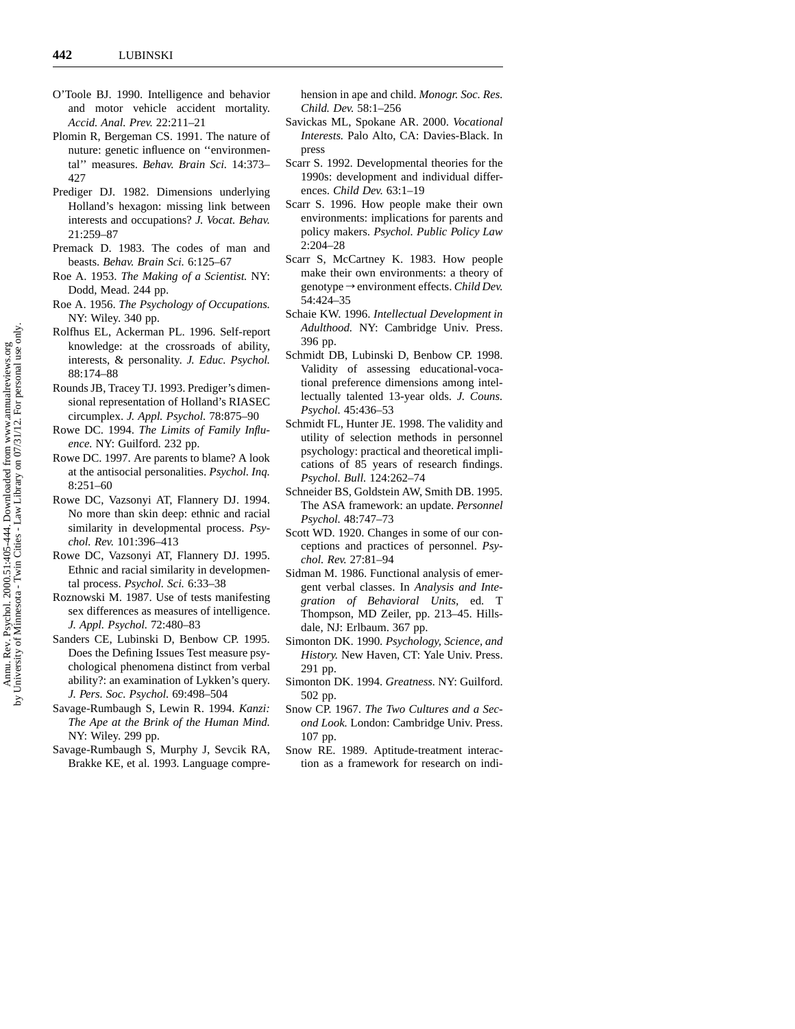O'Toole BJ. 1990. Intelligence and behavior and motor vehicle accident mortality. *Accid. Anal. Prev.* 22:211–21

Plomin R, Bergeman CS. 1991. The nature of nuture: genetic influence on ''environmental'' measures. *Behav. Brain Sci.* 14:373–427

Prediger DJ. 1982. Dimensions underlying Holland's hexagon: missing link between interests and occupations? *J. Vocat. Behav.* 21:259–87

Premack D. 1983. The codes of man and beasts. *Behav. Brain Sci.* 6:125–67

Roe A. 1953. *The Making of a Scientist.* NY: Dodd, Mead. 244 pp.

Roe A. 1956. *The Psychology of Occupations.* NY: Wiley. 340 pp.

Rolfhus EL, Ackerman PL. 1996. Self-report knowledge: at the crossroads of ability, interests, & personality. *J. Educ. Psychol.* 88:174–88

Rounds JB, Tracey TJ. 1993. Prediger's dimensional representation of Holland's RIASEC circumplex. *J. Appl. Psychol.* 78:875–90

Rowe DC. 1994. *The Limits of Family Influence.* NY: Guilford. 232 pp.

Rowe DC. 1997. Are parents to blame? A look at the antisocial personalities. *Psychol. Inq.* 8:251–60

Rowe DC, Vazsonyi AT, Flannery DJ. 1994. No more than skin deep: ethnic and racial similarity in developmental process. *Psychol. Rev.* 101:396–413

Rowe DC, Vazsonyi AT, Flannery DJ. 1995. Ethnic and racial similarity in developmental process. *Psychol. Sci.* 6:33–38

Roznowski M. 1987. Use of tests manifesting sex differences as measures of intelligence. *J. Appl. Psychol.* 72:480–83

Sanders CE, Lubinski D, Benbow CP. 1995. Does the Defining Issues Test measure psychological phenomena distinct from verbal ability?: an examination of Lykken's query. *J. Pers. Soc. Psychol.* 69:498–504

Savage-Rumbaugh S, Lewin R. 1994. *Kanzi: The Ape at the Brink of the Human Mind.* NY: Wiley. 299 pp.

Savage-Rumbaugh S, Murphy J, Sevcik RA, Brakke KE, et al. 1993. Language comprehension in ape and child. *Monogr. Soc. Res. Child. Dev.* 58:1–256

Savickas ML, Spokane AR. 2000. *Vocational Interests.* Palo Alto, CA: Davies-Black. In press

Scarr S. 1992. Developmental theories for the 1990s: development and individual differences. *Child Dev.* 63:1–19

Scarr S. 1996. How people make their own environments: implications for parents and policy makers. *Psychol. Public Policy Law* 2:204–28

Scarr S, McCartney K. 1983. How people make their own environments: a theory of genotype → environment effects. *Child Dev.* 54:424–35

Schaie KW. 1996. *Intellectual Development in Adulthood.* NY: Cambridge Univ. Press. 396 pp.

Schmidt DB, Lubinski D, Benbow CP. 1998. Validity of assessing educational-vocational preference dimensions among intellectually talented 13-year olds. *J. Couns. Psychol.* 45:436–53

Schmidt FL, Hunter JE. 1998. The validity and utility of selection methods in personnel psychology: practical and theoretical implications of 85 years of research findings. *Psychol. Bull.* 124:262–74

Schneider BS, Goldstein AW, Smith DB. 1995. The ASA framework: an update. *Personnel Psychol.* 48:747–73

Scott WD. 1920. Changes in some of our conceptions and practices of personnel. *Psychol. Rev.* 27:81–94

Sidman M. 1986. Functional analysis of emergent verbal classes. In *Analysis and Integration of Behavioral Units*, ed. T Thompson, MD Zeiler, pp. 213–45. Hillsdale, NJ: Erlbaum. 367 pp.

Simonton DK. 1990. *Psychology, Science, and History.* New Haven, CT: Yale Univ. Press. 291 pp.

Simonton DK. 1994. *Greatness.* NY: Guilford. 502 pp.

Snow CP. 1967. *The Two Cultures and a Second Look.* London: Cambridge Univ. Press. 107 pp.

Snow RE. 1989. Aptitude-treatment interaction as a framework for research on indi-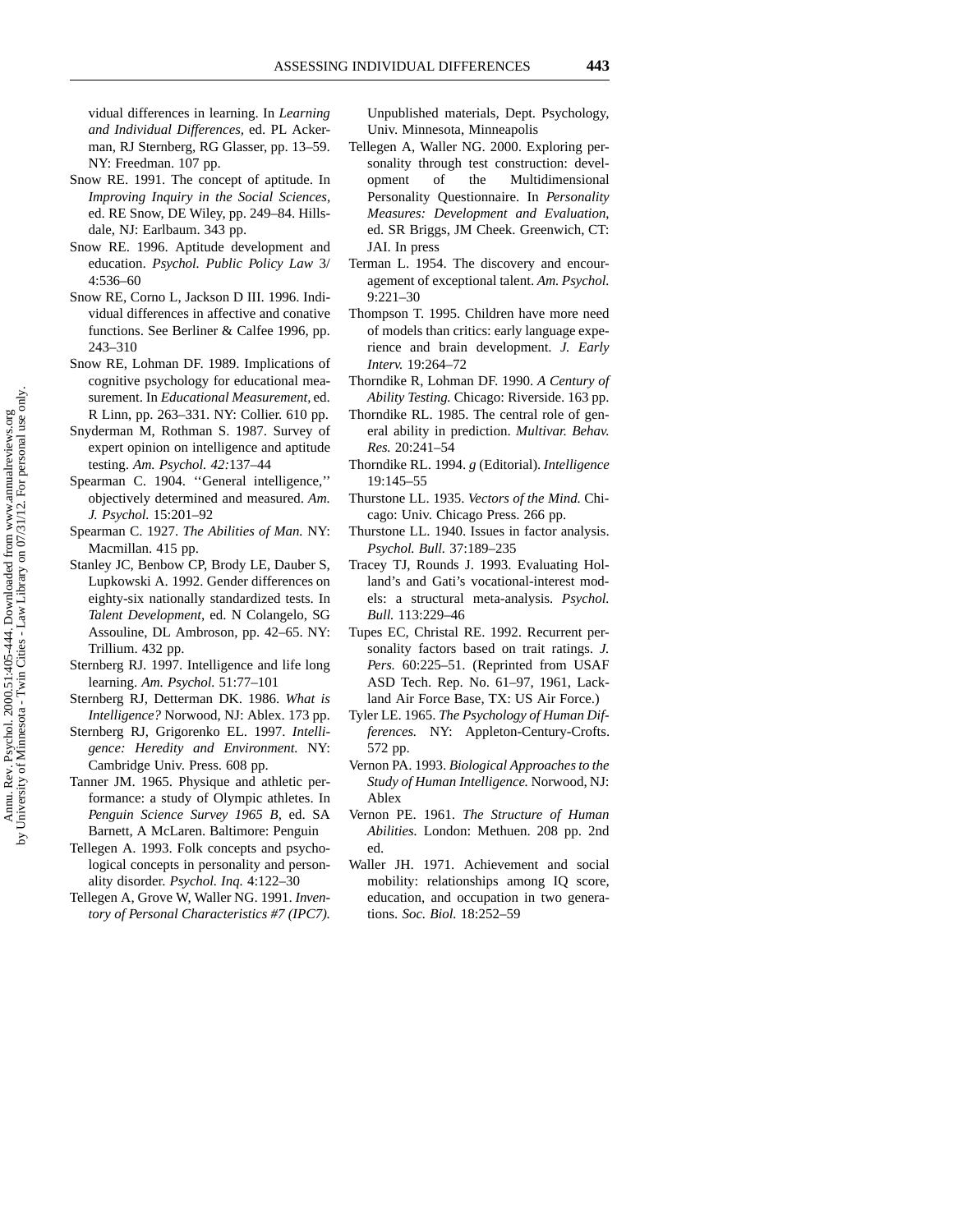vidual differences in learning. In *Learning and Individual Differences*, ed. PL Ackerman, RJ Sternberg, RG Glasser, pp. 13–59. NY: Freedman. 107 pp.

Snow RE. 1991. The concept of aptitude. In *Improving Inquiry in the Social Sciences*, ed. RE Snow, DE Wiley, pp. 249–84. Hillsdale, NJ: Earlbaum. 343 pp.

Snow RE. 1996. Aptitude development and education. *Psychol. Public Policy Law* 3/4:536–60

Snow RE, Corno L, Jackson D III. 1996. Individual differences in affective and conative functions. See Berliner & Calfee 1996, pp. 243–310

Snow RE, Lohman DF. 1989. Implications of cognitive psychology for educational measurement. In *Educational Measurement*, ed. R Linn, pp. 263–331. NY: Collier. 610 pp.

Snyderman M, Rothman S. 1987. Survey of expert opinion on intelligence and aptitude testing. *Am. Psychol. 42:*137–44

Spearman C. 1904. ''General intelligence,'' objectively determined and measured. *Am. J. Psychol.* 15:201–92

Spearman C. 1927. *The Abilities of Man.* NY: Macmillan. 415 pp.

Stanley JC, Benbow CP, Brody LE, Dauber S, Lupkowski A. 1992. Gender differences on eighty-six nationally standardized tests. In *Talent Development*, ed. N Colangelo, SG Assouline, DL Ambroson, pp. 42–65. NY: Trillium. 432 pp.

Sternberg RJ. 1997. Intelligence and life long learning. *Am. Psychol.* 51:77–101

Sternberg RJ, Detterman DK. 1986. *What is Intelligence?* Norwood, NJ: Ablex. 173 pp.

Sternberg RJ, Grigorenko EL. 1997. *Intelligence: Heredity and Environment.* NY: Cambridge Univ. Press. 608 pp.

Tanner JM. 1965. Physique and athletic performance: a study of Olympic athletes. In *Penguin Science Survey 1965 B*, ed. SA Barnett, A McLaren. Baltimore: Penguin

Tellegen A. 1993. Folk concepts and psychological concepts in personality and personality disorder. *Psychol. Inq.* 4:122–30

Tellegen A, Grove W, Waller NG. 1991. *Inventory of Personal Characteristics #7 (IPC7).* Unpublished materials, Dept. Psychology, Univ. Minnesota, Minneapolis

Tellegen A, Waller NG. 2000. Exploring personality through test construction: development of the Multidimensional Personality Questionnaire. In *Personality Measures: Development and Evaluation*, ed. SR Briggs, JM Cheek. Greenwich, CT: JAI. In press

Terman L. 1954. The discovery and encouragement of exceptional talent. *Am. Psychol.* 9:221–30

Thompson T. 1995. Children have more need of models than critics: early language experience and brain development. *J. Early Interv.* 19:264–72

Thorndike R, Lohman DF. 1990. *A Century of Ability Testing.* Chicago: Riverside. 163 pp.

Thorndike RL. 1985. The central role of general ability in prediction. *Multivar. Behav. Res.* 20:241–54

Thorndike RL. 1994. *g* (Editorial). *Intelligence* 19:145–55

Thurstone LL. 1935. *Vectors of the Mind.* Chicago: Univ. Chicago Press. 266 pp.

Thurstone LL. 1940. Issues in factor analysis. *Psychol. Bull.* 37:189–235

Tracey TJ, Rounds J. 1993. Evaluating Holland's and Gati's vocational-interest models: a structural meta-analysis. *Psychol. Bull.* 113:229–46

Tupes EC, Christal RE. 1992. Recurrent personality factors based on trait ratings. *J. Pers.* 60:225–51. (Reprinted from USAF ASD Tech. Rep. No. 61–97, 1961, Lackland Air Force Base, TX: US Air Force.)

Tyler LE. 1965. *The Psychology of Human Differences.* NY: Appleton-Century-Crofts. 572 pp.

Vernon PA. 1993. *Biological Approaches to the Study of Human Intelligence.* Norwood, NJ: Ablex

Vernon PE. 1961. *The Structure of Human Abilities.* London: Methuen. 208 pp. 2nd ed.

Waller JH. 1971. Achievement and social mobility: relationships among IQ score, education, and occupation in two generations. *Soc. Biol.* 18:252–59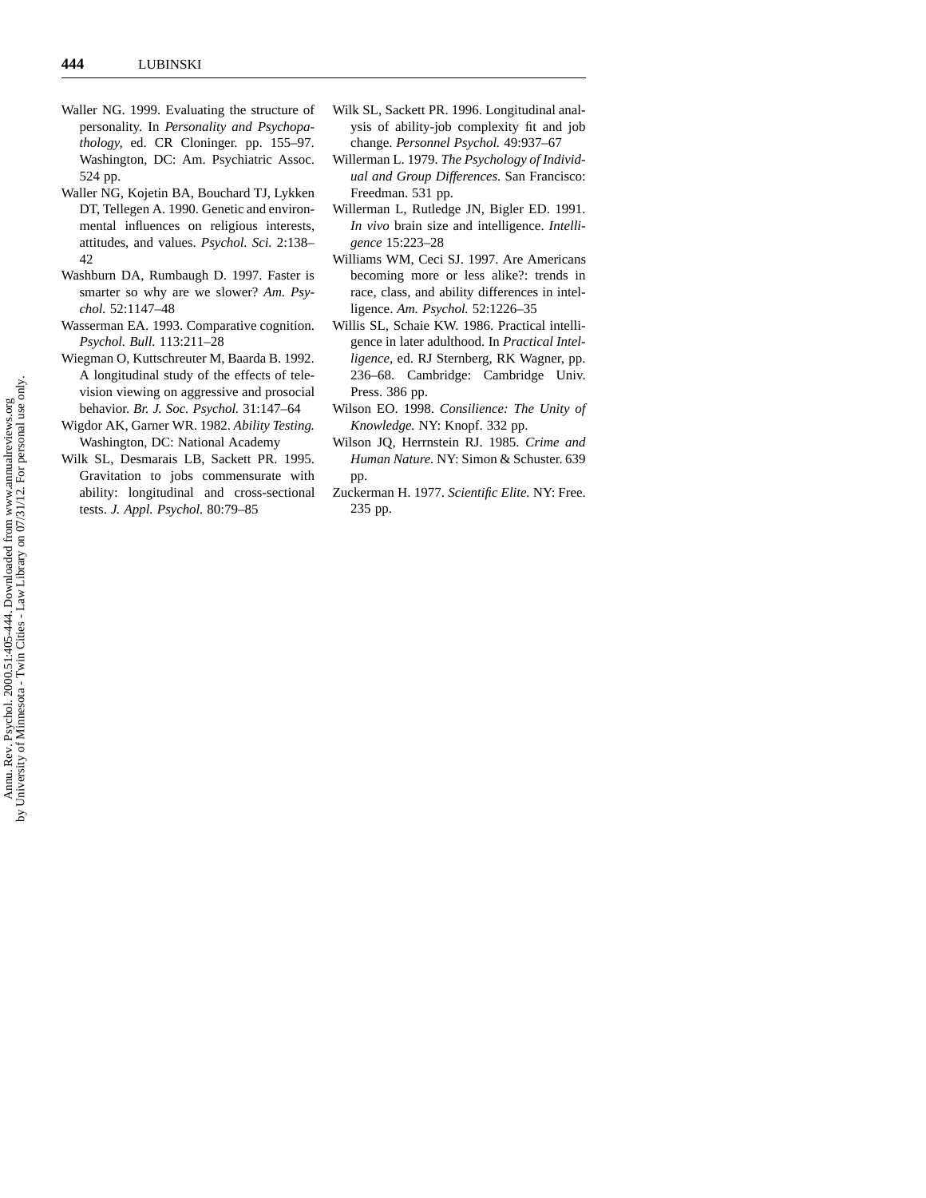Waller NG. 1999. Evaluating the structure of personality. In *Personality and Psychopathology,* ed. CR Cloninger. pp. 155–97. Washington, DC: Am. Psychiatric Assoc. 524 pp.

Waller NG, Kojetin BA, Bouchard TJ, Lykken DT, Tellegen A. 1990. Genetic and environmental influences on religious interests, attitudes, and values. *Psychol. Sci.* 2:138–42

Washburn DA, Rumbaugh D. 1997. Faster is smarter so why are we slower? *Am. Psychol.* 52:1147–48

Wasserman EA. 1993. Comparative cognition. *Psychol. Bull.* 113:211–28

Wiegman O, Kuttschreuter M, Baarda B. 1992. A longitudinal study of the effects of television viewing on aggressive and prosocial behavior. *Br. J. Soc. Psychol.* 31:147–64

Wigdor AK, Garner WR. 1982. *Ability Testing.* Washington, DC: National Academy

Wilk SL, Desmarais LB, Sackett PR. 1995. Gravitation to jobs commensurate with ability: longitudinal and cross-sectional tests. *J. Appl. Psychol.* 80:79–85

Wilk SL, Sackett PR. 1996. Longitudinal analysis of ability-job complexity fit and job change. *Personnel Psychol.* 49:937–67

Willerman L. 1979. *The Psychology of Individual and Group Differences.* San Francisco: Freedman. 531 pp.

Willerman L, Rutledge JN, Bigler ED. 1991. *In vivo* brain size and intelligence. *Intelligence* 15:223–28

Williams WM, Ceci SJ. 1997. Are Americans becoming more or less alike?: trends in race, class, and ability differences in intelligence. *Am. Psychol.* 52:1226–35

Willis SL, Schaie KW. 1986. Practical intelligence in later adulthood. In *Practical Intelligence,* ed. RJ Sternberg, RK Wagner, pp. 236–68. Cambridge: Cambridge Univ. Press. 386 pp.

Wilson EO. 1998. *Consilience: The Unity of Knowledge.* NY: Knopf. 332 pp.

Wilson JQ, Herrnstein RJ. 1985. *Crime and Human Nature.* NY: Simon & Schuster. 639 pp.

Zuckerman H. 1977. *Scientific Elite.* NY: Free. 235 pp.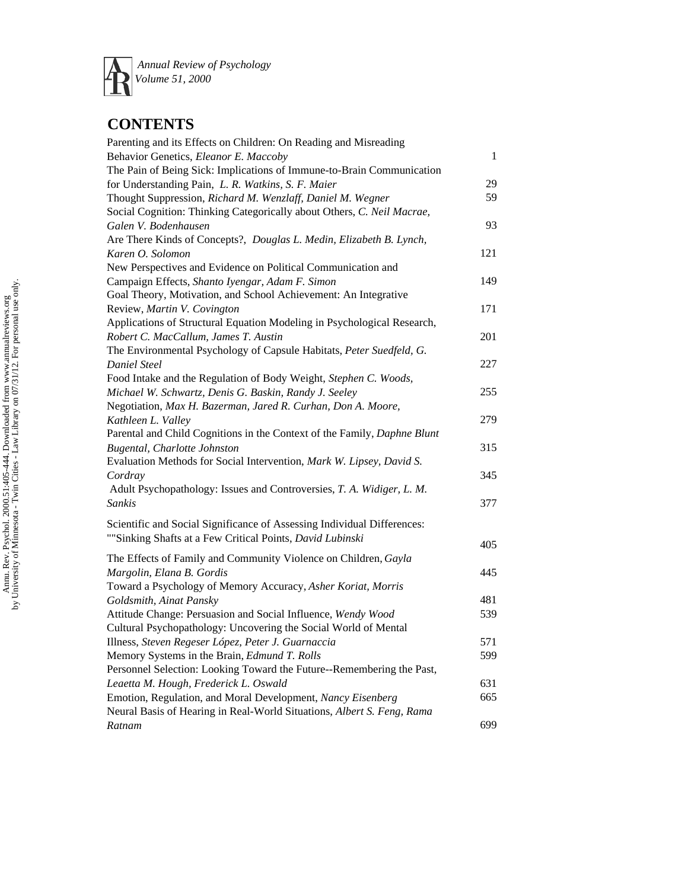*Annual Review of Psychology*
*Volume 51, 2000*

## CONTENTS

| | |
|---|---|
| Parenting and its Effects on Children: On Reading and Misreading Behavior Genetics, *Eleanor E. Maccoby* | 1 |
| The Pain of Being Sick: Implications of Immune-to-Brain Communication for Understanding Pain, *L. R. Watkins, S. F. Maier* | 29 |
| Thought Suppression, *Richard M. Wenzlaff, Daniel M. Wegner* | 59 |
| Social Cognition: Thinking Categorically about Others, *C. Neil Macrae, Galen V. Bodenhausen* | 93 |
| Are There Kinds of Concepts?, *Douglas L. Medin, Elizabeth B. Lynch, Karen O. Solomon* | 121 |
| New Perspectives and Evidence on Political Communication and Campaign Effects, *Shanto Iyengar, Adam F. Simon* | 149 |
| Goal Theory, Motivation, and School Achievement: An Integrative Review, *Martin V. Covington* | 171 |
| Applications of Structural Equation Modeling in Psychological Research, *Robert C. MacCallum, James T. Austin* | 201 |
| The Environmental Psychology of Capsule Habitats, *Peter Suedfeld, G. Daniel Steel* | 227 |
| Food Intake and the Regulation of Body Weight, *Stephen C. Woods, Michael W. Schwartz, Denis G. Baskin, Randy J. Seeley* | 255 |
| Negotiation, *Max H. Bazerman, Jared R. Curhan, Don A. Moore, Kathleen L. Valley* | 279 |
| Parental and Child Cognitions in the Context of the Family, *Daphne Blunt Bugental, Charlotte Johnston* | 315 |
| Evaluation Methods for Social Intervention, *Mark W. Lipsey, David S. Cordray* | 345 |
| Adult Psychopathology: Issues and Controversies, *T. A. Widiger, L. M. Sankis* | 377 |
| Scientific and Social Significance of Assessing Individual Differences: ""Sinking Shafts at a Few Critical Points, *David Lubinski* | 405 |
| The Effects of Family and Community Violence on Children, *Gayla Margolin, Elana B. Gordis* | 445 |
| Toward a Psychology of Memory Accuracy, *Asher Koriat, Morris Goldsmith, Ainat Pansky* | 481 |
| Attitude Change: Persuasion and Social Influence, *Wendy Wood* | 539 |
| Cultural Psychopathology: Uncovering the Social World of Mental Illness, *Steven Regeser López, Peter J. Guarnaccia* | 571 |
| Memory Systems in the Brain, *Edmund T. Rolls* | 599 |
| Personnel Selection: Looking Toward the Future--Remembering the Past, *Leaetta M. Hough, Frederick L. Oswald* | 631 |
| Emotion, Regulation, and Moral Development, *Nancy Eisenberg* | 665 |
| Neural Basis of Hearing in Real-World Situations, *Albert S. Feng, Rama Ratnam* | 699 |